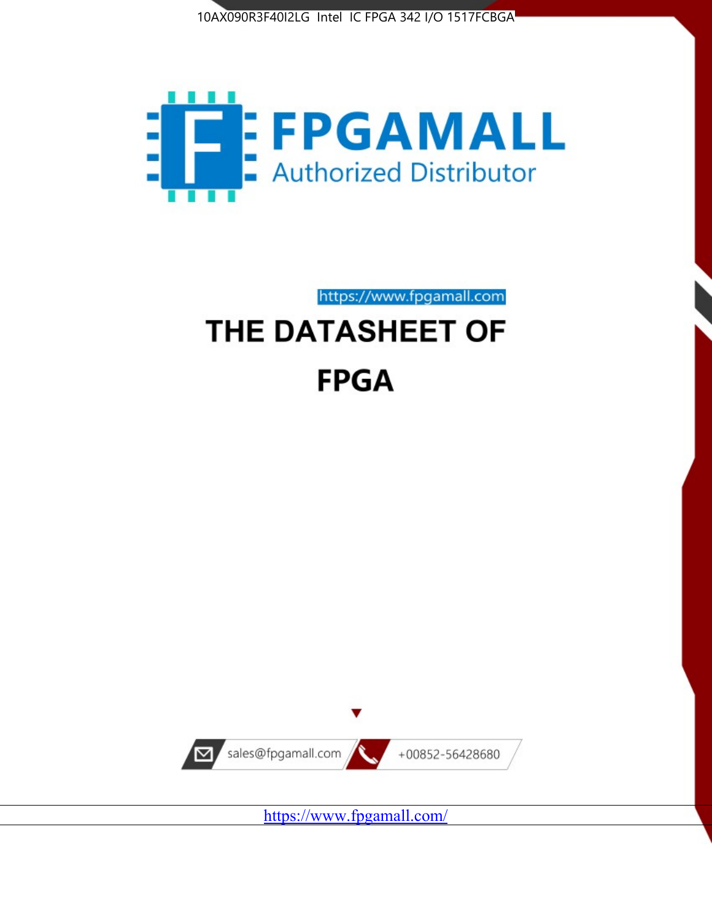10AX090R3F40I2LG Intel IC FPGA 342 I/O 1517FCBGA

FPGAMALL

Authorized Distributor

https://www.fpgamall.com

# THE DATASHEET OF

# FPGA

sales@fpgamall.com

+00852-56428680

https://www.fpgamall.com/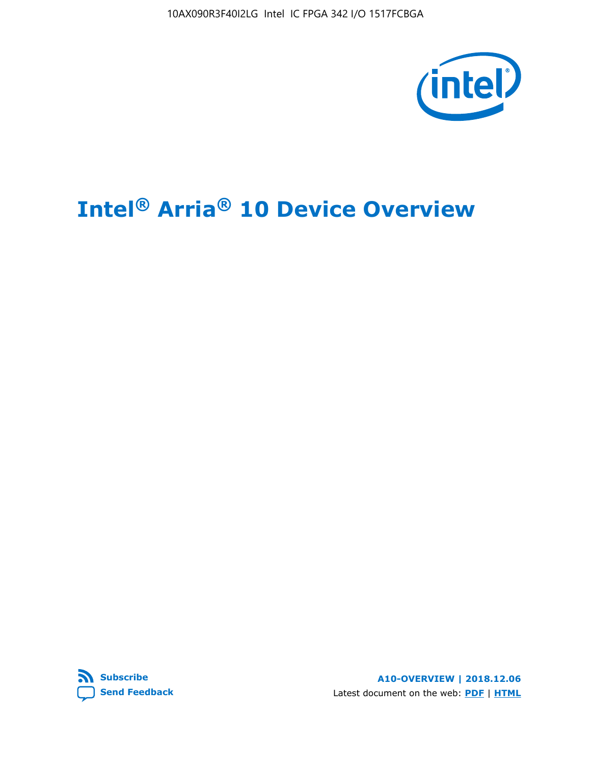# Intel® Arria® 10 Device Overview

**Subscribe**

**Send Feedback**

**A10-OVERVIEW | 2018.12.06**

Latest document on the web: **PDF** | **HTML**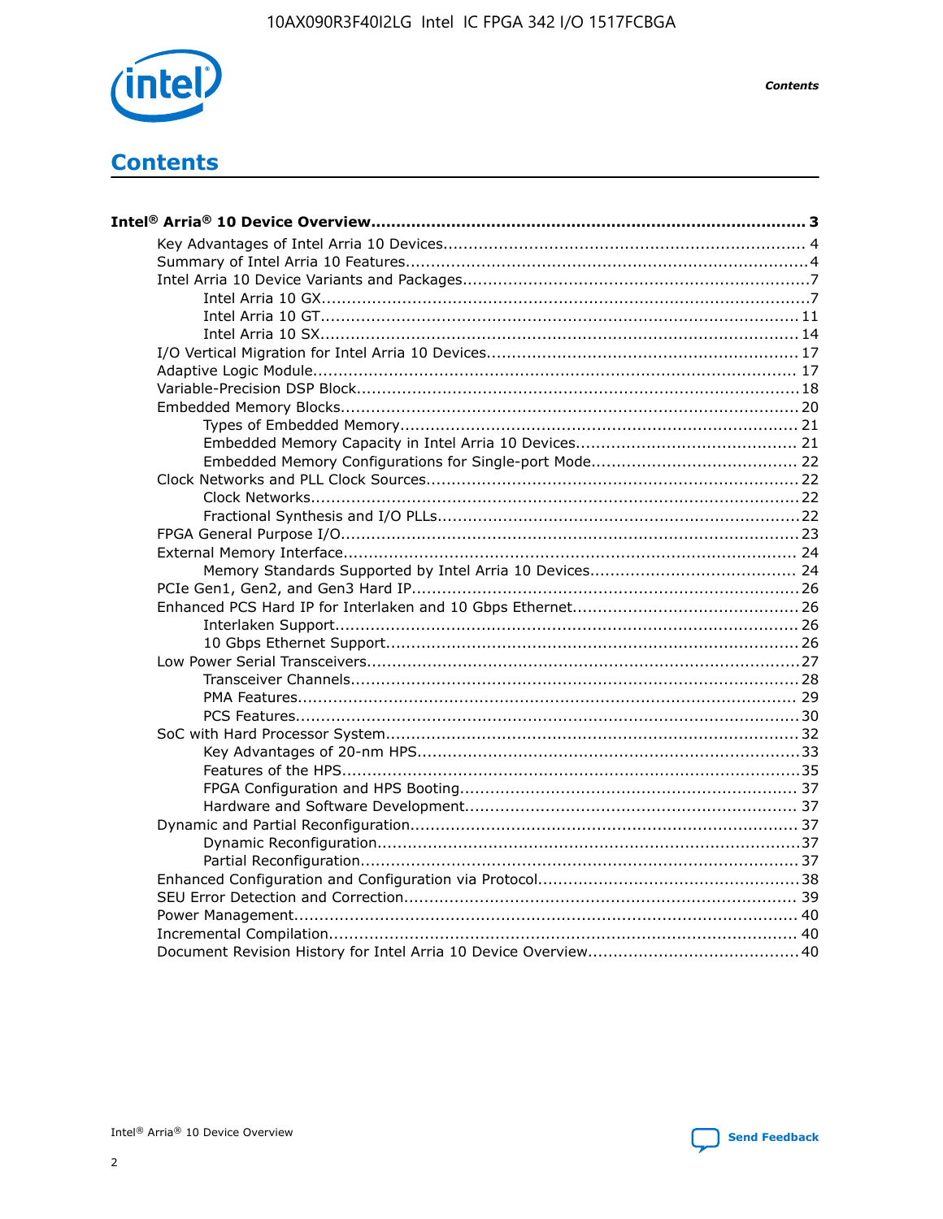# Contents

**Intel® Arria® 10 Device Overview....................................................................................... 3**

- Key Advantages of Intel Arria 10 Devices........................................................................ 4
- Summary of Intel Arria 10 Features................................................................................4
- Intel Arria 10 Device Variants and Packages.....................................................................7
  - Intel Arria 10 GX.................................................................................................7
  - Intel Arria 10 GT............................................................................................... 11
  - Intel Arria 10 SX............................................................................................... 14
- I/O Vertical Migration for Intel Arria 10 Devices.............................................................. 17
- Adaptive Logic Module................................................................................................ 17
- Variable-Precision DSP Block........................................................................................18
- Embedded Memory Blocks........................................................................................... 20
  - Types of Embedded Memory............................................................................... 21
  - Embedded Memory Capacity in Intel Arria 10 Devices............................................ 21
  - Embedded Memory Configurations for Single-port Mode......................................... 22
- Clock Networks and PLL Clock Sources.......................................................................... 22
  - Clock Networks.................................................................................................22
  - Fractional Synthesis and I/O PLLs........................................................................22
- FPGA General Purpose I/O...........................................................................................23
- External Memory Interface.......................................................................................... 24
  - Memory Standards Supported by Intel Arria 10 Devices......................................... 24
- PCIe Gen1, Gen2, and Gen3 Hard IP.............................................................................26
- Enhanced PCS Hard IP for Interlaken and 10 Gbps Ethernet.............................................26
  - Interlaken Support............................................................................................ 26
  - 10 Gbps Ethernet Support.................................................................................. 26
- Low Power Serial Transceivers......................................................................................27
  - Transceiver Channels.........................................................................................28
  - PMA Features................................................................................................... 29
  - PCS Features....................................................................................................30
- SoC with Hard Processor System.................................................................................. 32
  - Key Advantages of 20-nm HPS............................................................................33
  - Features of the HPS...........................................................................................35
  - FPGA Configuration and HPS Booting................................................................... 37
  - Hardware and Software Development.................................................................. 37
- Dynamic and Partial Reconfiguration.............................................................................37
  - Dynamic Reconfiguration....................................................................................37
  - Partial Reconfiguration.......................................................................................37
- Enhanced Configuration and Configuration via Protocol....................................................38
- SEU Error Detection and Correction.............................................................................. 39
- Power Management.................................................................................................... 40
- Incremental Compilation............................................................................................. 40
- Document Revision History for Intel Arria 10 Device Overview.......................................... 40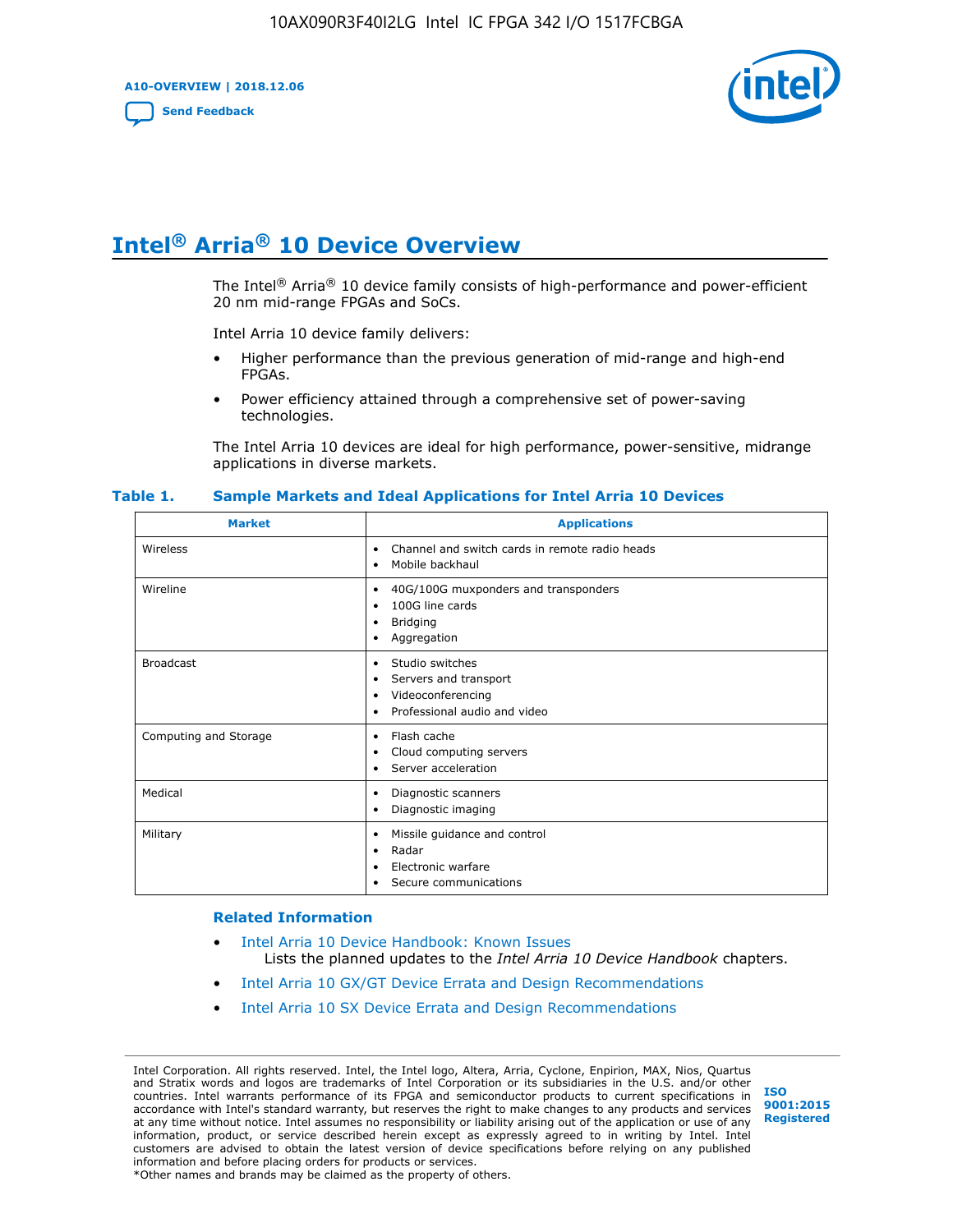# Intel® Arria® 10 Device Overview

The Intel® Arria® 10 device family consists of high-performance and power-efficient 20 nm mid-range FPGAs and SoCs.

Intel Arria 10 device family delivers:

- Higher performance than the previous generation of mid-range and high-end FPGAs.
- Power efficiency attained through a comprehensive set of power-saving technologies.

The Intel Arria 10 devices are ideal for high performance, power-sensitive, midrange applications in diverse markets.

**Table 1. Sample Markets and Ideal Applications for Intel Arria 10 Devices**

| Market | Applications |
|---|---|
| Wireless | • Channel and switch cards in remote radio heads<br>• Mobile backhaul |
| Wireline | • 40G/100G muxponders and transponders<br>• 100G line cards<br>• Bridging<br>• Aggregation |
| Broadcast | • Studio switches<br>• Servers and transport<br>• Videoconferencing<br>• Professional audio and video |
| Computing and Storage | • Flash cache<br>• Cloud computing servers<br>• Server acceleration |
| Medical | • Diagnostic scanners<br>• Diagnostic imaging |
| Military | • Missile guidance and control<br>• Radar<br>• Electronic warfare<br>• Secure communications |

## Related Information

- Intel Arria 10 Device Handbook: Known Issues
  Lists the planned updates to the *Intel Arria 10 Device Handbook* chapters.
- Intel Arria 10 GX/GT Device Errata and Design Recommendations
- Intel Arria 10 SX Device Errata and Design Recommendations

Intel Corporation. All rights reserved. Intel, the Intel logo, Altera, Arria, Cyclone, Enpirion, MAX, Nios, Quartus and Stratix words and logos are trademarks of Intel Corporation or its subsidiaries in the U.S. and/or other countries. Intel warrants performance of its FPGA and semiconductor products to current specifications in accordance with Intel's standard warranty, but reserves the right to make changes to any products and services at any time without notice. Intel assumes no responsibility or liability arising out of the application or use of any information, product, or service described herein except as expressly agreed to in writing by Intel. Intel customers are advised to obtain the latest version of device specifications before relying on any published information and before placing orders for products or services.
*Other names and brands may be claimed as the property of others.

ISO 9001:2015 Registered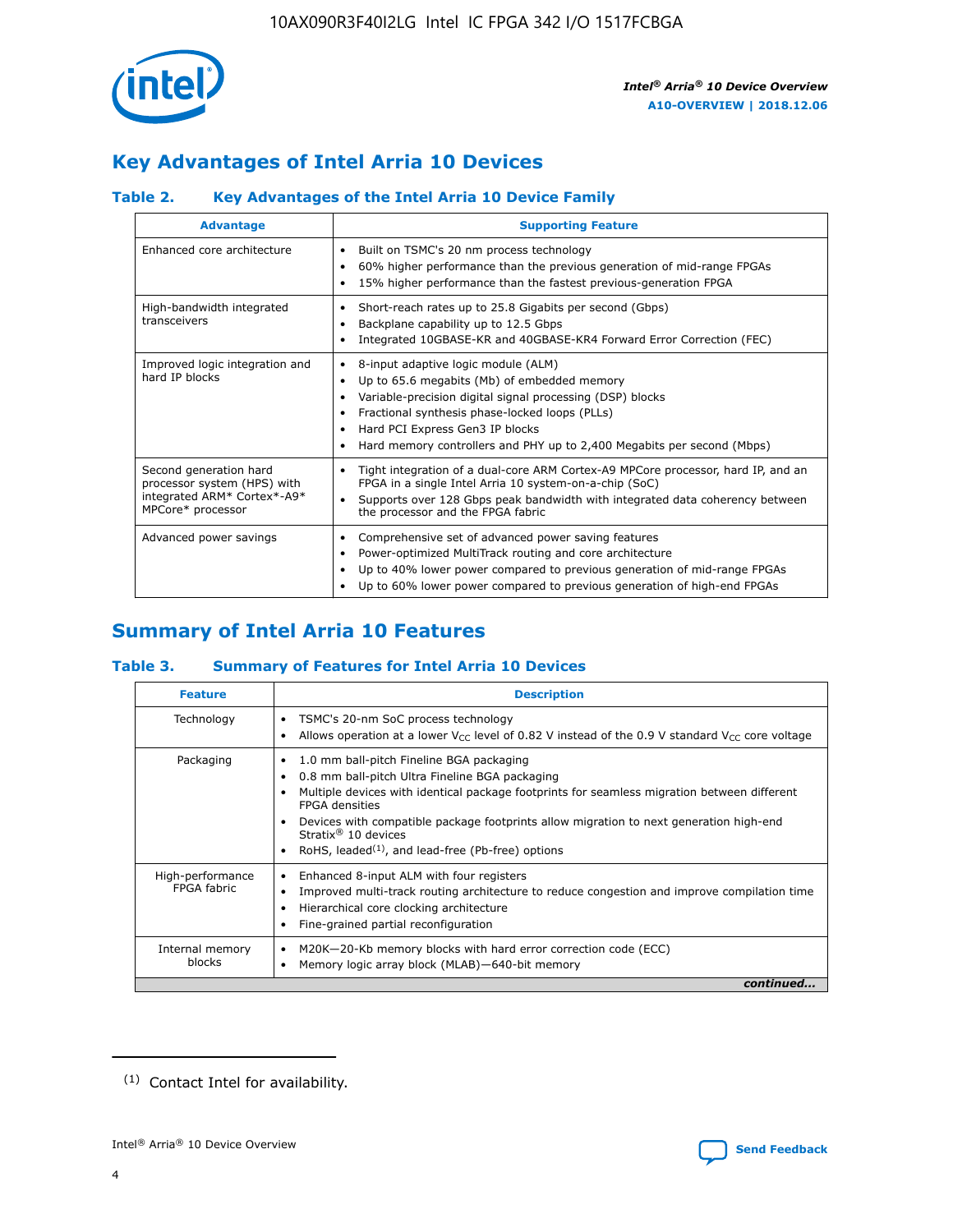## Key Advantages of Intel Arria 10 Devices

### Table 2. Key Advantages of the Intel Arria 10 Device Family

| Advantage | Supporting Feature |
|---|---|
| Enhanced core architecture | • Built on TSMC's 20 nm process technology<br>• 60% higher performance than the previous generation of mid-range FPGAs<br>• 15% higher performance than the fastest previous-generation FPGA |
| High-bandwidth integrated transceivers | • Short-reach rates up to 25.8 Gigabits per second (Gbps)<br>• Backplane capability up to 12.5 Gbps<br>• Integrated 10GBASE-KR and 40GBASE-KR4 Forward Error Correction (FEC) |
| Improved logic integration and hard IP blocks | • 8-input adaptive logic module (ALM)<br>• Up to 65.6 megabits (Mb) of embedded memory<br>• Variable-precision digital signal processing (DSP) blocks<br>• Fractional synthesis phase-locked loops (PLLs)<br>• Hard PCI Express Gen3 IP blocks<br>• Hard memory controllers and PHY up to 2,400 Megabits per second (Mbps) |
| Second generation hard processor system (HPS) with integrated ARM* Cortex*-A9* MPCore* processor | • Tight integration of a dual-core ARM Cortex-A9 MPCore processor, hard IP, and an FPGA in a single Intel Arria 10 system-on-a-chip (SoC)<br>• Supports over 128 Gbps peak bandwidth with integrated data coherency between the processor and the FPGA fabric |
| Advanced power savings | • Comprehensive set of advanced power saving features<br>• Power-optimized MultiTrack routing and core architecture<br>• Up to 40% lower power compared to previous generation of mid-range FPGAs<br>• Up to 60% lower power compared to previous generation of high-end FPGAs |

## Summary of Intel Arria 10 Features

### Table 3. Summary of Features for Intel Arria 10 Devices

| Feature | Description |
|---|---|
| Technology | • TSMC's 20-nm SoC process technology<br>• Allows operation at a lower $V_{CC}$ level of 0.82 V instead of the 0.9 V standard $V_{CC}$ core voltage |
| Packaging | • 1.0 mm ball-pitch Fineline BGA packaging<br>• 0.8 mm ball-pitch Ultra Fineline BGA packaging<br>• Multiple devices with identical package footprints for seamless migration between different FPGA densities<br>• Devices with compatible package footprints allow migration to next generation high-end Stratix® 10 devices<br>• RoHS, leaded[1], and lead-free (Pb-free) options |
| High-performance FPGA fabric | • Enhanced 8-input ALM with four registers<br>• Improved multi-track routing architecture to reduce congestion and improve compilation time<br>• Hierarchical core clocking architecture<br>• Fine-grained partial reconfiguration |
| Internal memory blocks | • M20K—20-Kb memory blocks with hard error correction code (ECC)<br>• Memory logic array block (MLAB)—640-bit memory |

*continued...*

(1) Contact Intel for availability.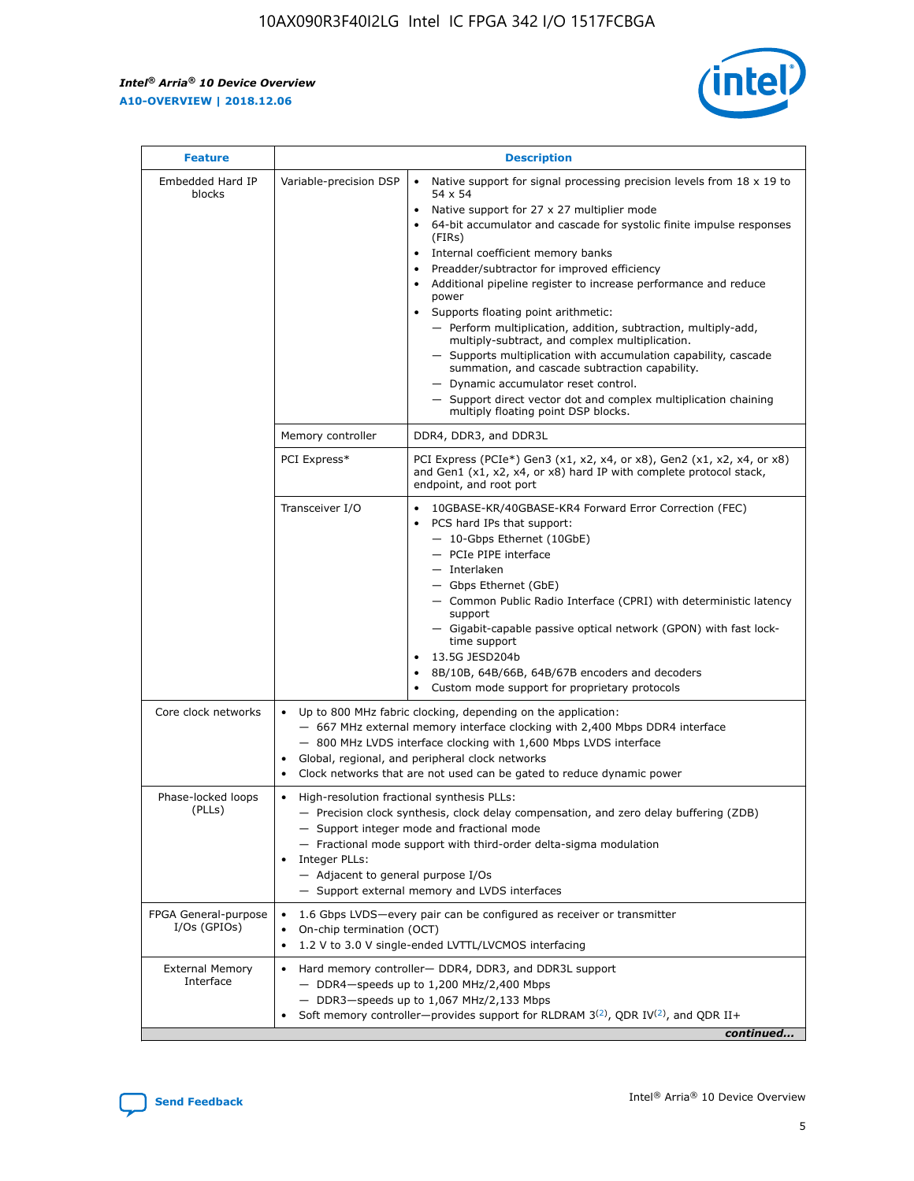| Feature | Description | |
|---|---|---|
| Embedded Hard IP blocks | Variable-precision DSP | • Native support for signal processing precision levels from 18 x 19 to 54 x 54<br>• Native support for 27 x 27 multiplier mode<br>• 64-bit accumulator and cascade for systolic finite impulse responses (FIRs)<br>• Internal coefficient memory banks<br>• Preadder/subtractor for improved efficiency<br>• Additional pipeline register to increase performance and reduce power<br>• Supports floating point arithmetic:<br>— Perform multiplication, addition, subtraction, multiply-add, multiply-subtract, and complex multiplication.<br>— Supports multiplication with accumulation capability, cascade summation, and cascade subtraction capability.<br>— Dynamic accumulator reset control.<br>— Support direct vector dot and complex multiplication chaining multiply floating point DSP blocks. |
| | Memory controller | DDR4, DDR3, and DDR3L |
| | PCI Express* | PCI Express (PCIe*) Gen3 (x1, x2, x4, or x8), Gen2 (x1, x2, x4, or x8) and Gen1 (x1, x2, x4, or x8) hard IP with complete protocol stack, endpoint, and root port |
| | Transceiver I/O | • 10GBASE-KR/40GBASE-KR4 Forward Error Correction (FEC)<br>• PCS hard IPs that support:<br>— 10-Gbps Ethernet (10GbE)<br>— PCIe PIPE interface<br>— Interlaken<br>— Gbps Ethernet (GbE)<br>— Common Public Radio Interface (CPRI) with deterministic latency support<br>— Gigabit-capable passive optical network (GPON) with fast lock-time support<br>• 13.5G JESD204b<br>• 8B/10B, 64B/66B, 64B/67B encoders and decoders<br>• Custom mode support for proprietary protocols |
| Core clock networks | • Up to 800 MHz fabric clocking, depending on the application:<br>— 667 MHz external memory interface clocking with 2,400 Mbps DDR4 interface<br>— 800 MHz LVDS interface clocking with 1,600 Mbps LVDS interface<br>• Global, regional, and peripheral clock networks<br>• Clock networks that are not used can be gated to reduce dynamic power | |
| Phase-locked loops (PLLs) | • High-resolution fractional synthesis PLLs:<br>— Precision clock synthesis, clock delay compensation, and zero delay buffering (ZDB)<br>— Support integer mode and fractional mode<br>— Fractional mode support with third-order delta-sigma modulation<br>• Integer PLLs:<br>— Adjacent to general purpose I/Os<br>— Support external memory and LVDS interfaces | |
| FPGA General-purpose I/Os (GPIOs) | • 1.6 Gbps LVDS—every pair can be configured as receiver or transmitter<br>• On-chip termination (OCT)<br>• 1.2 V to 3.0 V single-ended LVTTL/LVCMOS interfacing | |
| External Memory Interface | • Hard memory controller— DDR4, DDR3, and DDR3L support<br>— DDR4—speeds up to 1,200 MHz/2,400 Mbps<br>— DDR3—speeds up to 1,067 MHz/2,133 Mbps<br>• Soft memory controller—provides support for RLDRAM 3[(2)], QDR IV[(2)], and QDR II+ | |

*continued...*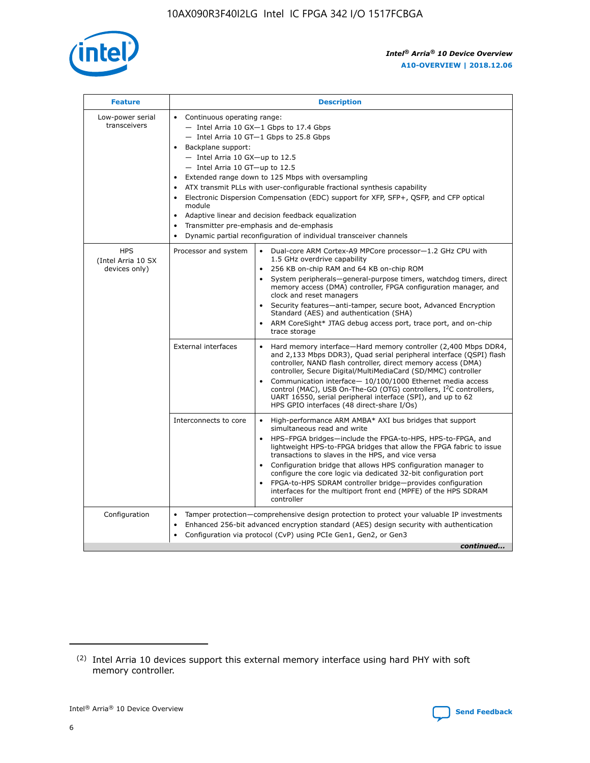| Feature | Description | |
|---|---|---|
| Low-power serial transceivers | • Continuous operating range:<br>— Intel Arria 10 GX—1 Gbps to 17.4 Gbps<br>— Intel Arria 10 GT—1 Gbps to 25.8 Gbps<br>• Backplane support:<br>— Intel Arria 10 GX—up to 12.5<br>— Intel Arria 10 GT—up to 12.5<br>• Extended range down to 125 Mbps with oversampling<br>• ATX transmit PLLs with user-configurable fractional synthesis capability<br>• Electronic Dispersion Compensation (EDC) support for XFP, SFP+, QSFP, and CFP optical module<br>• Adaptive linear and decision feedback equalization<br>• Transmitter pre-emphasis and de-emphasis<br>• Dynamic partial reconfiguration of individual transceiver channels | |
| HPS (Intel Arria 10 SX devices only) | Processor and system | • Dual-core ARM Cortex-A9 MPCore processor—1.2 GHz CPU with 1.5 GHz overdrive capability<br>• 256 KB on-chip RAM and 64 KB on-chip ROM<br>• System peripherals—general-purpose timers, watchdog timers, direct memory access (DMA) controller, FPGA configuration manager, and clock and reset managers<br>• Security features—anti-tamper, secure boot, Advanced Encryption Standard (AES) and authentication (SHA)<br>• ARM CoreSight* JTAG debug access port, trace port, and on-chip trace storage |
| | External interfaces | • Hard memory interface—Hard memory controller (2,400 Mbps DDR4, and 2,133 Mbps DDR3), Quad serial peripheral interface (QSPI) flash controller, NAND flash controller, direct memory access (DMA) controller, Secure Digital/MultiMediaCard (SD/MMC) controller<br>• Communication interface— 10/100/1000 Ethernet media access control (MAC), USB On-The-GO (OTG) controllers, I²C controllers, UART 16550, serial peripheral interface (SPI), and up to 62 HPS GPIO interfaces (48 direct-share I/Os) |
| | Interconnects to core | • High-performance ARM AMBA* AXI bus bridges that support simultaneous read and write<br>• HPS–FPGA bridges—include the FPGA-to-HPS, HPS-to-FPGA, and lightweight HPS-to-FPGA bridges that allow the FPGA fabric to issue transactions to slaves in the HPS, and vice versa<br>• Configuration bridge that allows HPS configuration manager to configure the core logic via dedicated 32-bit configuration port<br>• FPGA-to-HPS SDRAM controller bridge—provides configuration interfaces for the multiport front end (MPFE) of the HPS SDRAM controller |
| Configuration | • Tamper protection—comprehensive design protection to protect your valuable IP investments<br>• Enhanced 256-bit advanced encryption standard (AES) design security with authentication<br>• Configuration via protocol (CvP) using PCIe Gen1, Gen2, or Gen3 | |

*continued...*

(2) Intel Arria 10 devices support this external memory interface using hard PHY with soft memory controller.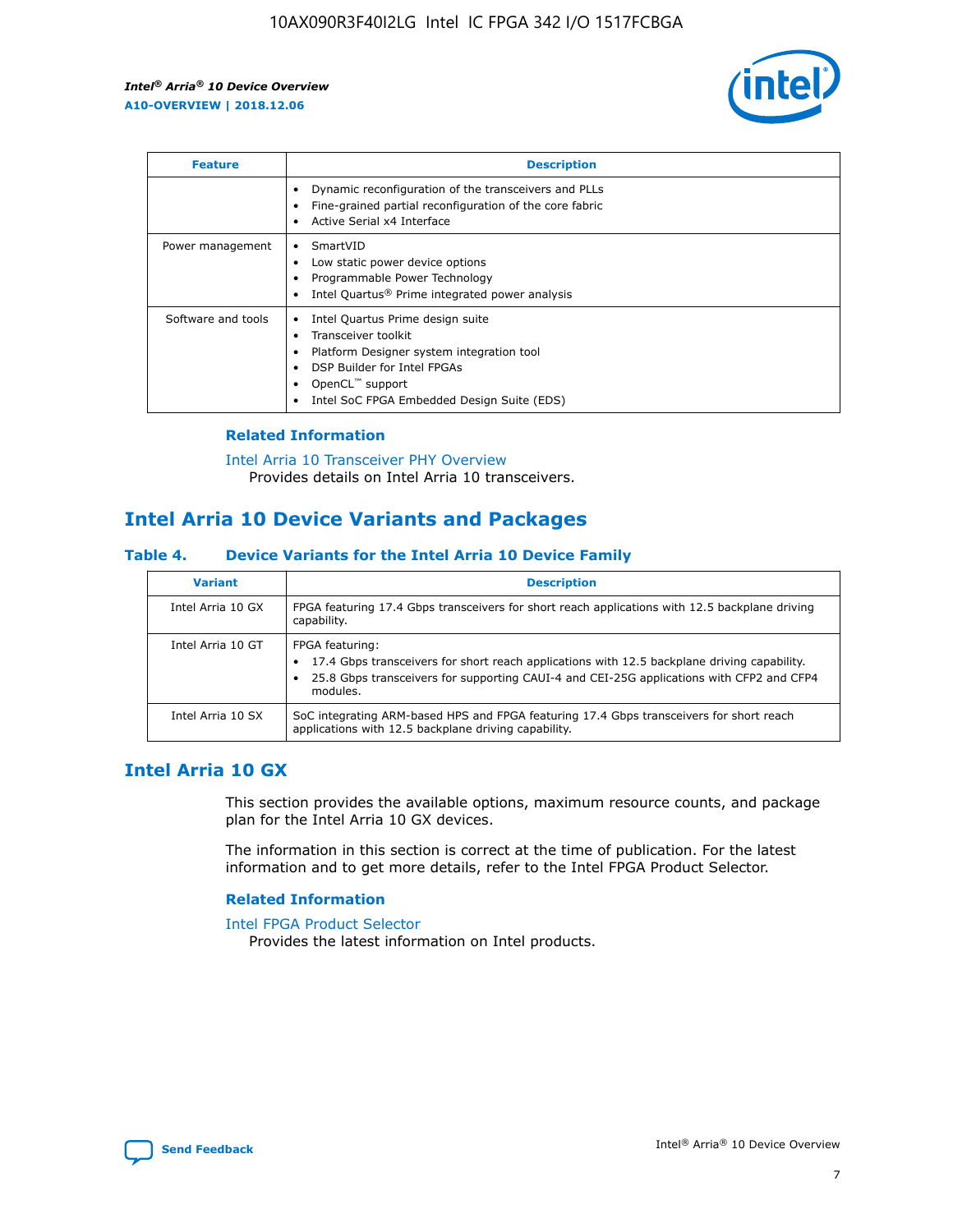| Feature | Description |
| --- | --- |
|  | • Dynamic reconfiguration of the transceivers and PLLs<br>• Fine-grained partial reconfiguration of the core fabric<br>• Active Serial x4 Interface |
| Power management | • SmartVID<br>• Low static power device options<br>• Programmable Power Technology<br>• Intel Quartus® Prime integrated power analysis |
| Software and tools | • Intel Quartus Prime design suite<br>• Transceiver toolkit<br>• Platform Designer system integration tool<br>• DSP Builder for Intel FPGAs<br>• OpenCL™ support<br>• Intel SoC FPGA Embedded Design Suite (EDS) |

### Related Information

Intel Arria 10 Transceiver PHY Overview
Provides details on Intel Arria 10 transceivers.

## Intel Arria 10 Device Variants and Packages

### Table 4. Device Variants for the Intel Arria 10 Device Family

| Variant | Description |
| --- | --- |
| Intel Arria 10 GX | FPGA featuring 17.4 Gbps transceivers for short reach applications with 12.5 backplane driving capability. |
| Intel Arria 10 GT | FPGA featuring:<br>• 17.4 Gbps transceivers for short reach applications with 12.5 backplane driving capability.<br>• 25.8 Gbps transceivers for supporting CAUI-4 and CEI-25G applications with CFP2 and CFP4 modules. |
| Intel Arria 10 SX | SoC integrating ARM-based HPS and FPGA featuring 17.4 Gbps transceivers for short reach applications with 12.5 backplane driving capability. |

## Intel Arria 10 GX

This section provides the available options, maximum resource counts, and package plan for the Intel Arria 10 GX devices.

The information in this section is correct at the time of publication. For the latest information and to get more details, refer to the Intel FPGA Product Selector.

### Related Information

Intel FPGA Product Selector
Provides the latest information on Intel products.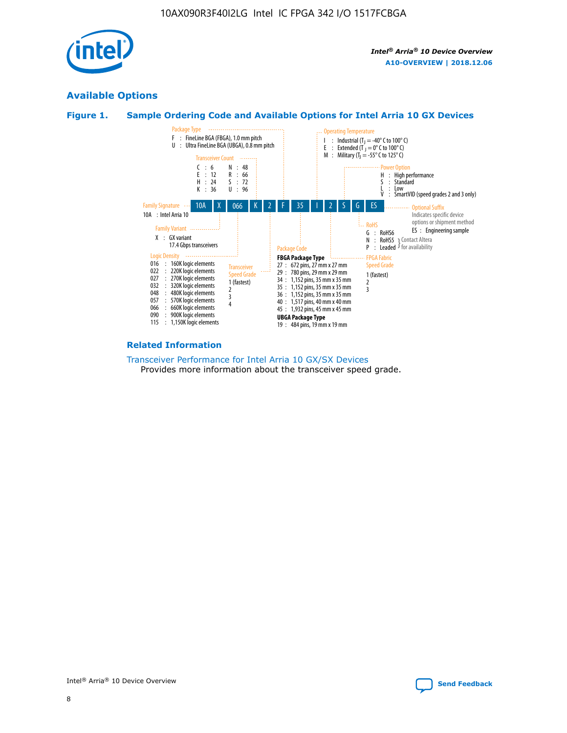## Available Options

### Figure 1. Sample Ordering Code and Available Options for Intel Arria 10 GX Devices

Sample ordering code: 10A X 066 K 2 F 35 I 2 S G ES

**Family Signature**
- 10A : Intel Arria 10

**Family Variant**
- X : GX variant 17.4 Gbps transceivers

**Logic Density**
- 016 : 160K logic elements
- 022 : 220K logic elements
- 027 : 270K logic elements
- 032 : 320K logic elements
- 048 : 480K logic elements
- 057 : 570K logic elements
- 066 : 660K logic elements
- 090 : 900K logic elements
- 115 : 1,150K logic elements

**Transceiver Count**
- C : 6
- E : 12
- H : 24
- K : 36
- N : 48
- R : 66
- S : 72
- U : 96

**Transceiver Speed Grade**
- 1 (fastest)
- 2
- 3
- 4

**Package Type**
- F : FineLine BGA (FBGA), 1.0 mm pitch
- U : Ultra FineLine BGA (UBGA), 0.8 mm pitch

**Package Code**

FBGA Package Type
- 27 : 672 pins, 27 mm x 27 mm
- 29 : 780 pins, 29 mm x 29 mm
- 34 : 1,152 pins, 35 mm x 35 mm
- 35 : 1,152 pins, 35 mm x 35 mm
- 36 : 1,152 pins, 35 mm x 35 mm
- 40 : 1,517 pins, 40 mm x 40 mm
- 45 : 1,932 pins, 45 mm x 45 mm

UBGA Package Type
- 19 : 484 pins, 19 mm x 19 mm

**Operating Temperature**
- I : Industrial ($T_J$ = -40° C to 100° C)
- E : Extended ($T_J$ = 0° C to 100° C)
- M : Military ($T_J$ = -55° C to 125° C)

**FPGA Fabric Speed Grade**
- 1 (fastest)
- 2
- 3

**Power Option**
- H : High performance
- S : Standard
- L : Low
- V : SmartVID (speed grades 2 and 3 only)

**RoHS**
- G : RoHS6
- N : RoHS5 (Contact Altera for availability)
- P : Leaded (Contact Altera for availability)

**Optional Suffix**

Indicates specific device options or shipment method
- ES : Engineering sample

### Related Information

Transceiver Performance for Intel Arria 10 GX/SX Devices

Provides more information about the transceiver speed grade.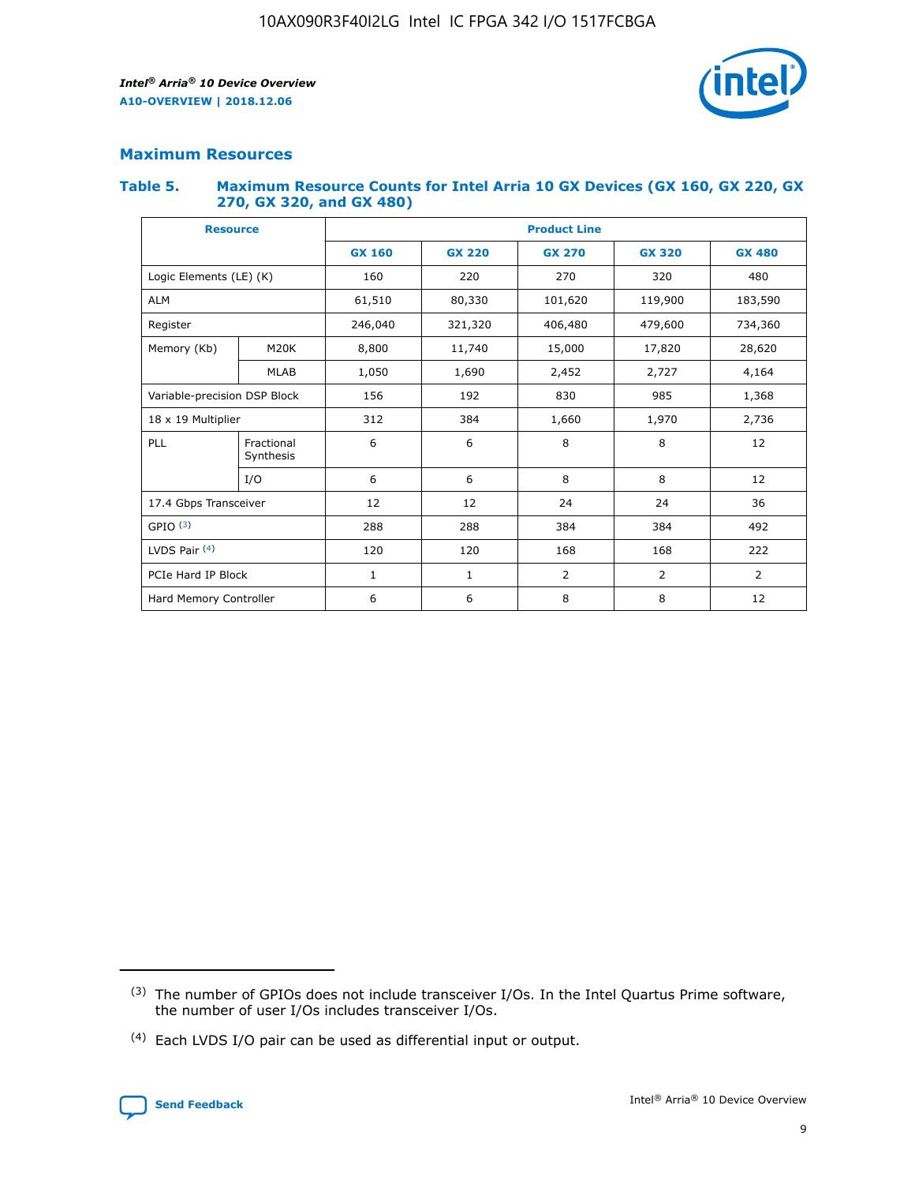## Maximum Resources

### Table 5. Maximum Resource Counts for Intel Arria 10 GX Devices (GX 160, GX 220, GX 270, GX 320, and GX 480)

| Resource | | Product Line | | | | |
|---|---|---|---|---|---|---|
| | | GX 160 | GX 220 | GX 270 | GX 320 | GX 480 |
| Logic Elements (LE) (K) | | 160 | 220 | 270 | 320 | 480 |
| ALM | | 61,510 | 80,330 | 101,620 | 119,900 | 183,590 |
| Register | | 246,040 | 321,320 | 406,480 | 479,600 | 734,360 |
| Memory (Kb) | M20K | 8,800 | 11,740 | 15,000 | 17,820 | 28,620 |
| | MLAB | 1,050 | 1,690 | 2,452 | 2,727 | 4,164 |
| Variable-precision DSP Block | | 156 | 192 | 830 | 985 | 1,368 |
| 18 x 19 Multiplier | | 312 | 384 | 1,660 | 1,970 | 2,736 |
| PLL | Fractional Synthesis | 6 | 6 | 8 | 8 | 12 |
| | I/O | 6 | 6 | 8 | 8 | 12 |
| 17.4 Gbps Transceiver | | 12 | 12 | 24 | 24 | 36 |
| GPIO [(3)] | | 288 | 288 | 384 | 384 | 492 |
| LVDS Pair [(4)] | | 120 | 120 | 168 | 168 | 222 |
| PCIe Hard IP Block | | 1 | 1 | 2 | 2 | 2 |
| Hard Memory Controller | | 6 | 6 | 8 | 8 | 12 |

(3) The number of GPIOs does not include transceiver I/Os. In the Intel Quartus Prime software, the number of user I/Os includes transceiver I/Os.

(4) Each LVDS I/O pair can be used as differential input or output.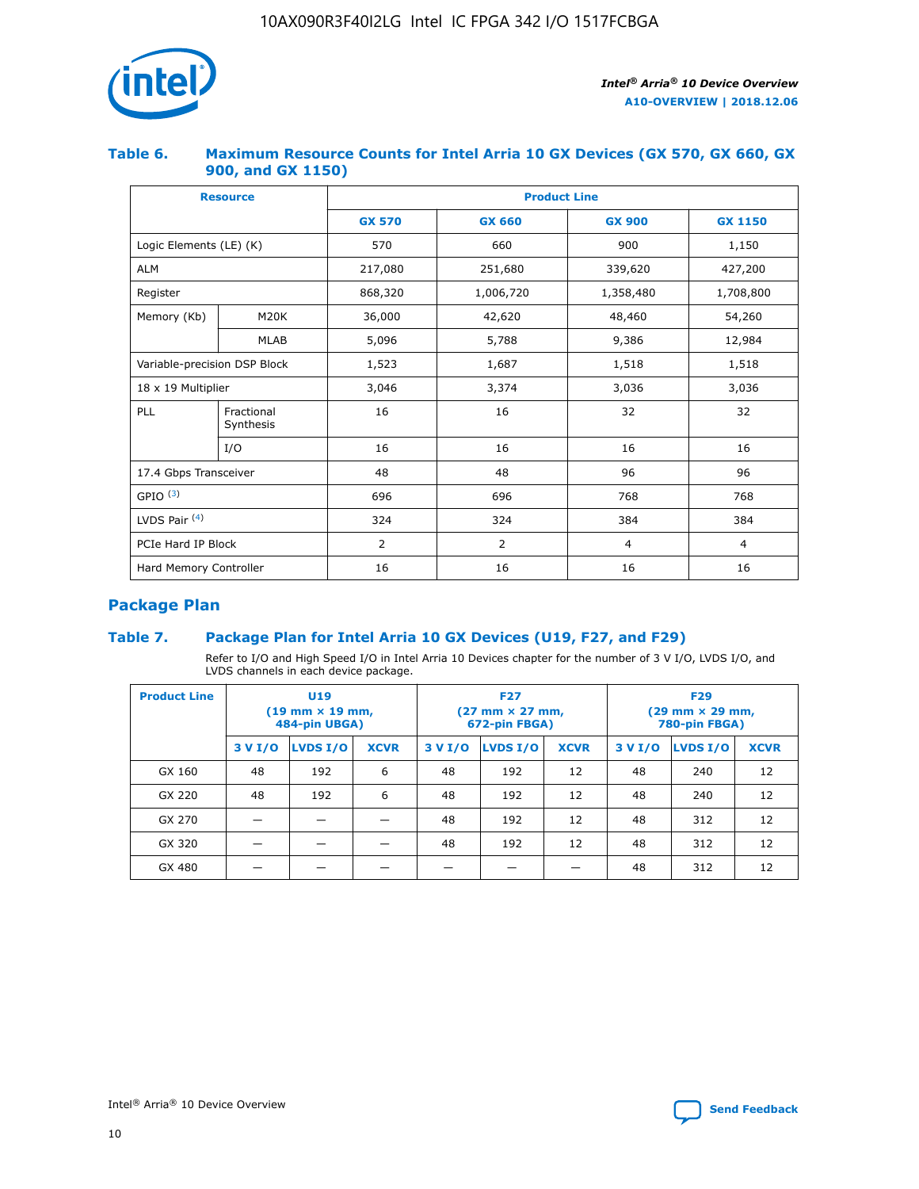## Table 6. Maximum Resource Counts for Intel Arria 10 GX Devices (GX 570, GX 660, GX 900, and GX 1150)

| Resource | | Product Line | | | |
|---|---|---|---|---|---|
| | | GX 570 | GX 660 | GX 900 | GX 1150 |
| Logic Elements (LE) (K) | | 570 | 660 | 900 | 1,150 |
| ALM | | 217,080 | 251,680 | 339,620 | 427,200 |
| Register | | 868,320 | 1,006,720 | 1,358,480 | 1,708,800 |
| Memory (Kb) | M20K | 36,000 | 42,620 | 48,460 | 54,260 |
| | MLAB | 5,096 | 5,788 | 9,386 | 12,984 |
| Variable-precision DSP Block | | 1,523 | 1,687 | 1,518 | 1,518 |
| 18 x 19 Multiplier | | 3,046 | 3,374 | 3,036 | 3,036 |
| PLL | Fractional Synthesis | 16 | 16 | 32 | 32 |
| | I/O | 16 | 16 | 16 | 16 |
| 17.4 Gbps Transceiver | | 48 | 48 | 96 | 96 |
| GPIO [(3)] | | 696 | 696 | 768 | 768 |
| LVDS Pair [(4)] | | 324 | 324 | 384 | 384 |
| PCIe Hard IP Block | | 2 | 2 | 4 | 4 |
| Hard Memory Controller | | 16 | 16 | 16 | 16 |

## Package Plan

## Table 7. Package Plan for Intel Arria 10 GX Devices (U19, F27, and F29)

Refer to I/O and High Speed I/O in Intel Arria 10 Devices chapter for the number of 3 V I/O, LVDS I/O, and LVDS channels in each device package.

| Product Line | U19 (19 mm × 19 mm, 484-pin UBGA) | | | F27 (27 mm × 27 mm, 672-pin FBGA) | | | F29 (29 mm × 29 mm, 780-pin FBGA) | | |
|---|---|---|---|---|---|---|---|---|---|
| | 3 V I/O | LVDS I/O | XCVR | 3 V I/O | LVDS I/O | XCVR | 3 V I/O | LVDS I/O | XCVR |
| GX 160 | 48 | 192 | 6 | 48 | 192 | 12 | 48 | 240 | 12 |
| GX 220 | 48 | 192 | 6 | 48 | 192 | 12 | 48 | 240 | 12 |
| GX 270 | — | — | — | 48 | 192 | 12 | 48 | 312 | 12 |
| GX 320 | — | — | — | 48 | 192 | 12 | 48 | 312 | 12 |
| GX 480 | — | — | — | — | — | — | 48 | 312 | 12 |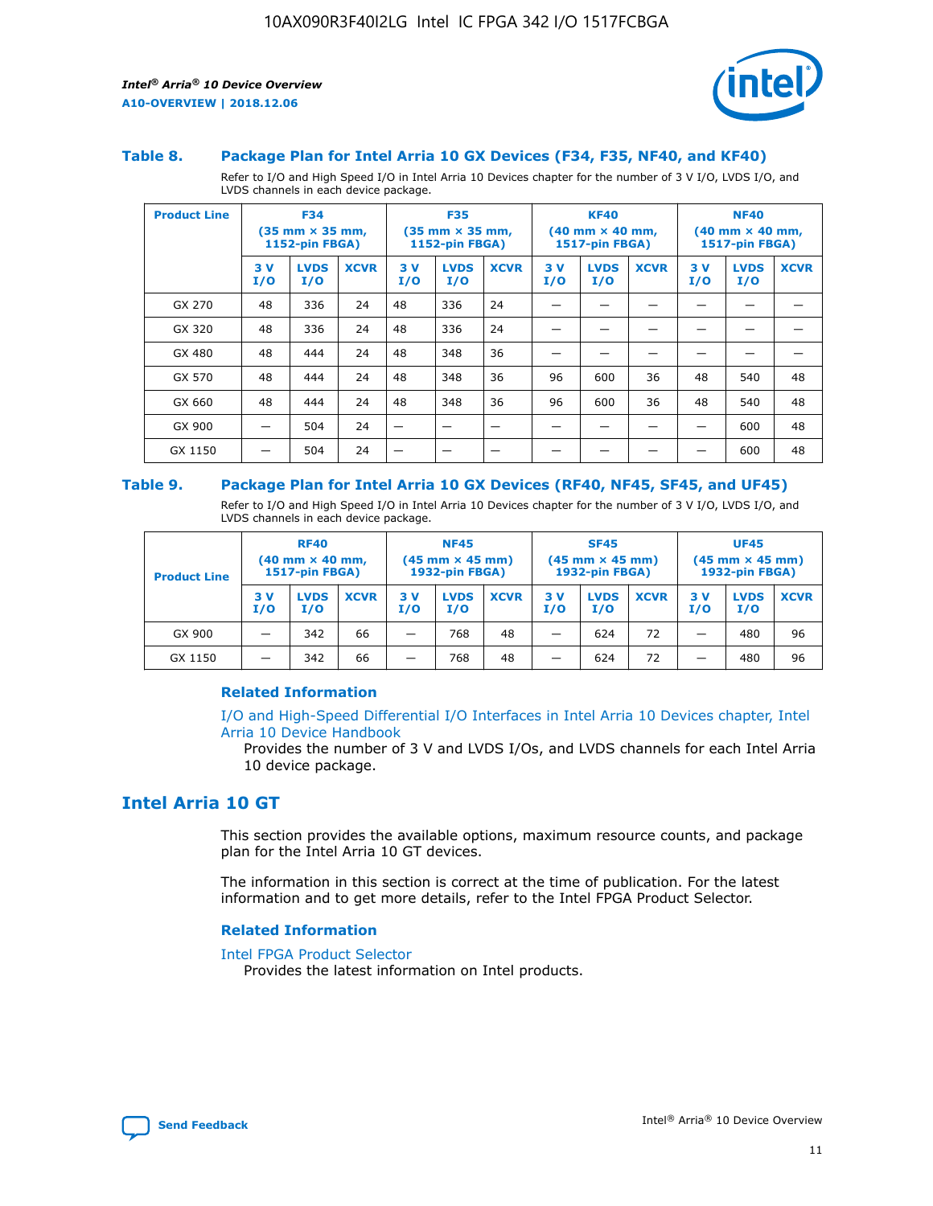### Table 8. Package Plan for Intel Arria 10 GX Devices (F34, F35, NF40, and KF40)

Refer to I/O and High Speed I/O in Intel Arria 10 Devices chapter for the number of 3 V I/O, LVDS I/O, and LVDS channels in each device package.

| Product Line | F34 (35 mm × 35 mm, 1152-pin FBGA) | | | F35 (35 mm × 35 mm, 1152-pin FBGA) | | | KF40 (40 mm × 40 mm, 1517-pin FBGA) | | | NF40 (40 mm × 40 mm, 1517-pin FBGA) | | |
|---|---|---|---|---|---|---|---|---|---|---|---|---|
| | 3 V I/O | LVDS I/O | XCVR | 3 V I/O | LVDS I/O | XCVR | 3 V I/O | LVDS I/O | XCVR | 3 V I/O | LVDS I/O | XCVR |
| GX 270 | 48 | 336 | 24 | 48 | 336 | 24 | — | — | — | — | — | — |
| GX 320 | 48 | 336 | 24 | 48 | 336 | 24 | — | — | — | — | — | — |
| GX 480 | 48 | 444 | 24 | 48 | 348 | 36 | — | — | — | — | — | — |
| GX 570 | 48 | 444 | 24 | 48 | 348 | 36 | 96 | 600 | 36 | 48 | 540 | 48 |
| GX 660 | 48 | 444 | 24 | 48 | 348 | 36 | 96 | 600 | 36 | 48 | 540 | 48 |
| GX 900 | — | 504 | 24 | — | — | — | — | — | — | — | 600 | 48 |
| GX 1150 | — | 504 | 24 | — | — | — | — | — | — | — | 600 | 48 |

### Table 9. Package Plan for Intel Arria 10 GX Devices (RF40, NF45, SF45, and UF45)

Refer to I/O and High Speed I/O in Intel Arria 10 Devices chapter for the number of 3 V I/O, LVDS I/O, and LVDS channels in each device package.

| Product Line | RF40 (40 mm × 40 mm, 1517-pin FBGA) | | | NF45 (45 mm × 45 mm) 1932-pin FBGA) | | | SF45 (45 mm × 45 mm) 1932-pin FBGA) | | | UF45 (45 mm × 45 mm) 1932-pin FBGA) | | |
|---|---|---|---|---|---|---|---|---|---|---|---|---|
| | 3 V I/O | LVDS I/O | XCVR | 3 V I/O | LVDS I/O | XCVR | 3 V I/O | LVDS I/O | XCVR | 3 V I/O | LVDS I/O | XCVR |
| GX 900 | — | 342 | 66 | — | 768 | 48 | — | 624 | 72 | — | 480 | 96 |
| GX 1150 | — | 342 | 66 | — | 768 | 48 | — | 624 | 72 | — | 480 | 96 |

#### Related Information

I/O and High-Speed Differential I/O Interfaces in Intel Arria 10 Devices chapter, Intel Arria 10 Device Handbook
Provides the number of 3 V and LVDS I/Os, and LVDS channels for each Intel Arria 10 device package.

## Intel Arria 10 GT

This section provides the available options, maximum resource counts, and package plan for the Intel Arria 10 GT devices.

The information in this section is correct at the time of publication. For the latest information and to get more details, refer to the Intel FPGA Product Selector.

#### Related Information

Intel FPGA Product Selector
Provides the latest information on Intel products.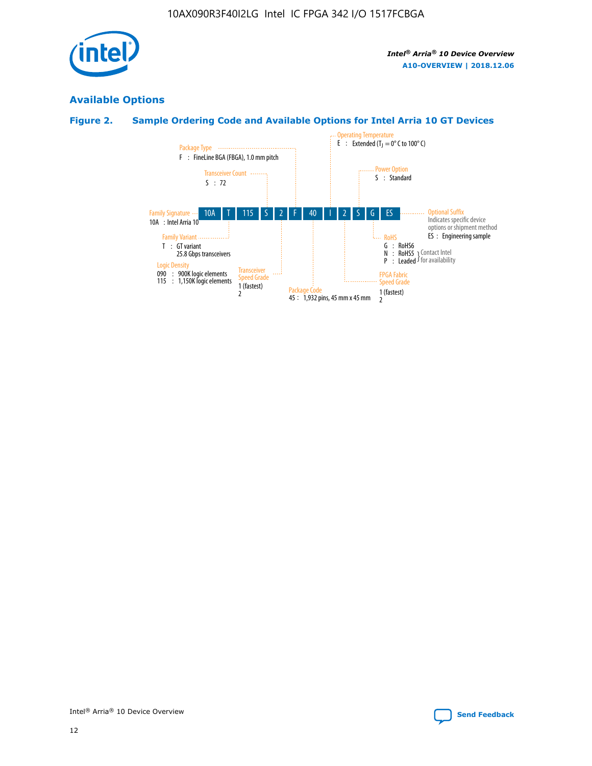## Available Options

### Figure 2. Sample Ordering Code and Available Options for Intel Arria 10 GT Devices

| 10A | T | 115 | S | 2 | F | 40 | I | 2 | S | G | ES |
|---|---|---|---|---|---|---|---|---|---|---|---|

**Family Signature**
10A : Intel Arria 10

**Family Variant**
T : GT variant
25.8 Gbps transceivers

**Logic Density**
090 : 900K logic elements
115 : 1,150K logic elements

**Transceiver Count**
S : 72

**Transceiver Speed Grade**
1 (fastest)
2

**Package Type**
F : FineLine BGA (FBGA), 1.0 mm pitch

**Package Code**
45 : 1,932 pins, 45 mm x 45 mm

**Operating Temperature**
E : Extended ($T_J$ = 0° C to 100° C)

**FPGA Fabric Speed Grade**
1 (fastest)
2

**Power Option**
S : Standard

**RoHS**
G : RoHS6
N : RoHS5 } Contact Intel for availability
P : Leaded } Contact Intel for availability

**Optional Suffix**
Indicates specific device options or shipment method
ES : Engineering sample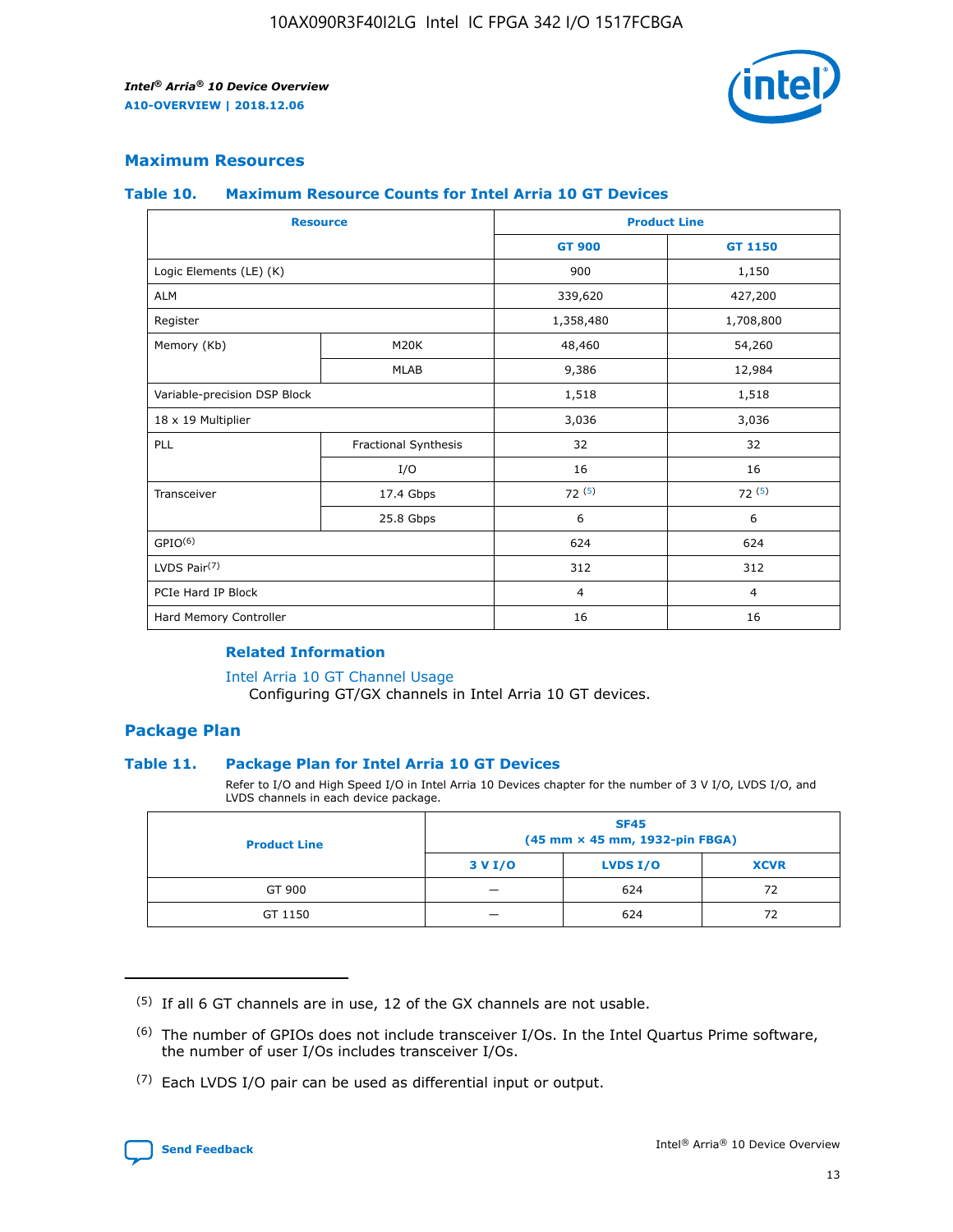## Maximum Resources

### Table 10. Maximum Resource Counts for Intel Arria 10 GT Devices

| Resource | | Product Line | |
|---|---|---|---|
| | | GT 900 | GT 1150 |
| Logic Elements (LE) (K) | | 900 | 1,150 |
| ALM | | 339,620 | 427,200 |
| Register | | 1,358,480 | 1,708,800 |
| Memory (Kb) | M20K | 48,460 | 54,260 |
| | MLAB | 9,386 | 12,984 |
| Variable-precision DSP Block | | 1,518 | 1,518 |
| 18 x 19 Multiplier | | 3,036 | 3,036 |
| PLL | Fractional Synthesis | 32 | 32 |
| | I/O | 16 | 16 |
| Transceiver | 17.4 Gbps | 72 (5) | 72 (5) |
| | 25.8 Gbps | 6 | 6 |
| GPIO(6) | | 624 | 624 |
| LVDS Pair(7) | | 312 | 312 |
| PCIe Hard IP Block | | 4 | 4 |
| Hard Memory Controller | | 16 | 16 |

### Related Information

Intel Arria 10 GT Channel Usage
Configuring GT/GX channels in Intel Arria 10 GT devices.

## Package Plan

### Table 11. Package Plan for Intel Arria 10 GT Devices

Refer to I/O and High Speed I/O in Intel Arria 10 Devices chapter for the number of 3 V I/O, LVDS I/O, and LVDS channels in each device package.

| Product Line | SF45 (45 mm × 45 mm, 1932-pin FBGA) | | |
|---|---|---|---|
| | 3 V I/O | LVDS I/O | XCVR |
| GT 900 | — | 624 | 72 |
| GT 1150 | — | 624 | 72 |

(5) If all 6 GT channels are in use, 12 of the GX channels are not usable.

(6) The number of GPIOs does not include transceiver I/Os. In the Intel Quartus Prime software, the number of user I/Os includes transceiver I/Os.

(7) Each LVDS I/O pair can be used as differential input or output.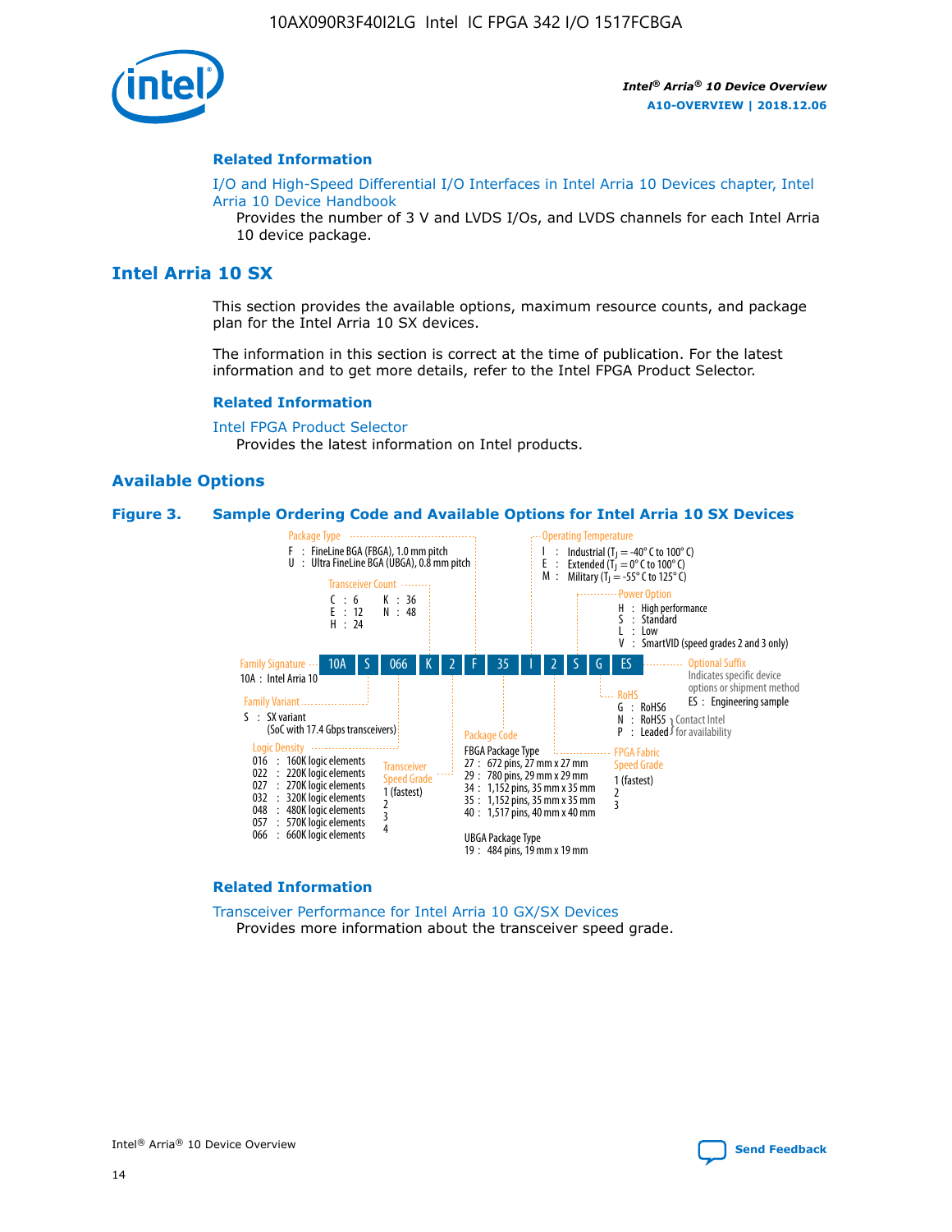## Related Information

I/O and High-Speed Differential I/O Interfaces in Intel Arria 10 Devices chapter, Intel Arria 10 Device Handbook
Provides the number of 3 V and LVDS I/Os, and LVDS channels for each Intel Arria 10 device package.

# Intel Arria 10 SX

This section provides the available options, maximum resource counts, and package plan for the Intel Arria 10 SX devices.

The information in this section is correct at the time of publication. For the latest information and to get more details, refer to the Intel FPGA Product Selector.

## Related Information

Intel FPGA Product Selector
Provides the latest information on Intel products.

## Available Options

**Figure 3. Sample Ordering Code and Available Options for Intel Arria 10 SX Devices**

Sample ordering code: 10A S 066 K 2 F 35 I 2 S G ES

- **Family Signature**
  - 10A : Intel Arria 10
- **Family Variant**
  - S : SX variant (SoC with 17.4 Gbps transceivers)
- **Logic Density**
  - 016 : 160K logic elements
  - 022 : 220K logic elements
  - 027 : 270K logic elements
  - 032 : 320K logic elements
  - 048 : 480K logic elements
  - 057 : 570K logic elements
  - 066 : 660K logic elements
- **Transceiver Count**
  - C : 6
  - E : 12
  - H : 24
  - K : 36
  - N : 48
- **Transceiver Speed Grade**
  - 1 (fastest)
  - 2
  - 3
  - 4
- **Package Type**
  - F : FineLine BGA (FBGA), 1.0 mm pitch
  - U : Ultra FineLine BGA (UBGA), 0.8 mm pitch
- **Package Code**
  - FBGA Package Type
    - 27 : 672 pins, 27 mm x 27 mm
    - 29 : 780 pins, 29 mm x 29 mm
    - 34 : 1,152 pins, 35 mm x 35 mm
    - 35 : 1,152 pins, 35 mm x 35 mm
    - 40 : 1,517 pins, 40 mm x 40 mm
  - UBGA Package Type
    - 19 : 484 pins, 19 mm x 19 mm
- **Operating Temperature**
  - I : Industrial ($T_J$ = -40° C to 100° C)
  - E : Extended ($T_J$ = 0° C to 100° C)
  - M : Military ($T_J$ = -55° C to 125° C)
- **FPGA Fabric Speed Grade**
  - 1 (fastest)
  - 2
  - 3
- **Power Option**
  - H : High performance
  - S : Standard
  - L : Low
  - V : SmartVID (speed grades 2 and 3 only)
- **RoHS**
  - G : RoHS6
  - N : RoHS5 (Contact Intel for availability)
  - P : Leaded (Contact Intel for availability)
- **Optional Suffix**
  - Indicates specific device options or shipment method
  - ES : Engineering sample

## Related Information

Transceiver Performance for Intel Arria 10 GX/SX Devices
Provides more information about the transceiver speed grade.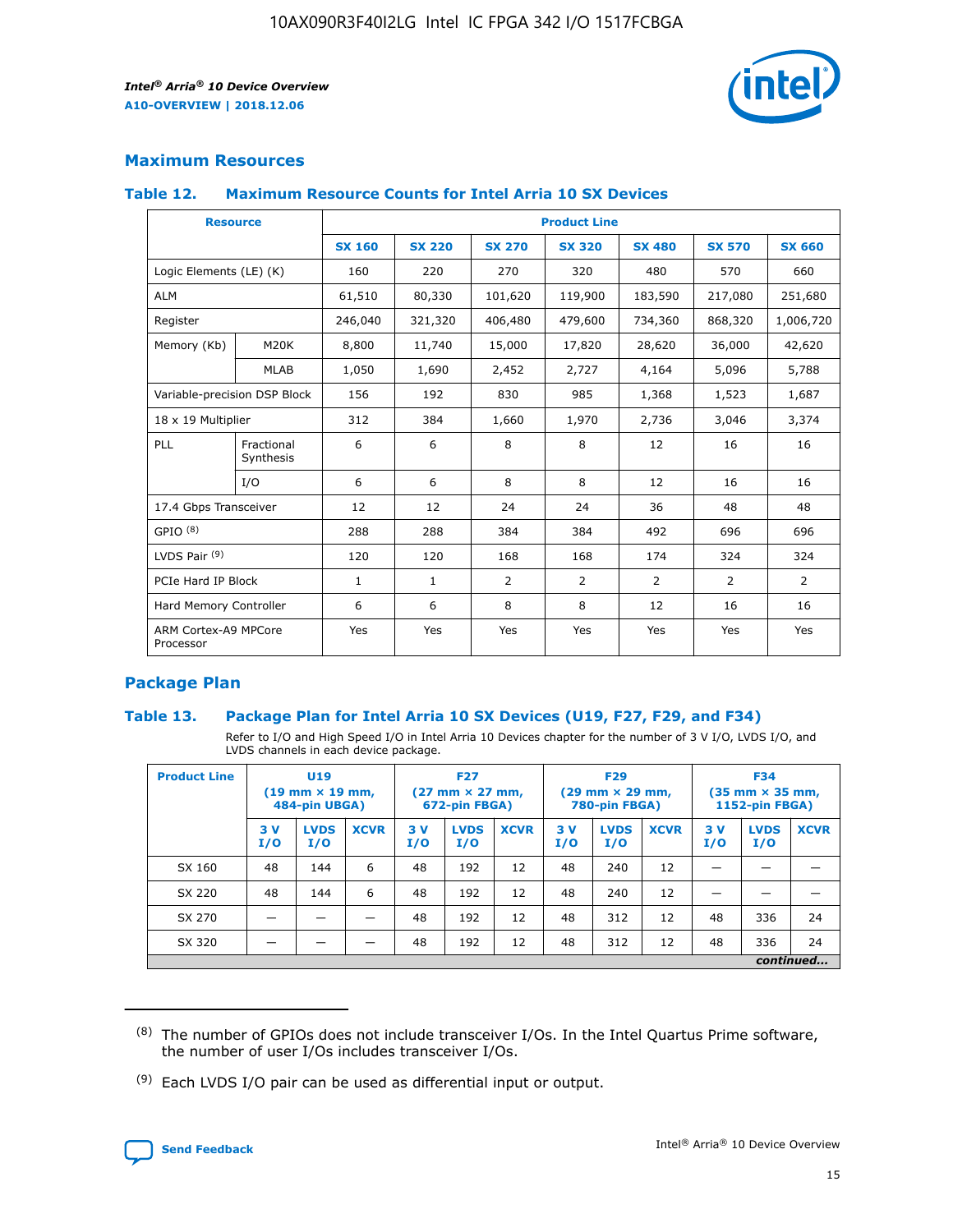## Maximum Resources

### Table 12. Maximum Resource Counts for Intel Arria 10 SX Devices

| Resource | | Product Line | | | | | | |
|---|---|---|---|---|---|---|---|---|
| | | SX 160 | SX 220 | SX 270 | SX 320 | SX 480 | SX 570 | SX 660 |
| Logic Elements (LE) (K) | | 160 | 220 | 270 | 320 | 480 | 570 | 660 |
| ALM | | 61,510 | 80,330 | 101,620 | 119,900 | 183,590 | 217,080 | 251,680 |
| Register | | 246,040 | 321,320 | 406,480 | 479,600 | 734,360 | 868,320 | 1,006,720 |
| Memory (Kb) | M20K | 8,800 | 11,740 | 15,000 | 17,820 | 28,620 | 36,000 | 42,620 |
| | MLAB | 1,050 | 1,690 | 2,452 | 2,727 | 4,164 | 5,096 | 5,788 |
| Variable-precision DSP Block | | 156 | 192 | 830 | 985 | 1,368 | 1,523 | 1,687 |
| 18 x 19 Multiplier | | 312 | 384 | 1,660 | 1,970 | 2,736 | 3,046 | 3,374 |
| PLL | Fractional Synthesis | 6 | 6 | 8 | 8 | 12 | 16 | 16 |
| | I/O | 6 | 6 | 8 | 8 | 12 | 16 | 16 |
| 17.4 Gbps Transceiver | | 12 | 12 | 24 | 24 | 36 | 48 | 48 |
| GPIO [8] | | 288 | 288 | 384 | 384 | 492 | 696 | 696 |
| LVDS Pair [9] | | 120 | 120 | 168 | 168 | 174 | 324 | 324 |
| PCIe Hard IP Block | | 1 | 1 | 2 | 2 | 2 | 2 | 2 |
| Hard Memory Controller | | 6 | 6 | 8 | 8 | 12 | 16 | 16 |
| ARM Cortex-A9 MPCore Processor | | Yes | Yes | Yes | Yes | Yes | Yes | Yes |

## Package Plan

### Table 13. Package Plan for Intel Arria 10 SX Devices (U19, F27, F29, and F34)

Refer to I/O and High Speed I/O in Intel Arria 10 Devices chapter for the number of 3 V I/O, LVDS I/O, and LVDS channels in each device package.

| Product Line | U19 (19 mm × 19 mm, 484-pin UBGA) | | | F27 (27 mm × 27 mm, 672-pin FBGA) | | | F29 (29 mm × 29 mm, 780-pin FBGA) | | | F34 (35 mm × 35 mm, 1152-pin FBGA) | | |
|---|---|---|---|---|---|---|---|---|---|---|---|---|
| | 3 V I/O | LVDS I/O | XCVR | 3 V I/O | LVDS I/O | XCVR | 3 V I/O | LVDS I/O | XCVR | 3 V I/O | LVDS I/O | XCVR |
| SX 160 | 48 | 144 | 6 | 48 | 192 | 12 | 48 | 240 | 12 | — | — | — |
| SX 220 | 48 | 144 | 6 | 48 | 192 | 12 | 48 | 240 | 12 | — | — | — |
| SX 270 | — | — | — | 48 | 192 | 12 | 48 | 312 | 12 | 48 | 336 | 24 |
| SX 320 | — | — | — | 48 | 192 | 12 | 48 | 312 | 12 | 48 | 336 | 24 |

*continued...*

(8) The number of GPIOs does not include transceiver I/Os. In the Intel Quartus Prime software, the number of user I/Os includes transceiver I/Os.

(9) Each LVDS I/O pair can be used as differential input or output.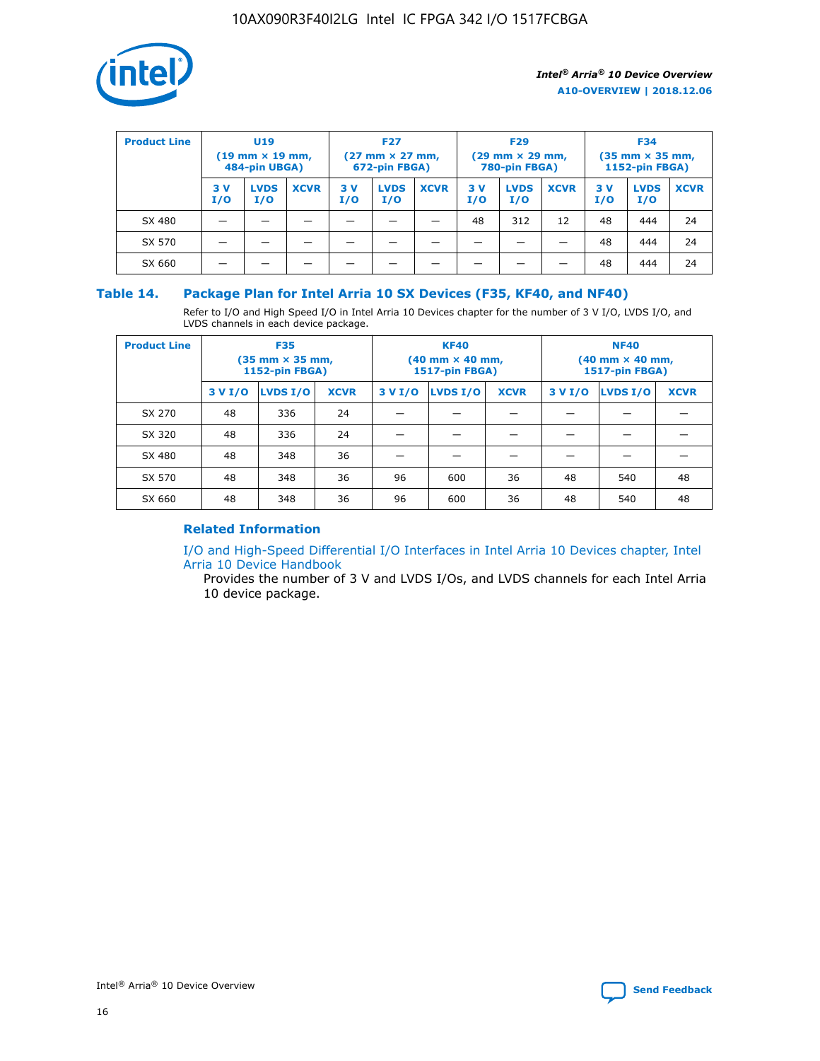| Product Line | U19 (19 mm × 19 mm, 484-pin UBGA) | | | F27 (27 mm × 27 mm, 672-pin FBGA) | | | F29 (29 mm × 29 mm, 780-pin FBGA) | | | F34 (35 mm × 35 mm, 1152-pin FBGA) | | |
|---|---|---|---|---|---|---|---|---|---|---|---|---|
| | 3 V I/O | LVDS I/O | XCVR | 3 V I/O | LVDS I/O | XCVR | 3 V I/O | LVDS I/O | XCVR | 3 V I/O | LVDS I/O | XCVR |
| SX 480 | — | — | — | — | — | — | 48 | 312 | 12 | 48 | 444 | 24 |
| SX 570 | — | — | — | — | — | — | — | — | — | 48 | 444 | 24 |
| SX 660 | — | — | — | — | — | — | — | — | — | 48 | 444 | 24 |

### Table 14. Package Plan for Intel Arria 10 SX Devices (F35, KF40, and NF40)

Refer to I/O and High Speed I/O in Intel Arria 10 Devices chapter for the number of 3 V I/O, LVDS I/O, and LVDS channels in each device package.

| Product Line | F35 (35 mm × 35 mm, 1152-pin FBGA) | | | KF40 (40 mm × 40 mm, 1517-pin FBGA) | | | NF40 (40 mm × 40 mm, 1517-pin FBGA) | | |
|---|---|---|---|---|---|---|---|---|---|
| | 3 V I/O | LVDS I/O | XCVR | 3 V I/O | LVDS I/O | XCVR | 3 V I/O | LVDS I/O | XCVR |
| SX 270 | 48 | 336 | 24 | — | — | — | — | — | — |
| SX 320 | 48 | 336 | 24 | — | — | — | — | — | — |
| SX 480 | 48 | 348 | 36 | — | — | — | — | — | — |
| SX 570 | 48 | 348 | 36 | 96 | 600 | 36 | 48 | 540 | 48 |
| SX 660 | 48 | 348 | 36 | 96 | 600 | 36 | 48 | 540 | 48 |

#### Related Information

I/O and High-Speed Differential I/O Interfaces in Intel Arria 10 Devices chapter, Intel Arria 10 Device Handbook

Provides the number of 3 V and LVDS I/Os, and LVDS channels for each Intel Arria 10 device package.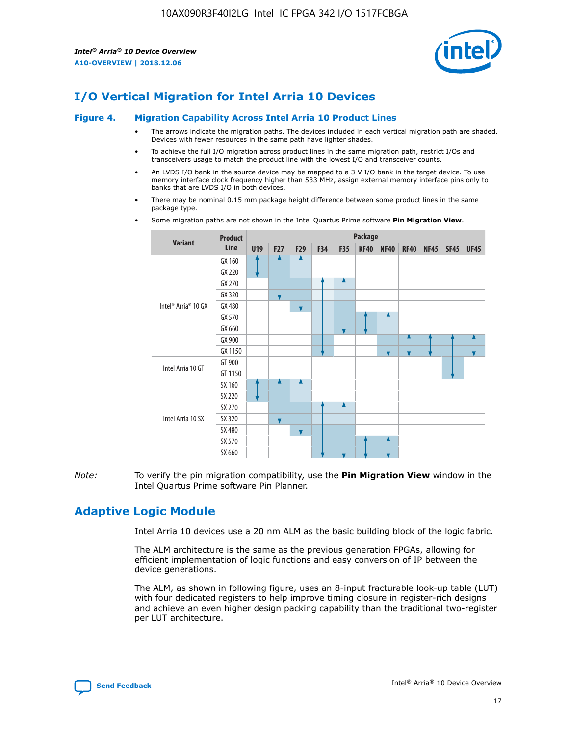## I/O Vertical Migration for Intel Arria 10 Devices

**Figure 4. Migration Capability Across Intel Arria 10 Product Lines**

- The arrows indicate the migration paths. The devices included in each vertical migration path are shaded. Devices with fewer resources in the same path have lighter shades.
- To achieve the full I/O migration across product lines in the same migration path, restrict I/Os and transceivers usage to match the product line with the lowest I/O and transceiver counts.
- An LVDS I/O bank in the source device may be mapped to a 3 V I/O bank in the target device. To use memory interface clock frequency higher than 533 MHz, assign external memory interface pins only to banks that are LVDS I/O in both devices.
- There may be nominal 0.15 mm package height difference between some product lines in the same package type.
- Some migration paths are not shown in the Intel Quartus Prime software **Pin Migration View**.

| Variant | Product Line | Package | | | | | | | | | | |
|---|---|---|---|---|---|---|---|---|---|---|---|---|
| | | U19 | F27 | F29 | F34 | F35 | KF40 | NF40 | RF40 | NF45 | SF45 | UF45 |
| Intel® Arria® 10 GX | GX 160 | | | | | | | | | | | |
| | GX 220 | | | | | | | | | | | |
| | GX 270 | | | | | | | | | | | |
| | GX 320 | | | | | | | | | | | |
| | GX 480 | | | | | | | | | | | |
| | GX 570 | | | | | | | | | | | |
| | GX 660 | | | | | | | | | | | |
| | GX 900 | | | | | | | | | | | |
| | GX 1150 | | | | | | | | | | | |
| Intel Arria 10 GT | GT 900 | | | | | | | | | | | |
| | GT 1150 | | | | | | | | | | | |
| Intel Arria 10 SX | SX 160 | | | | | | | | | | | |
| | SX 220 | | | | | | | | | | | |
| | SX 270 | | | | | | | | | | | |
| | SX 320 | | | | | | | | | | | |
| | SX 480 | | | | | | | | | | | |
| | SX 570 | | | | | | | | | | | |
| | SX 660 | | | | | | | | | | | |

*Note:* To verify the pin migration compatibility, use the **Pin Migration View** window in the Intel Quartus Prime software Pin Planner.

## Adaptive Logic Module

Intel Arria 10 devices use a 20 nm ALM as the basic building block of the logic fabric.

The ALM architecture is the same as the previous generation FPGAs, allowing for efficient implementation of logic functions and easy conversion of IP between the device generations.

The ALM, as shown in following figure, uses an 8-input fracturable look-up table (LUT) with four dedicated registers to help improve timing closure in register-rich designs and achieve an even higher design packing capability than the traditional two-register per LUT architecture.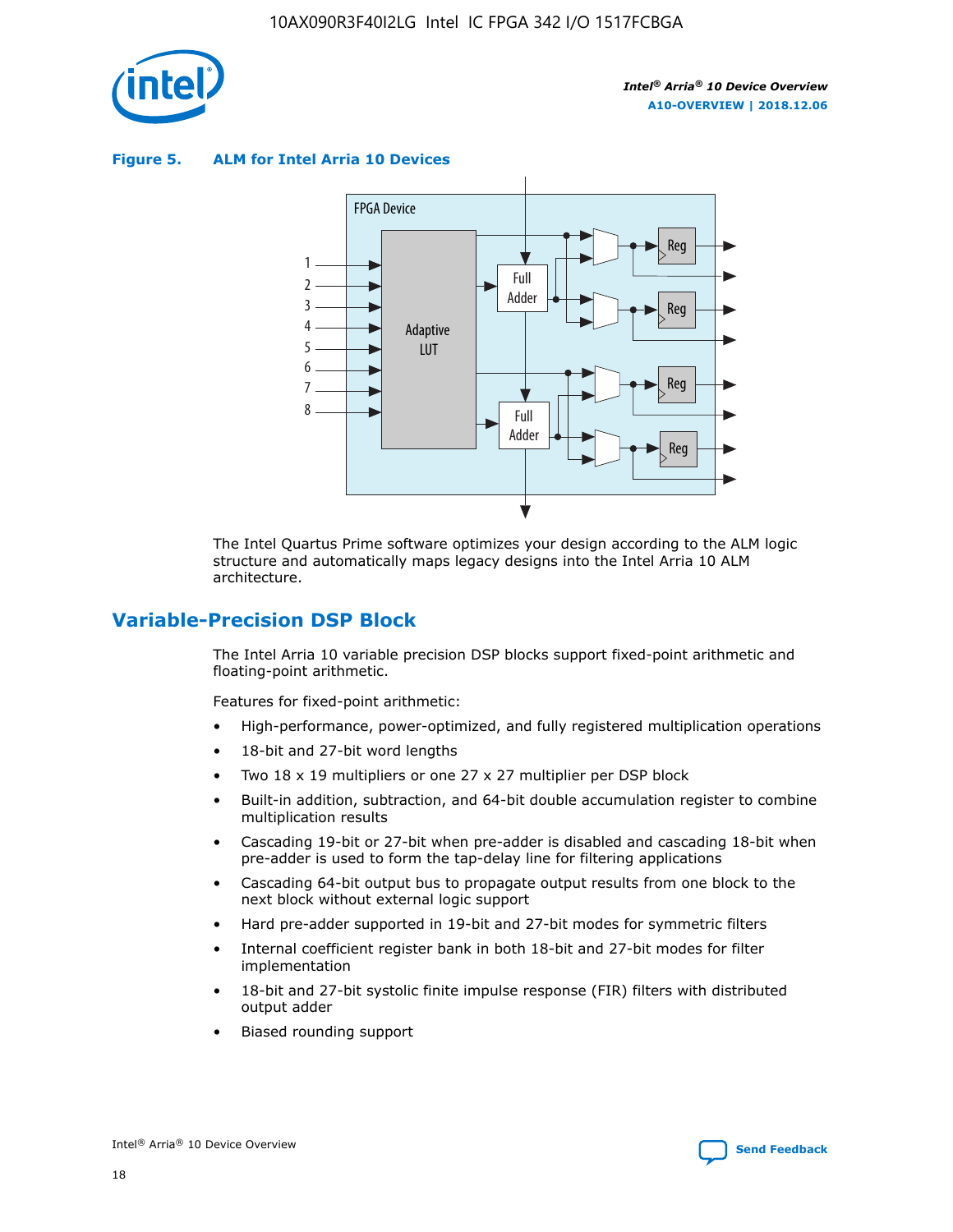**Figure 5. ALM for Intel Arria 10 Devices**

The Intel Quartus Prime software optimizes your design according to the ALM logic structure and automatically maps legacy designs into the Intel Arria 10 ALM architecture.

## Variable-Precision DSP Block

The Intel Arria 10 variable precision DSP blocks support fixed-point arithmetic and floating-point arithmetic.

Features for fixed-point arithmetic:

- High-performance, power-optimized, and fully registered multiplication operations
- 18-bit and 27-bit word lengths
- Two 18 x 19 multipliers or one 27 x 27 multiplier per DSP block
- Built-in addition, subtraction, and 64-bit double accumulation register to combine multiplication results
- Cascading 19-bit or 27-bit when pre-adder is disabled and cascading 18-bit when pre-adder is used to form the tap-delay line for filtering applications
- Cascading 64-bit output bus to propagate output results from one block to the next block without external logic support
- Hard pre-adder supported in 19-bit and 27-bit modes for symmetric filters
- Internal coefficient register bank in both 18-bit and 27-bit modes for filter implementation
- 18-bit and 27-bit systolic finite impulse response (FIR) filters with distributed output adder
- Biased rounding support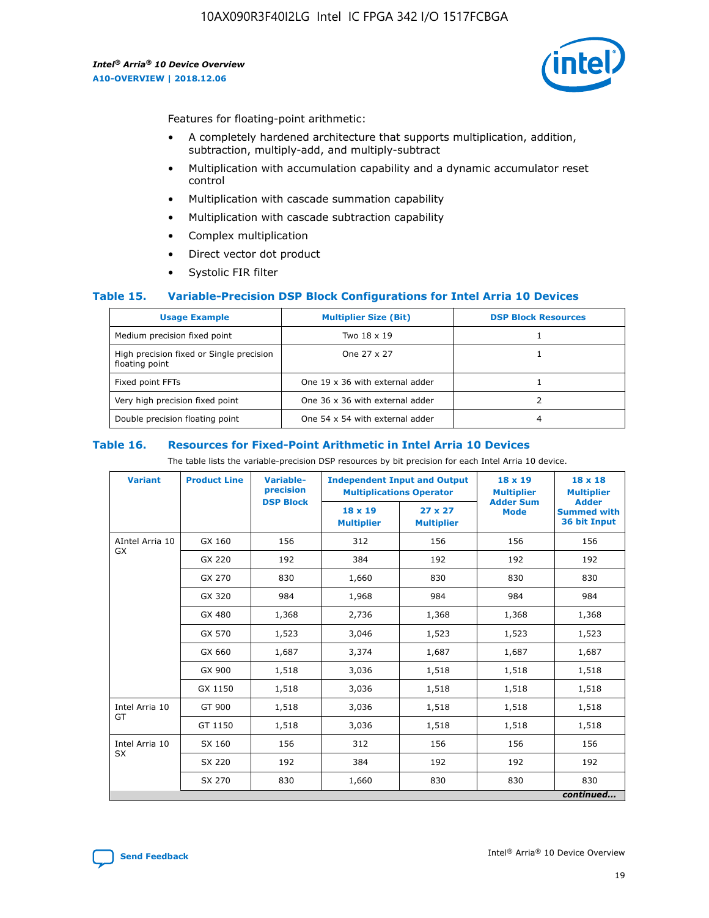Features for floating-point arithmetic:

- A completely hardened architecture that supports multiplication, addition, subtraction, multiply-add, and multiply-subtract
- Multiplication with accumulation capability and a dynamic accumulator reset control
- Multiplication with cascade summation capability
- Multiplication with cascade subtraction capability
- Complex multiplication
- Direct vector dot product
- Systolic FIR filter

### Table 15. Variable-Precision DSP Block Configurations for Intel Arria 10 Devices

| Usage Example | Multiplier Size (Bit) | DSP Block Resources |
|---|---|---|
| Medium precision fixed point | Two 18 x 19 | 1 |
| High precision fixed or Single precision floating point | One 27 x 27 | 1 |
| Fixed point FFTs | One 19 x 36 with external adder | 1 |
| Very high precision fixed point | One 36 x 36 with external adder | 2 |
| Double precision floating point | One 54 x 54 with external adder | 4 |

### Table 16. Resources for Fixed-Point Arithmetic in Intel Arria 10 Devices

The table lists the variable-precision DSP resources by bit precision for each Intel Arria 10 device.

| Variant | Product Line | Variable-precision DSP Block | Independent Input and Output Multiplications Operator | | 18 x 19 Multiplier Adder Sum Mode | 18 x 18 Multiplier Adder Summed with 36 bit Input |
|---|---|---|---|---|---|---|
| | | | 18 x 19 Multiplier | 27 x 27 Multiplier | | |
| AIntel Arria 10 GX | GX 160 | 156 | 312 | 156 | 156 | 156 |
| | GX 220 | 192 | 384 | 192 | 192 | 192 |
| | GX 270 | 830 | 1,660 | 830 | 830 | 830 |
| | GX 320 | 984 | 1,968 | 984 | 984 | 984 |
| | GX 480 | 1,368 | 2,736 | 1,368 | 1,368 | 1,368 |
| | GX 570 | 1,523 | 3,046 | 1,523 | 1,523 | 1,523 |
| | GX 660 | 1,687 | 3,374 | 1,687 | 1,687 | 1,687 |
| | GX 900 | 1,518 | 3,036 | 1,518 | 1,518 | 1,518 |
| | GX 1150 | 1,518 | 3,036 | 1,518 | 1,518 | 1,518 |
| Intel Arria 10 GT | GT 900 | 1,518 | 3,036 | 1,518 | 1,518 | 1,518 |
| | GT 1150 | 1,518 | 3,036 | 1,518 | 1,518 | 1,518 |
| Intel Arria 10 SX | SX 160 | 156 | 312 | 156 | 156 | 156 |
| | SX 220 | 192 | 384 | 192 | 192 | 192 |
| | SX 270 | 830 | 1,660 | 830 | 830 | 830 |

*continued...*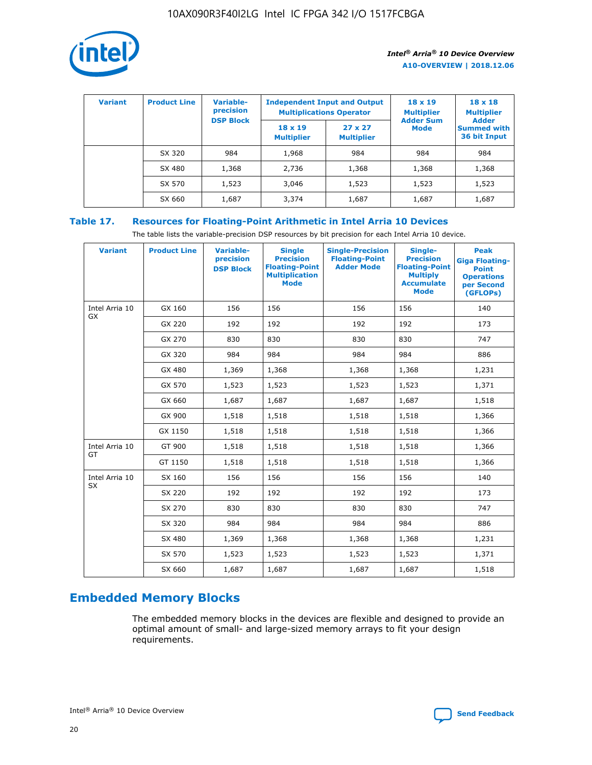| Variant | Product Line | Variable-precision DSP Block | Independent Input and Output Multiplications Operator | | 18 x 19 Multiplier Adder Sum Mode | 18 x 18 Multiplier Adder Summed with 36 bit Input |
|---|---|---|---|---|---|---|
| | | | 18 x 19 Multiplier | 27 x 27 Multiplier | | |
| | SX 320 | 984 | 1,968 | 984 | 984 | 984 |
| | SX 480 | 1,368 | 2,736 | 1,368 | 1,368 | 1,368 |
| | SX 570 | 1,523 | 3,046 | 1,523 | 1,523 | 1,523 |
| | SX 660 | 1,687 | 3,374 | 1,687 | 1,687 | 1,687 |

## Table 17. Resources for Floating-Point Arithmetic in Intel Arria 10 Devices

The table lists the variable-precision DSP resources by bit precision for each Intel Arria 10 device.

| Variant | Product Line | Variable-precision DSP Block | Single Precision Floating-Point Multiplication Mode | Single-Precision Floating-Point Adder Mode | Single-Precision Floating-Point Multiply Accumulate Mode | Peak Giga Floating-Point Operations per Second (GFLOPs) |
|---|---|---|---|---|---|---|
| Intel Arria 10 GX | GX 160 | 156 | 156 | 156 | 156 | 140 |
| | GX 220 | 192 | 192 | 192 | 192 | 173 |
| | GX 270 | 830 | 830 | 830 | 830 | 747 |
| | GX 320 | 984 | 984 | 984 | 984 | 886 |
| | GX 480 | 1,369 | 1,368 | 1,368 | 1,368 | 1,231 |
| | GX 570 | 1,523 | 1,523 | 1,523 | 1,523 | 1,371 |
| | GX 660 | 1,687 | 1,687 | 1,687 | 1,687 | 1,518 |
| | GX 900 | 1,518 | 1,518 | 1,518 | 1,518 | 1,366 |
| | GX 1150 | 1,518 | 1,518 | 1,518 | 1,518 | 1,366 |
| Intel Arria 10 GT | GT 900 | 1,518 | 1,518 | 1,518 | 1,518 | 1,366 |
| | GT 1150 | 1,518 | 1,518 | 1,518 | 1,518 | 1,366 |
| Intel Arria 10 SX | SX 160 | 156 | 156 | 156 | 156 | 140 |
| | SX 220 | 192 | 192 | 192 | 192 | 173 |
| | SX 270 | 830 | 830 | 830 | 830 | 747 |
| | SX 320 | 984 | 984 | 984 | 984 | 886 |
| | SX 480 | 1,369 | 1,368 | 1,368 | 1,368 | 1,231 |
| | SX 570 | 1,523 | 1,523 | 1,523 | 1,523 | 1,371 |
| | SX 660 | 1,687 | 1,687 | 1,687 | 1,687 | 1,518 |

## Embedded Memory Blocks

The embedded memory blocks in the devices are flexible and designed to provide an optimal amount of small- and large-sized memory arrays to fit your design requirements.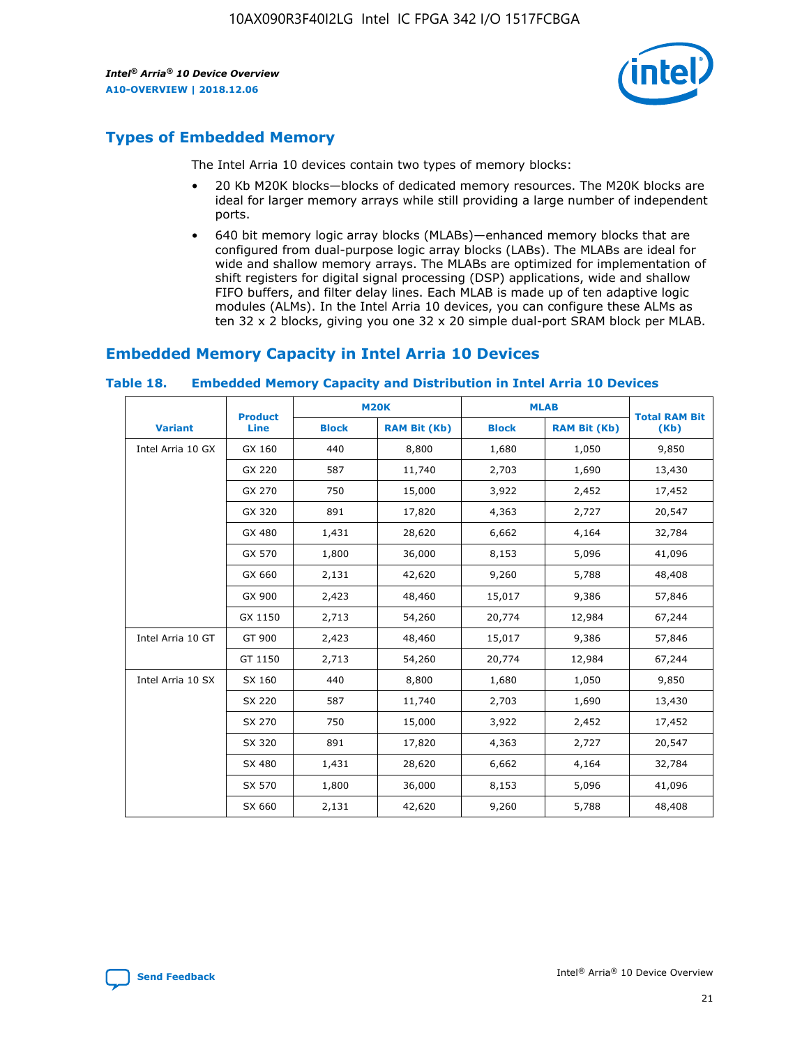## Types of Embedded Memory

The Intel Arria 10 devices contain two types of memory blocks:

- 20 Kb M20K blocks—blocks of dedicated memory resources. The M20K blocks are ideal for larger memory arrays while still providing a large number of independent ports.
- 640 bit memory logic array blocks (MLABs)—enhanced memory blocks that are configured from dual-purpose logic array blocks (LABs). The MLABs are ideal for wide and shallow memory arrays. The MLABs are optimized for implementation of shift registers for digital signal processing (DSP) applications, wide and shallow FIFO buffers, and filter delay lines. Each MLAB is made up of ten adaptive logic modules (ALMs). In the Intel Arria 10 devices, you can configure these ALMs as ten 32 x 2 blocks, giving you one 32 x 20 simple dual-port SRAM block per MLAB.

## Embedded Memory Capacity in Intel Arria 10 Devices

**Table 18. Embedded Memory Capacity and Distribution in Intel Arria 10 Devices**

| Variant | Product Line | M20K | | MLAB | | Total RAM Bit (Kb) |
|---|---|---|---|---|---|---|
| | | Block | RAM Bit (Kb) | Block | RAM Bit (Kb) | |
| Intel Arria 10 GX | GX 160 | 440 | 8,800 | 1,680 | 1,050 | 9,850 |
| | GX 220 | 587 | 11,740 | 2,703 | 1,690 | 13,430 |
| | GX 270 | 750 | 15,000 | 3,922 | 2,452 | 17,452 |
| | GX 320 | 891 | 17,820 | 4,363 | 2,727 | 20,547 |
| | GX 480 | 1,431 | 28,620 | 6,662 | 4,164 | 32,784 |
| | GX 570 | 1,800 | 36,000 | 8,153 | 5,096 | 41,096 |
| | GX 660 | 2,131 | 42,620 | 9,260 | 5,788 | 48,408 |
| | GX 900 | 2,423 | 48,460 | 15,017 | 9,386 | 57,846 |
| | GX 1150 | 2,713 | 54,260 | 20,774 | 12,984 | 67,244 |
| Intel Arria 10 GT | GT 900 | 2,423 | 48,460 | 15,017 | 9,386 | 57,846 |
| | GT 1150 | 2,713 | 54,260 | 20,774 | 12,984 | 67,244 |
| Intel Arria 10 SX | SX 160 | 440 | 8,800 | 1,680 | 1,050 | 9,850 |
| | SX 220 | 587 | 11,740 | 2,703 | 1,690 | 13,430 |
| | SX 270 | 750 | 15,000 | 3,922 | 2,452 | 17,452 |
| | SX 320 | 891 | 17,820 | 4,363 | 2,727 | 20,547 |
| | SX 480 | 1,431 | 28,620 | 6,662 | 4,164 | 32,784 |
| | SX 570 | 1,800 | 36,000 | 8,153 | 5,096 | 41,096 |
| | SX 660 | 2,131 | 42,620 | 9,260 | 5,788 | 48,408 |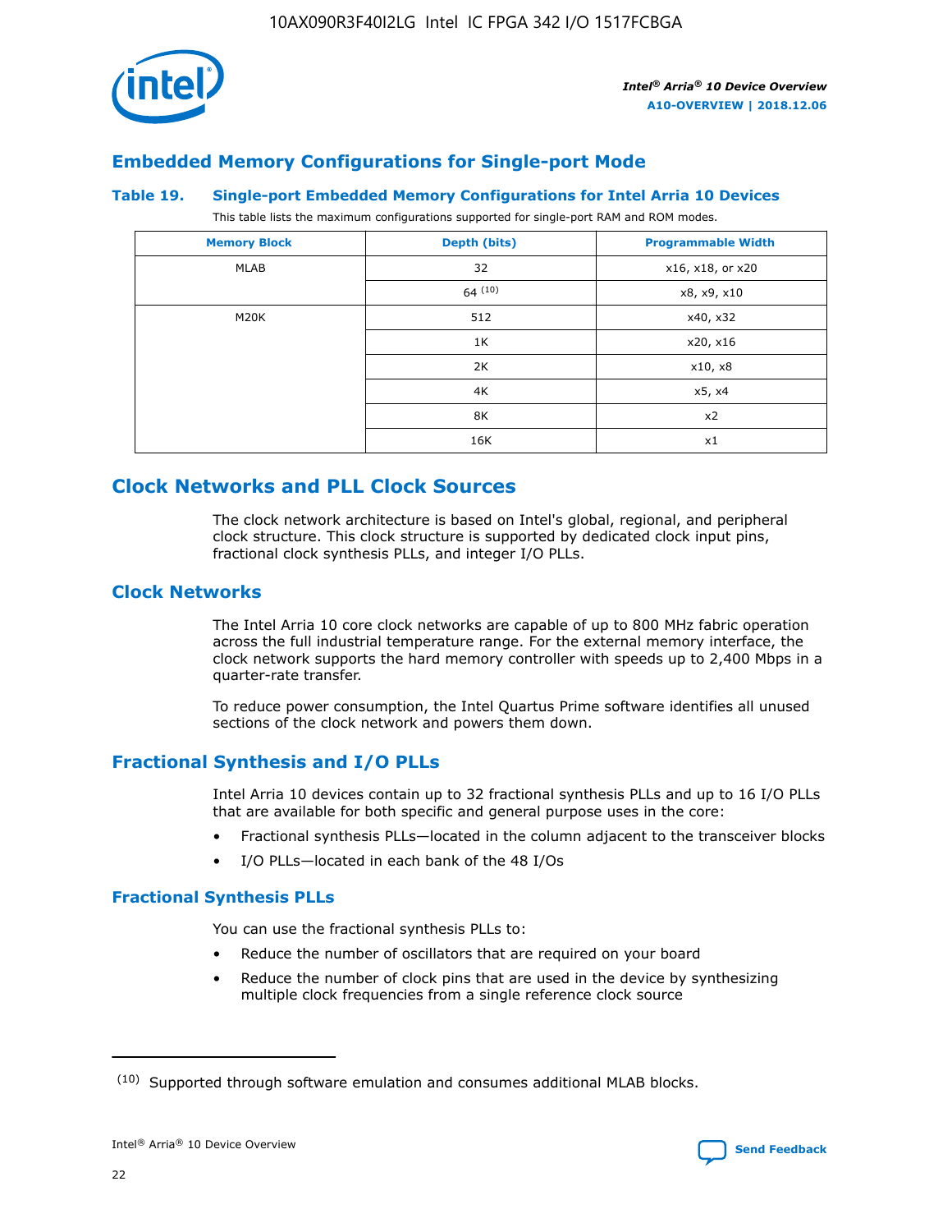## Embedded Memory Configurations for Single-port Mode

### Table 19. Single-port Embedded Memory Configurations for Intel Arria 10 Devices

This table lists the maximum configurations supported for single-port RAM and ROM modes.

| Memory Block | Depth (bits) | Programmable Width |
|---|---|---|
| MLAB | 32 | x16, x18, or x20 |
| | 64 (10) | x8, x9, x10 |
| M20K | 512 | x40, x32 |
| | 1K | x20, x16 |
| | 2K | x10, x8 |
| | 4K | x5, x4 |
| | 8K | x2 |
| | 16K | x1 |

## Clock Networks and PLL Clock Sources

The clock network architecture is based on Intel's global, regional, and peripheral clock structure. This clock structure is supported by dedicated clock input pins, fractional clock synthesis PLLs, and integer I/O PLLs.

## Clock Networks

The Intel Arria 10 core clock networks are capable of up to 800 MHz fabric operation across the full industrial temperature range. For the external memory interface, the clock network supports the hard memory controller with speeds up to 2,400 Mbps in a quarter-rate transfer.

To reduce power consumption, the Intel Quartus Prime software identifies all unused sections of the clock network and powers them down.

## Fractional Synthesis and I/O PLLs

Intel Arria 10 devices contain up to 32 fractional synthesis PLLs and up to 16 I/O PLLs that are available for both specific and general purpose uses in the core:

- Fractional synthesis PLLs—located in the column adjacent to the transceiver blocks
- I/O PLLs—located in each bank of the 48 I/Os

### Fractional Synthesis PLLs

You can use the fractional synthesis PLLs to:

- Reduce the number of oscillators that are required on your board
- Reduce the number of clock pins that are used in the device by synthesizing multiple clock frequencies from a single reference clock source

(10) Supported through software emulation and consumes additional MLAB blocks.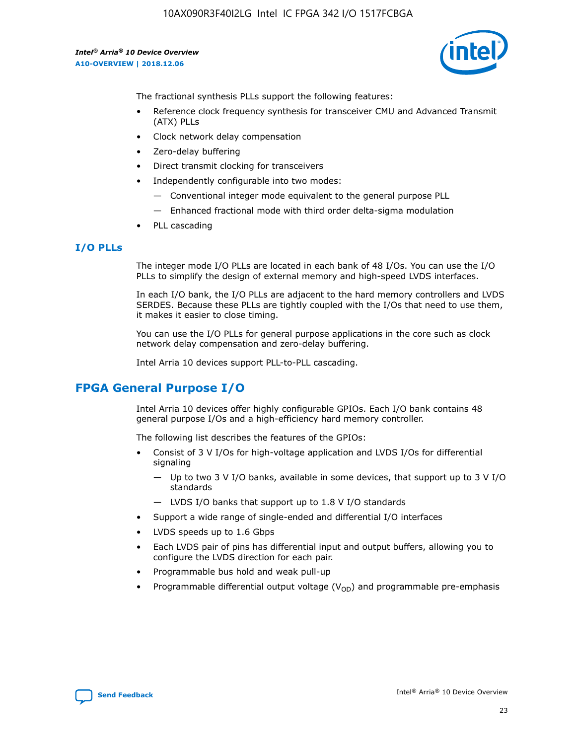The fractional synthesis PLLs support the following features:

- Reference clock frequency synthesis for transceiver CMU and Advanced Transmit (ATX) PLLs
- Clock network delay compensation
- Zero-delay buffering
- Direct transmit clocking for transceivers
- Independently configurable into two modes:
  - — Conventional integer mode equivalent to the general purpose PLL
  - — Enhanced fractional mode with third order delta-sigma modulation
- PLL cascading

### I/O PLLs

The integer mode I/O PLLs are located in each bank of 48 I/Os. You can use the I/O PLLs to simplify the design of external memory and high-speed LVDS interfaces.

In each I/O bank, the I/O PLLs are adjacent to the hard memory controllers and LVDS SERDES. Because these PLLs are tightly coupled with the I/Os that need to use them, it makes it easier to close timing.

You can use the I/O PLLs for general purpose applications in the core such as clock network delay compensation and zero-delay buffering.

Intel Arria 10 devices support PLL-to-PLL cascading.

## FPGA General Purpose I/O

Intel Arria 10 devices offer highly configurable GPIOs. Each I/O bank contains 48 general purpose I/Os and a high-efficiency hard memory controller.

The following list describes the features of the GPIOs:

- Consist of 3 V I/Os for high-voltage application and LVDS I/Os for differential signaling
  - — Up to two 3 V I/O banks, available in some devices, that support up to 3 V I/O standards
  - — LVDS I/O banks that support up to 1.8 V I/O standards
- Support a wide range of single-ended and differential I/O interfaces
- LVDS speeds up to 1.6 Gbps
- Each LVDS pair of pins has differential input and output buffers, allowing you to configure the LVDS direction for each pair.
- Programmable bus hold and weak pull-up
- Programmable differential output voltage ($V_{OD}$) and programmable pre-emphasis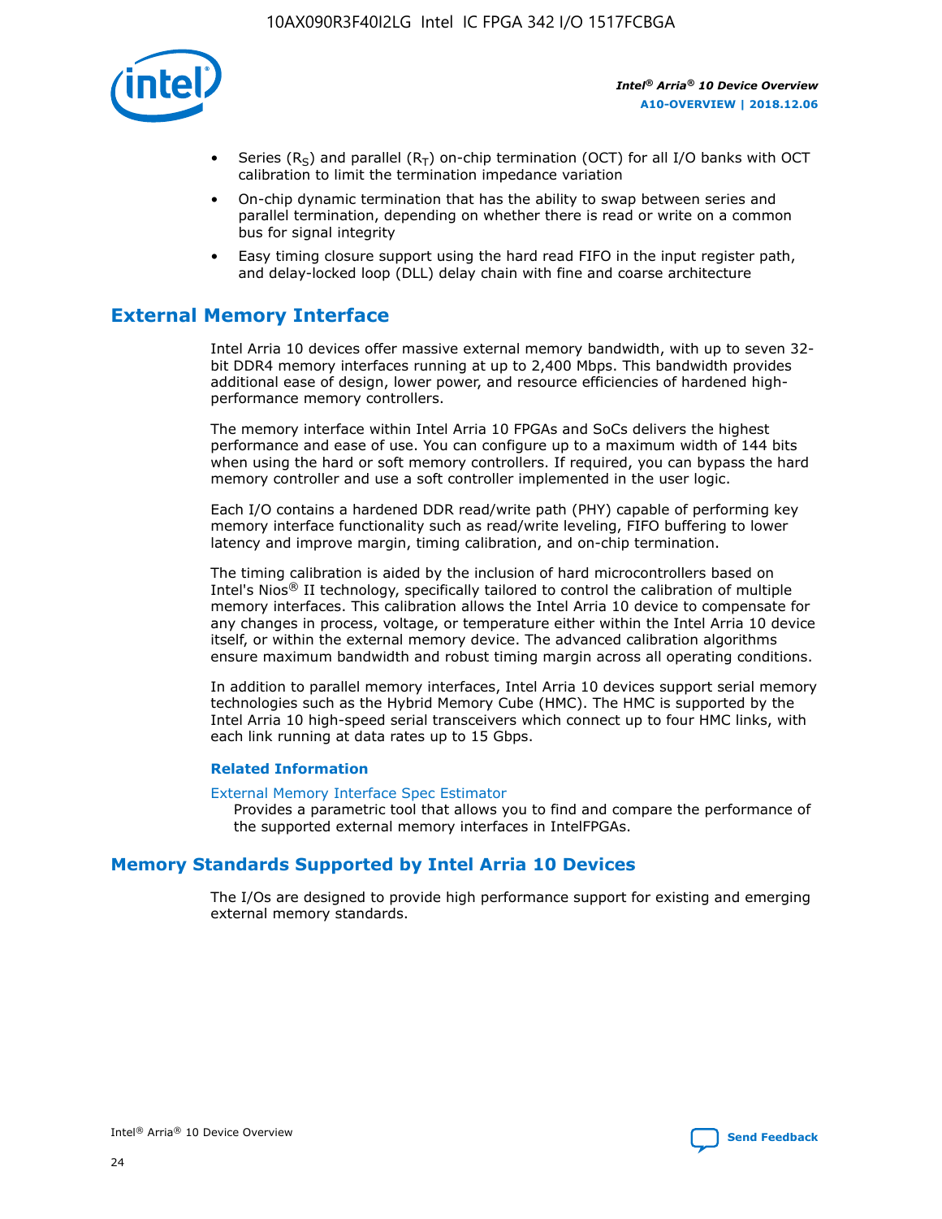- Series ($R_S$) and parallel ($R_T$) on-chip termination (OCT) for all I/O banks with OCT calibration to limit the termination impedance variation
- On-chip dynamic termination that has the ability to swap between series and parallel termination, depending on whether there is read or write on a common bus for signal integrity
- Easy timing closure support using the hard read FIFO in the input register path, and delay-locked loop (DLL) delay chain with fine and coarse architecture

## External Memory Interface

Intel Arria 10 devices offer massive external memory bandwidth, with up to seven 32-bit DDR4 memory interfaces running at up to 2,400 Mbps. This bandwidth provides additional ease of design, lower power, and resource efficiencies of hardened high-performance memory controllers.

The memory interface within Intel Arria 10 FPGAs and SoCs delivers the highest performance and ease of use. You can configure up to a maximum width of 144 bits when using the hard or soft memory controllers. If required, you can bypass the hard memory controller and use a soft controller implemented in the user logic.

Each I/O contains a hardened DDR read/write path (PHY) capable of performing key memory interface functionality such as read/write leveling, FIFO buffering to lower latency and improve margin, timing calibration, and on-chip termination.

The timing calibration is aided by the inclusion of hard microcontrollers based on Intel's Nios® II technology, specifically tailored to control the calibration of multiple memory interfaces. This calibration allows the Intel Arria 10 device to compensate for any changes in process, voltage, or temperature either within the Intel Arria 10 device itself, or within the external memory device. The advanced calibration algorithms ensure maximum bandwidth and robust timing margin across all operating conditions.

In addition to parallel memory interfaces, Intel Arria 10 devices support serial memory technologies such as the Hybrid Memory Cube (HMC). The HMC is supported by the Intel Arria 10 high-speed serial transceivers which connect up to four HMC links, with each link running at data rates up to 15 Gbps.

### Related Information

External Memory Interface Spec Estimator
Provides a parametric tool that allows you to find and compare the performance of the supported external memory interfaces in IntelFPGAs.

## Memory Standards Supported by Intel Arria 10 Devices

The I/Os are designed to provide high performance support for existing and emerging external memory standards.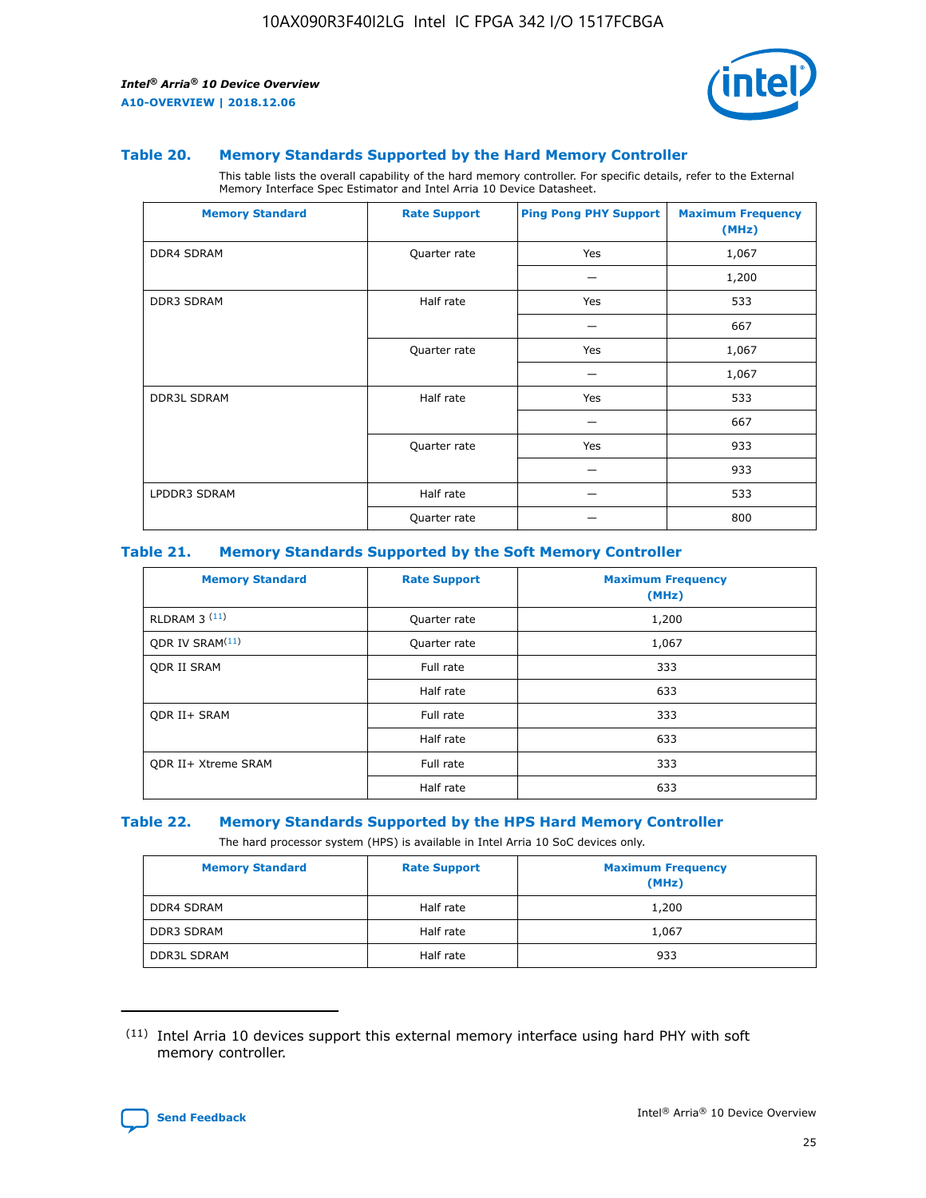### Table 20. Memory Standards Supported by the Hard Memory Controller

This table lists the overall capability of the hard memory controller. For specific details, refer to the External Memory Interface Spec Estimator and Intel Arria 10 Device Datasheet.

| Memory Standard | Rate Support | Ping Pong PHY Support | Maximum Frequency (MHz) |
|---|---|---|---|
| DDR4 SDRAM | Quarter rate | Yes | 1,067 |
| | | — | 1,200 |
| DDR3 SDRAM | Half rate | Yes | 533 |
| | | — | 667 |
| | Quarter rate | Yes | 1,067 |
| | | — | 1,067 |
| DDR3L SDRAM | Half rate | Yes | 533 |
| | | — | 667 |
| | Quarter rate | Yes | 933 |
| | | — | 933 |
| LPDDR3 SDRAM | Half rate | — | 533 |
| | Quarter rate | — | 800 |

### Table 21. Memory Standards Supported by the Soft Memory Controller

| Memory Standard | Rate Support | Maximum Frequency (MHz) |
|---|---|---|
| RLDRAM 3 [11] | Quarter rate | 1,200 |
| QDR IV SRAM[11] | Quarter rate | 1,067 |
| QDR II SRAM | Full rate | 333 |
| | Half rate | 633 |
| QDR II+ SRAM | Full rate | 333 |
| | Half rate | 633 |
| QDR II+ Xtreme SRAM | Full rate | 333 |
| | Half rate | 633 |

### Table 22. Memory Standards Supported by the HPS Hard Memory Controller

The hard processor system (HPS) is available in Intel Arria 10 SoC devices only.

| Memory Standard | Rate Support | Maximum Frequency (MHz) |
|---|---|---|
| DDR4 SDRAM | Half rate | 1,200 |
| DDR3 SDRAM | Half rate | 1,067 |
| DDR3L SDRAM | Half rate | 933 |

[11] Intel Arria 10 devices support this external memory interface using hard PHY with soft memory controller.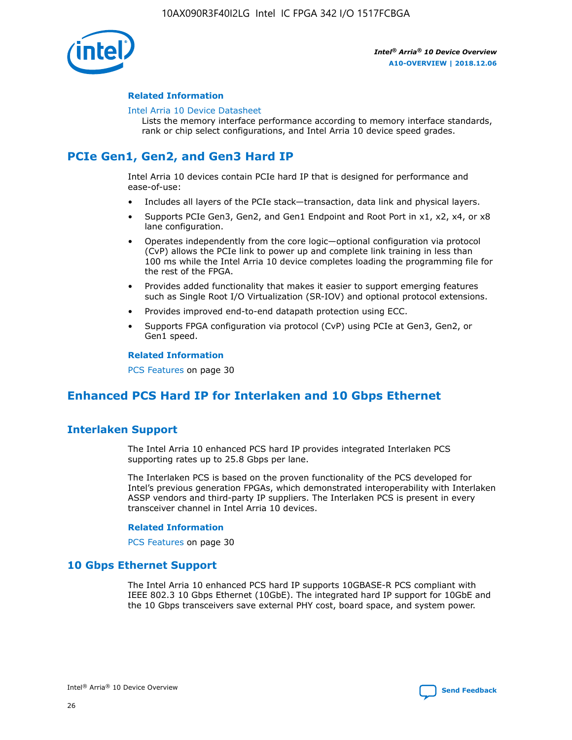#### Related Information

Intel Arria 10 Device Datasheet
Lists the memory interface performance according to memory interface standards, rank or chip select configurations, and Intel Arria 10 device speed grades.

## PCIe Gen1, Gen2, and Gen3 Hard IP

Intel Arria 10 devices contain PCIe hard IP that is designed for performance and ease-of-use:

- Includes all layers of the PCIe stack—transaction, data link and physical layers.
- Supports PCIe Gen3, Gen2, and Gen1 Endpoint and Root Port in x1, x2, x4, or x8 lane configuration.
- Operates independently from the core logic—optional configuration via protocol (CvP) allows the PCIe link to power up and complete link training in less than 100 ms while the Intel Arria 10 device completes loading the programming file for the rest of the FPGA.
- Provides added functionality that makes it easier to support emerging features such as Single Root I/O Virtualization (SR-IOV) and optional protocol extensions.
- Provides improved end-to-end datapath protection using ECC.
- Supports FPGA configuration via protocol (CvP) using PCIe at Gen3, Gen2, or Gen1 speed.

#### Related Information

PCS Features on page 30

## Enhanced PCS Hard IP for Interlaken and 10 Gbps Ethernet

### Interlaken Support

The Intel Arria 10 enhanced PCS hard IP provides integrated Interlaken PCS supporting rates up to 25.8 Gbps per lane.

The Interlaken PCS is based on the proven functionality of the PCS developed for Intel's previous generation FPGAs, which demonstrated interoperability with Interlaken ASSP vendors and third-party IP suppliers. The Interlaken PCS is present in every transceiver channel in Intel Arria 10 devices.

#### Related Information

PCS Features on page 30

### 10 Gbps Ethernet Support

The Intel Arria 10 enhanced PCS hard IP supports 10GBASE-R PCS compliant with IEEE 802.3 10 Gbps Ethernet (10GbE). The integrated hard IP support for 10GbE and the 10 Gbps transceivers save external PHY cost, board space, and system power.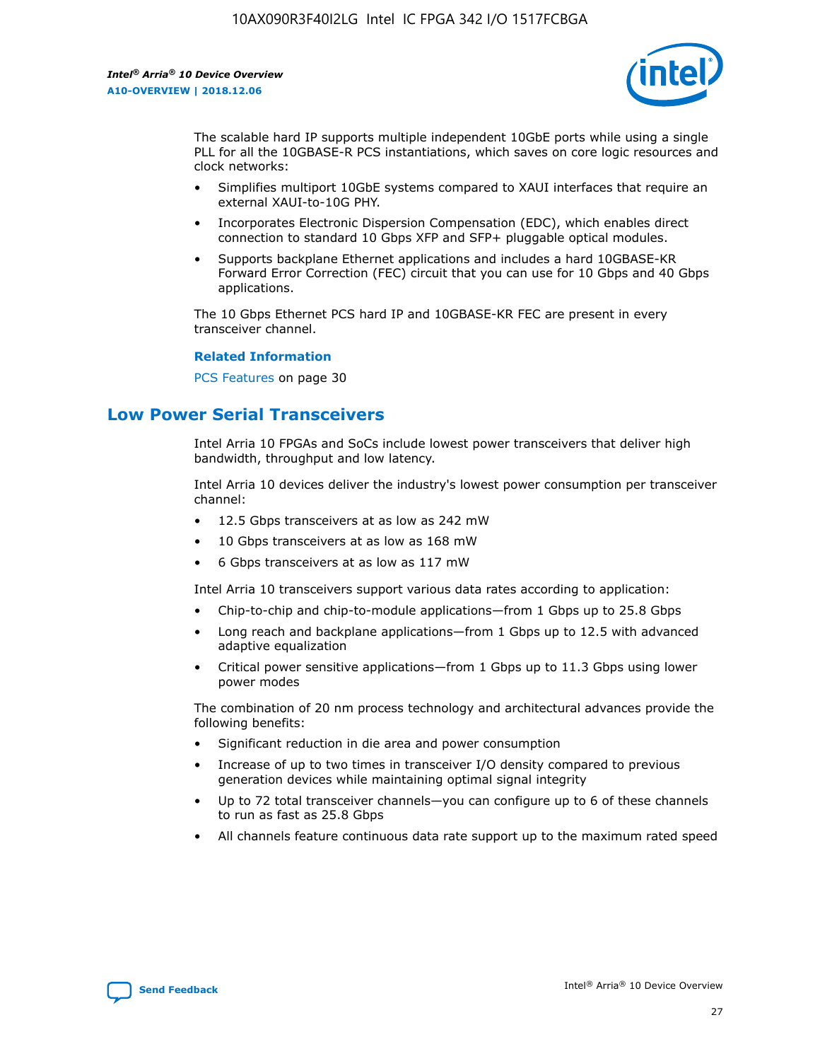The scalable hard IP supports multiple independent 10GbE ports while using a single PLL for all the 10GBASE-R PCS instantiations, which saves on core logic resources and clock networks:

- Simplifies multiport 10GbE systems compared to XAUI interfaces that require an external XAUI-to-10G PHY.
- Incorporates Electronic Dispersion Compensation (EDC), which enables direct connection to standard 10 Gbps XFP and SFP+ pluggable optical modules.
- Supports backplane Ethernet applications and includes a hard 10GBASE-KR Forward Error Correction (FEC) circuit that you can use for 10 Gbps and 40 Gbps applications.

The 10 Gbps Ethernet PCS hard IP and 10GBASE-KR FEC are present in every transceiver channel.

**Related Information**

PCS Features on page 30

## Low Power Serial Transceivers

Intel Arria 10 FPGAs and SoCs include lowest power transceivers that deliver high bandwidth, throughput and low latency.

Intel Arria 10 devices deliver the industry's lowest power consumption per transceiver channel:

- 12.5 Gbps transceivers at as low as 242 mW
- 10 Gbps transceivers at as low as 168 mW
- 6 Gbps transceivers at as low as 117 mW

Intel Arria 10 transceivers support various data rates according to application:

- Chip-to-chip and chip-to-module applications—from 1 Gbps up to 25.8 Gbps
- Long reach and backplane applications—from 1 Gbps up to 12.5 with advanced adaptive equalization
- Critical power sensitive applications—from 1 Gbps up to 11.3 Gbps using lower power modes

The combination of 20 nm process technology and architectural advances provide the following benefits:

- Significant reduction in die area and power consumption
- Increase of up to two times in transceiver I/O density compared to previous generation devices while maintaining optimal signal integrity
- Up to 72 total transceiver channels—you can configure up to 6 of these channels to run as fast as 25.8 Gbps
- All channels feature continuous data rate support up to the maximum rated speed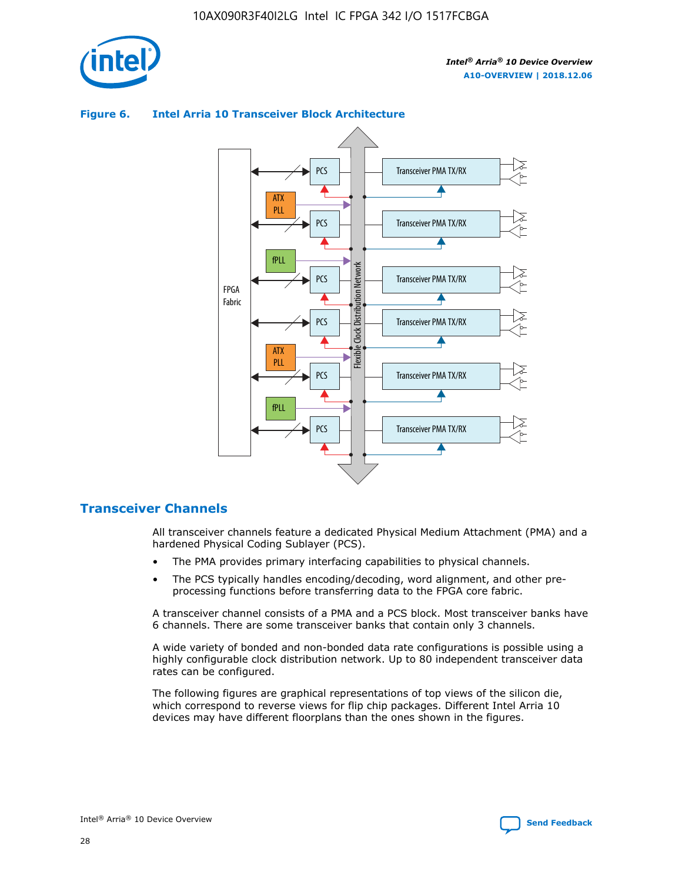**Figure 6. Intel Arria 10 Transceiver Block Architecture**

## Transceiver Channels

All transceiver channels feature a dedicated Physical Medium Attachment (PMA) and a hardened Physical Coding Sublayer (PCS).

- The PMA provides primary interfacing capabilities to physical channels.
- The PCS typically handles encoding/decoding, word alignment, and other pre-processing functions before transferring data to the FPGA core fabric.

A transceiver channel consists of a PMA and a PCS block. Most transceiver banks have 6 channels. There are some transceiver banks that contain only 3 channels.

A wide variety of bonded and non-bonded data rate configurations is possible using a highly configurable clock distribution network. Up to 80 independent transceiver data rates can be configured.

The following figures are graphical representations of top views of the silicon die, which correspond to reverse views for flip chip packages. Different Intel Arria 10 devices may have different floorplans than the ones shown in the figures.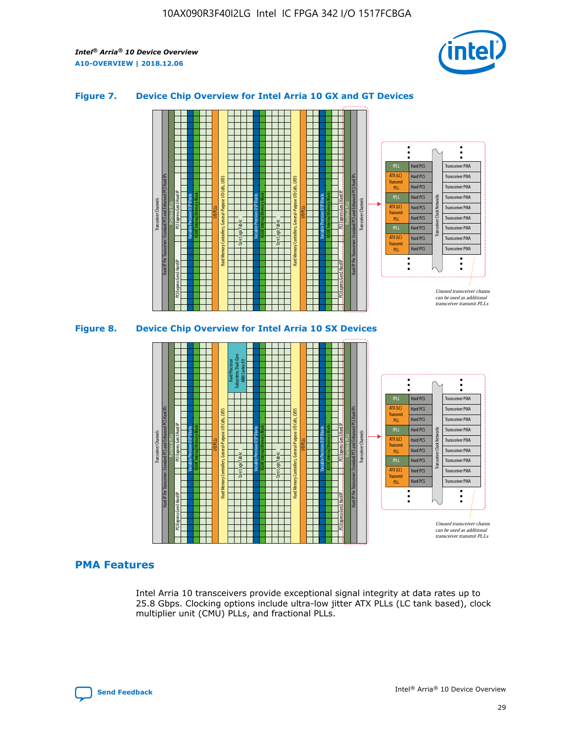### Figure 7. Device Chip Overview for Intel Arria 10 GX and GT Devices

Unused transceiver channels can be used as additional transceiver transmit PLLs

### Figure 8. Device Chip Overview for Intel Arria 10 SX Devices

Unused transceiver channels can be used as additional transceiver transmit PLLs

## PMA Features

Intel Arria 10 transceivers provide exceptional signal integrity at data rates up to 25.8 Gbps. Clocking options include ultra-low jitter ATX PLLs (LC tank based), clock multiplier unit (CMU) PLLs, and fractional PLLs.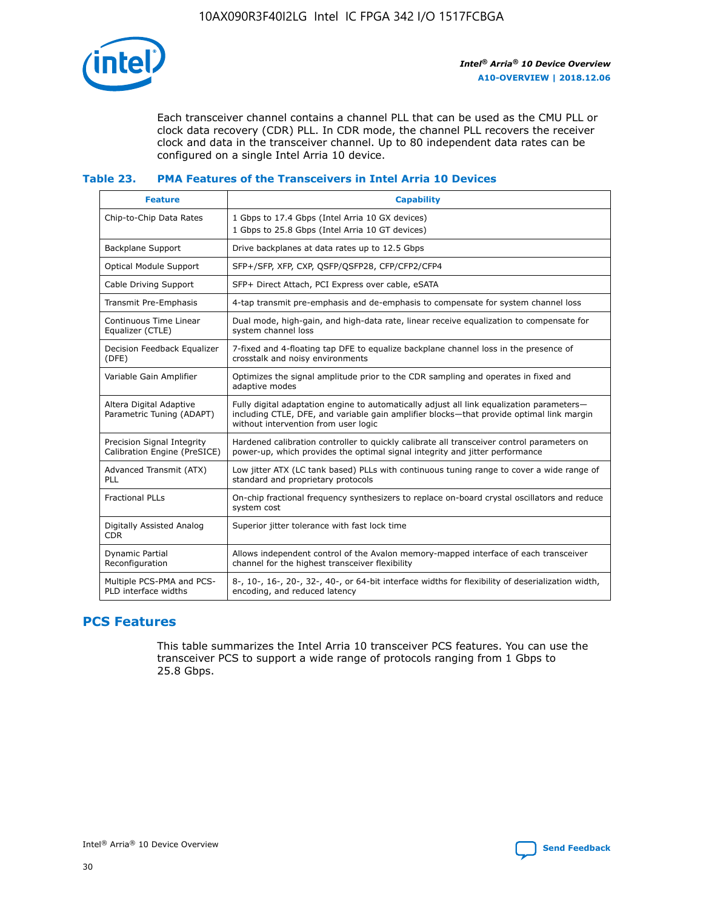Each transceiver channel contains a channel PLL that can be used as the CMU PLL or clock data recovery (CDR) PLL. In CDR mode, the channel PLL recovers the receiver clock and data in the transceiver channel. Up to 80 independent data rates can be configured on a single Intel Arria 10 device.

### Table 23. PMA Features of the Transceivers in Intel Arria 10 Devices

| Feature | Capability |
| --- | --- |
| Chip-to-Chip Data Rates | 1 Gbps to 17.4 Gbps (Intel Arria 10 GX devices)<br>1 Gbps to 25.8 Gbps (Intel Arria 10 GT devices) |
| Backplane Support | Drive backplanes at data rates up to 12.5 Gbps |
| Optical Module Support | SFP+/SFP, XFP, CXP, QSFP/QSFP28, CFP/CFP2/CFP4 |
| Cable Driving Support | SFP+ Direct Attach, PCI Express over cable, eSATA |
| Transmit Pre-Emphasis | 4-tap transmit pre-emphasis and de-emphasis to compensate for system channel loss |
| Continuous Time Linear Equalizer (CTLE) | Dual mode, high-gain, and high-data rate, linear receive equalization to compensate for system channel loss |
| Decision Feedback Equalizer (DFE) | 7-fixed and 4-floating tap DFE to equalize backplane channel loss in the presence of crosstalk and noisy environments |
| Variable Gain Amplifier | Optimizes the signal amplitude prior to the CDR sampling and operates in fixed and adaptive modes |
| Altera Digital Adaptive Parametric Tuning (ADAPT) | Fully digital adaptation engine to automatically adjust all link equalization parameters—including CTLE, DFE, and variable gain amplifier blocks—that provide optimal link margin without intervention from user logic |
| Precision Signal Integrity Calibration Engine (PreSICE) | Hardened calibration controller to quickly calibrate all transceiver control parameters on power-up, which provides the optimal signal integrity and jitter performance |
| Advanced Transmit (ATX) PLL | Low jitter ATX (LC tank based) PLLs with continuous tuning range to cover a wide range of standard and proprietary protocols |
| Fractional PLLs | On-chip fractional frequency synthesizers to replace on-board crystal oscillators and reduce system cost |
| Digitally Assisted Analog CDR | Superior jitter tolerance with fast lock time |
| Dynamic Partial Reconfiguration | Allows independent control of the Avalon memory-mapped interface of each transceiver channel for the highest transceiver flexibility |
| Multiple PCS-PMA and PCS-PLD interface widths | 8-, 10-, 16-, 20-, 32-, 40-, or 64-bit interface widths for flexibility of deserialization width, encoding, and reduced latency |

## PCS Features

This table summarizes the Intel Arria 10 transceiver PCS features. You can use the transceiver PCS to support a wide range of protocols ranging from 1 Gbps to 25.8 Gbps.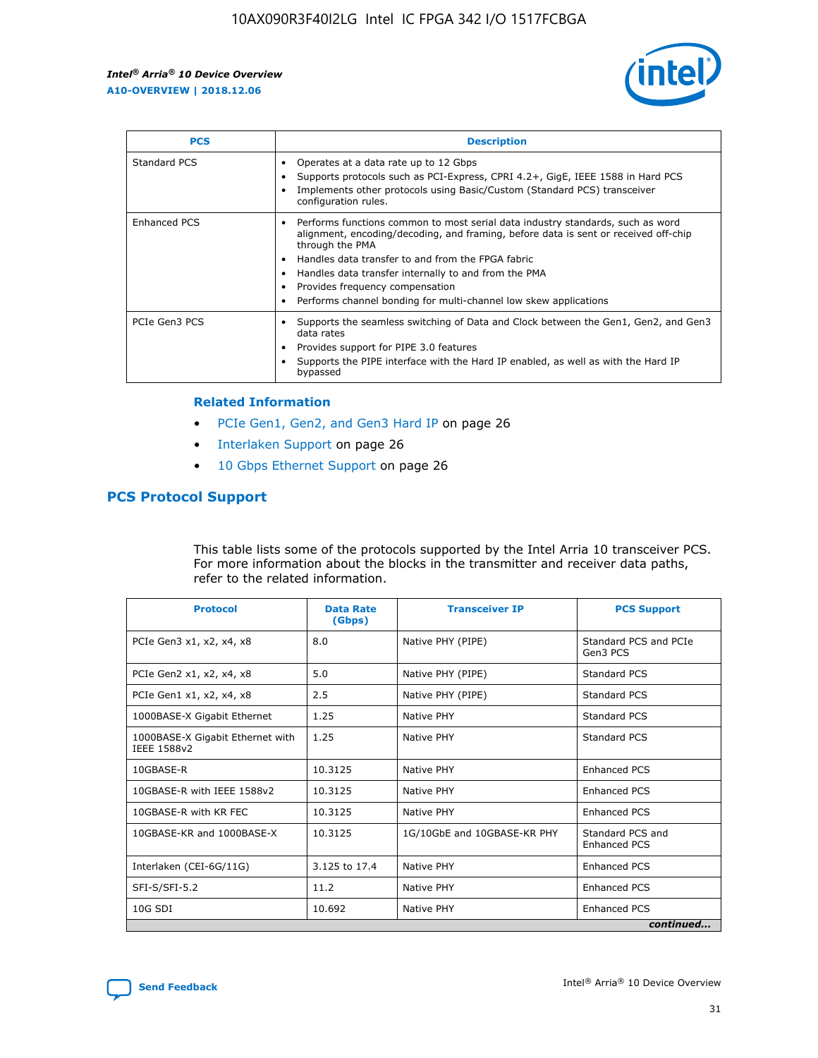| PCS | Description |
| --- | --- |
| Standard PCS | • Operates at a data rate up to 12 Gbps<br>• Supports protocols such as PCI-Express, CPRI 4.2+, GigE, IEEE 1588 in Hard PCS<br>• Implements other protocols using Basic/Custom (Standard PCS) transceiver configuration rules. |
| Enhanced PCS | • Performs functions common to most serial data industry standards, such as word alignment, encoding/decoding, and framing, before data is sent or received off-chip through the PMA<br>• Handles data transfer to and from the FPGA fabric<br>• Handles data transfer internally to and from the PMA<br>• Provides frequency compensation<br>• Performs channel bonding for multi-channel low skew applications |
| PCIe Gen3 PCS | • Supports the seamless switching of Data and Clock between the Gen1, Gen2, and Gen3 data rates<br>• Provides support for PIPE 3.0 features<br>• Supports the PIPE interface with the Hard IP enabled, as well as with the Hard IP bypassed |

**Related Information**

- PCIe Gen1, Gen2, and Gen3 Hard IP on page 26
- Interlaken Support on page 26
- 10 Gbps Ethernet Support on page 26

## PCS Protocol Support

This table lists some of the protocols supported by the Intel Arria 10 transceiver PCS. For more information about the blocks in the transmitter and receiver data paths, refer to the related information.

| Protocol | Data Rate (Gbps) | Transceiver IP | PCS Support |
| --- | --- | --- | --- |
| PCIe Gen3 x1, x2, x4, x8 | 8.0 | Native PHY (PIPE) | Standard PCS and PCIe Gen3 PCS |
| PCIe Gen2 x1, x2, x4, x8 | 5.0 | Native PHY (PIPE) | Standard PCS |
| PCIe Gen1 x1, x2, x4, x8 | 2.5 | Native PHY (PIPE) | Standard PCS |
| 1000BASE-X Gigabit Ethernet | 1.25 | Native PHY | Standard PCS |
| 1000BASE-X Gigabit Ethernet with IEEE 1588v2 | 1.25 | Native PHY | Standard PCS |
| 10GBASE-R | 10.3125 | Native PHY | Enhanced PCS |
| 10GBASE-R with IEEE 1588v2 | 10.3125 | Native PHY | Enhanced PCS |
| 10GBASE-R with KR FEC | 10.3125 | Native PHY | Enhanced PCS |
| 10GBASE-KR and 1000BASE-X | 10.3125 | 1G/10GbE and 10GBASE-KR PHY | Standard PCS and Enhanced PCS |
| Interlaken (CEI-6G/11G) | 3.125 to 17.4 | Native PHY | Enhanced PCS |
| SFI-S/SFI-5.2 | 11.2 | Native PHY | Enhanced PCS |
| 10G SDI | 10.692 | Native PHY | Enhanced PCS |

*continued...*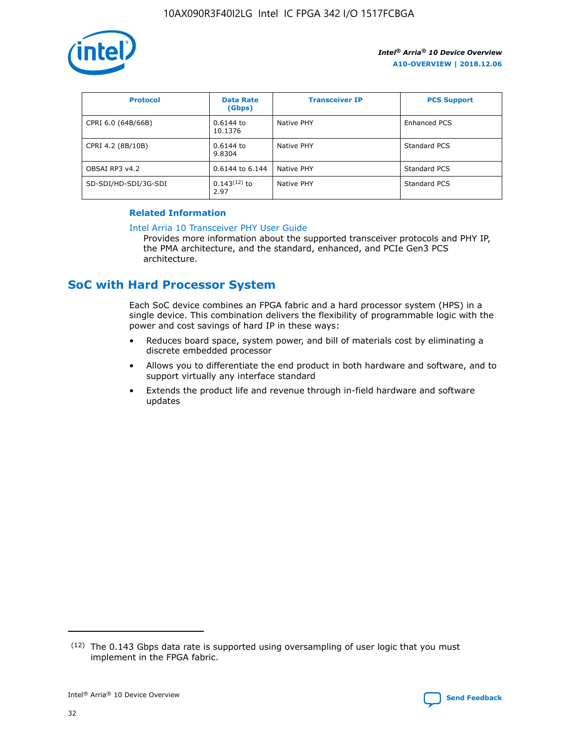| Protocol | Data Rate (Gbps) | Transceiver IP | PCS Support |
|---|---|---|---|
| CPRI 6.0 (64B/66B) | 0.6144 to 10.1376 | Native PHY | Enhanced PCS |
| CPRI 4.2 (8B/10B) | 0.6144 to 9.8304 | Native PHY | Standard PCS |
| OBSAI RP3 v4.2 | 0.6144 to 6.144 | Native PHY | Standard PCS |
| SD-SDI/HD-SDI/3G-SDI | 0.143[12] to 2.97 | Native PHY | Standard PCS |

### Related Information

Intel Arria 10 Transceiver PHY User Guide
Provides more information about the supported transceiver protocols and PHY IP, the PMA architecture, and the standard, enhanced, and PCIe Gen3 PCS architecture.

## SoC with Hard Processor System

Each SoC device combines an FPGA fabric and a hard processor system (HPS) in a single device. This combination delivers the flexibility of programmable logic with the power and cost savings of hard IP in these ways:

- Reduces board space, system power, and bill of materials cost by eliminating a discrete embedded processor
- Allows you to differentiate the end product in both hardware and software, and to support virtually any interface standard
- Extends the product life and revenue through in-field hardware and software updates

(12) The 0.143 Gbps data rate is supported using oversampling of user logic that you must implement in the FPGA fabric.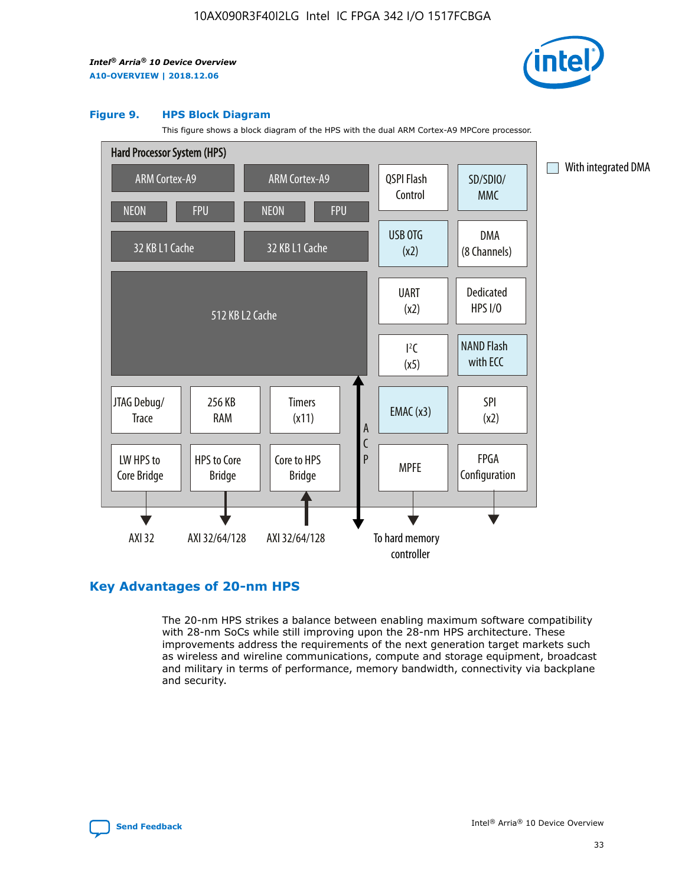**Figure 9. HPS Block Diagram**

This figure shows a block diagram of the HPS with the dual ARM Cortex-A9 MPCore processor.

Hard Processor System (HPS)

- ARM Cortex-A9 (NEON, FPU, 32 KB L1 Cache)
- ARM Cortex-A9 (NEON, FPU, 32 KB L1 Cache)
- 512 KB L2 Cache
- QSPI Flash Control
- SD/SDIO/MMC
- USB OTG (x2)
- DMA (8 Channels)
- UART (x2)
- Dedicated HPS I/O
- $I^2C$ (x5)
- NAND Flash with ECC
- JTAG Debug/Trace
- 256 KB RAM
- Timers (x11)
- EMAC (x3)
- SPI (x2)
- LW HPS to Core Bridge — AXI 32
- HPS to Core Bridge — AXI 32/64/128
- Core to HPS Bridge — AXI 32/64/128
- ACP
- MPFE — To hard memory controller
- FPGA Configuration

With integrated DMA: SD/SDIO/MMC, USB OTG (x2), NAND Flash with ECC, EMAC (x3)

## Key Advantages of 20-nm HPS

The 20-nm HPS strikes a balance between enabling maximum software compatibility with 28-nm SoCs while still improving upon the 28-nm HPS architecture. These improvements address the requirements of the next generation target markets such as wireless and wireline communications, compute and storage equipment, broadcast and military in terms of performance, memory bandwidth, connectivity via backplane and security.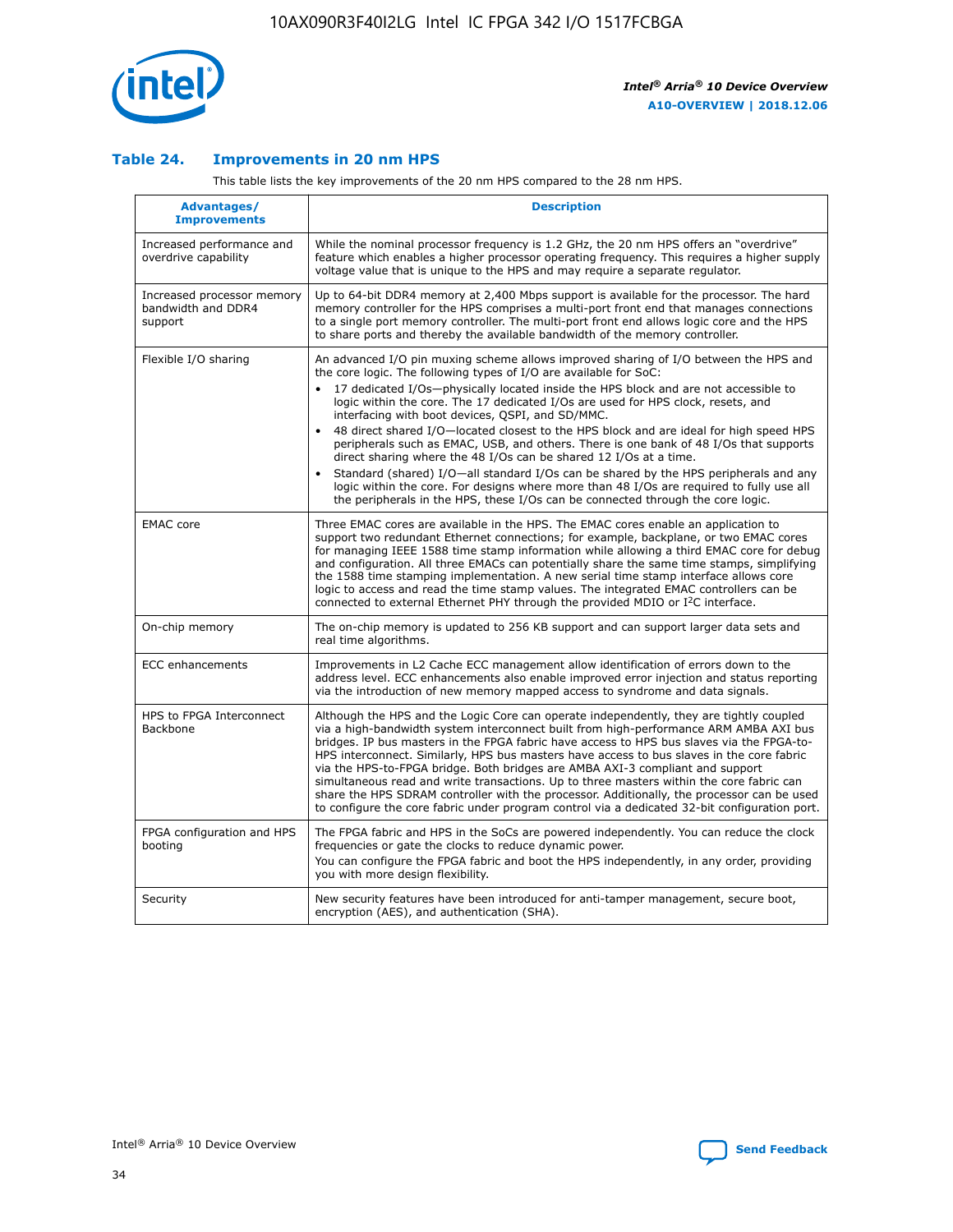### Table 24. Improvements in 20 nm HPS

This table lists the key improvements of the 20 nm HPS compared to the 28 nm HPS.

| Advantages/ Improvements | Description |
| --- | --- |
| Increased performance and overdrive capability | While the nominal processor frequency is 1.2 GHz, the 20 nm HPS offers an "overdrive" feature which enables a higher processor operating frequency. This requires a higher supply voltage value that is unique to the HPS and may require a separate regulator. |
| Increased processor memory bandwidth and DDR4 support | Up to 64-bit DDR4 memory at 2,400 Mbps support is available for the processor. The hard memory controller for the HPS comprises a multi-port front end that manages connections to a single port memory controller. The multi-port front end allows logic core and the HPS to share ports and thereby the available bandwidth of the memory controller. |
| Flexible I/O sharing | An advanced I/O pin muxing scheme allows improved sharing of I/O between the HPS and the core logic. The following types of I/O are available for SoC: • 17 dedicated I/Os—physically located inside the HPS block and are not accessible to logic within the core. The 17 dedicated I/Os are used for HPS clock, resets, and interfacing with boot devices, QSPI, and SD/MMC. • 48 direct shared I/O—located closest to the HPS block and are ideal for high speed HPS peripherals such as EMAC, USB, and others. There is one bank of 48 I/Os that supports direct sharing where the 48 I/Os can be shared 12 I/Os at a time. • Standard (shared) I/O—all standard I/Os can be shared by the HPS peripherals and any logic within the core. For designs where more than 48 I/Os are required to fully use all the peripherals in the HPS, these I/Os can be connected through the core logic. |
| EMAC core | Three EMAC cores are available in the HPS. The EMAC cores enable an application to support two redundant Ethernet connections; for example, backplane, or two EMAC cores for managing IEEE 1588 time stamp information while allowing a third EMAC core for debug and configuration. All three EMACs can potentially share the same time stamps, simplifying the 1588 time stamping implementation. A new serial time stamp interface allows core logic to access and read the time stamp values. The integrated EMAC controllers can be connected to external Ethernet PHY through the provided MDIO or I²C interface. |
| On-chip memory | The on-chip memory is updated to 256 KB support and can support larger data sets and real time algorithms. |
| ECC enhancements | Improvements in L2 Cache ECC management allow identification of errors down to the address level. ECC enhancements also enable improved error injection and status reporting via the introduction of new memory mapped access to syndrome and data signals. |
| HPS to FPGA Interconnect Backbone | Although the HPS and the Logic Core can operate independently, they are tightly coupled via a high-bandwidth system interconnect built from high-performance ARM AMBA AXI bus bridges. IP bus masters in the FPGA fabric have access to HPS bus slaves via the FPGA-to-HPS interconnect. Similarly, HPS bus masters have access to bus slaves in the core fabric via the HPS-to-FPGA bridge. Both bridges are AMBA AXI-3 compliant and support simultaneous read and write transactions. Up to three masters within the core fabric can share the HPS SDRAM controller with the processor. Additionally, the processor can be used to configure the core fabric under program control via a dedicated 32-bit configuration port. |
| FPGA configuration and HPS booting | The FPGA fabric and HPS in the SoCs are powered independently. You can reduce the clock frequencies or gate the clocks to reduce dynamic power. You can configure the FPGA fabric and boot the HPS independently, in any order, providing you with more design flexibility. |
| Security | New security features have been introduced for anti-tamper management, secure boot, encryption (AES), and authentication (SHA). |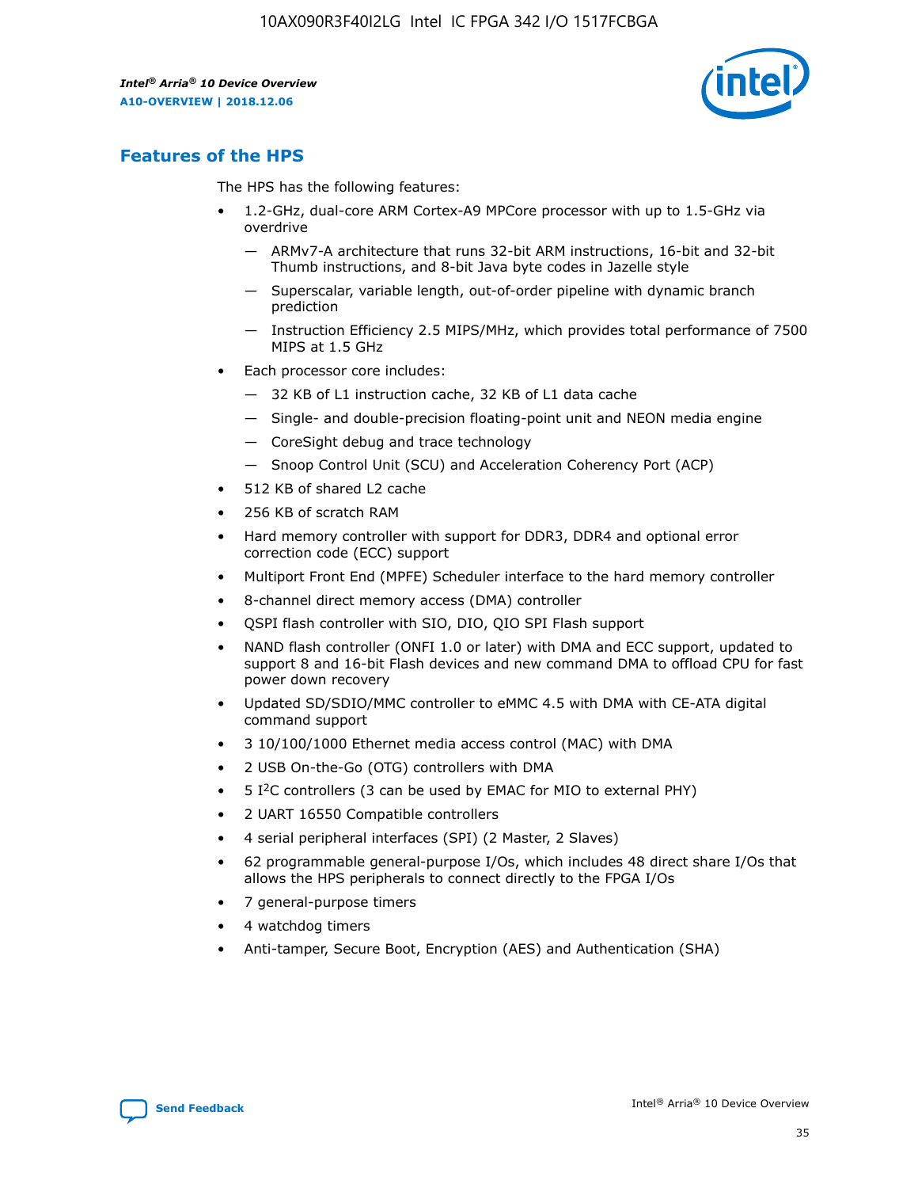## Features of the HPS

The HPS has the following features:

- 1.2-GHz, dual-core ARM Cortex-A9 MPCore processor with up to 1.5-GHz via overdrive
  - — ARMv7-A architecture that runs 32-bit ARM instructions, 16-bit and 32-bit Thumb instructions, and 8-bit Java byte codes in Jazelle style
  - — Superscalar, variable length, out-of-order pipeline with dynamic branch prediction
  - — Instruction Efficiency 2.5 MIPS/MHz, which provides total performance of 7500 MIPS at 1.5 GHz
- Each processor core includes:
  - — 32 KB of L1 instruction cache, 32 KB of L1 data cache
  - — Single- and double-precision floating-point unit and NEON media engine
  - — CoreSight debug and trace technology
  - — Snoop Control Unit (SCU) and Acceleration Coherency Port (ACP)
- 512 KB of shared L2 cache
- 256 KB of scratch RAM
- Hard memory controller with support for DDR3, DDR4 and optional error correction code (ECC) support
- Multiport Front End (MPFE) Scheduler interface to the hard memory controller
- 8-channel direct memory access (DMA) controller
- QSPI flash controller with SIO, DIO, QIO SPI Flash support
- NAND flash controller (ONFI 1.0 or later) with DMA and ECC support, updated to support 8 and 16-bit Flash devices and new command DMA to offload CPU for fast power down recovery
- Updated SD/SDIO/MMC controller to eMMC 4.5 with DMA with CE-ATA digital command support
- 3 10/100/1000 Ethernet media access control (MAC) with DMA
- 2 USB On-the-Go (OTG) controllers with DMA
- 5 I²C controllers (3 can be used by EMAC for MIO to external PHY)
- 2 UART 16550 Compatible controllers
- 4 serial peripheral interfaces (SPI) (2 Master, 2 Slaves)
- 62 programmable general-purpose I/Os, which includes 48 direct share I/Os that allows the HPS peripherals to connect directly to the FPGA I/Os
- 7 general-purpose timers
- 4 watchdog timers
- Anti-tamper, Secure Boot, Encryption (AES) and Authentication (SHA)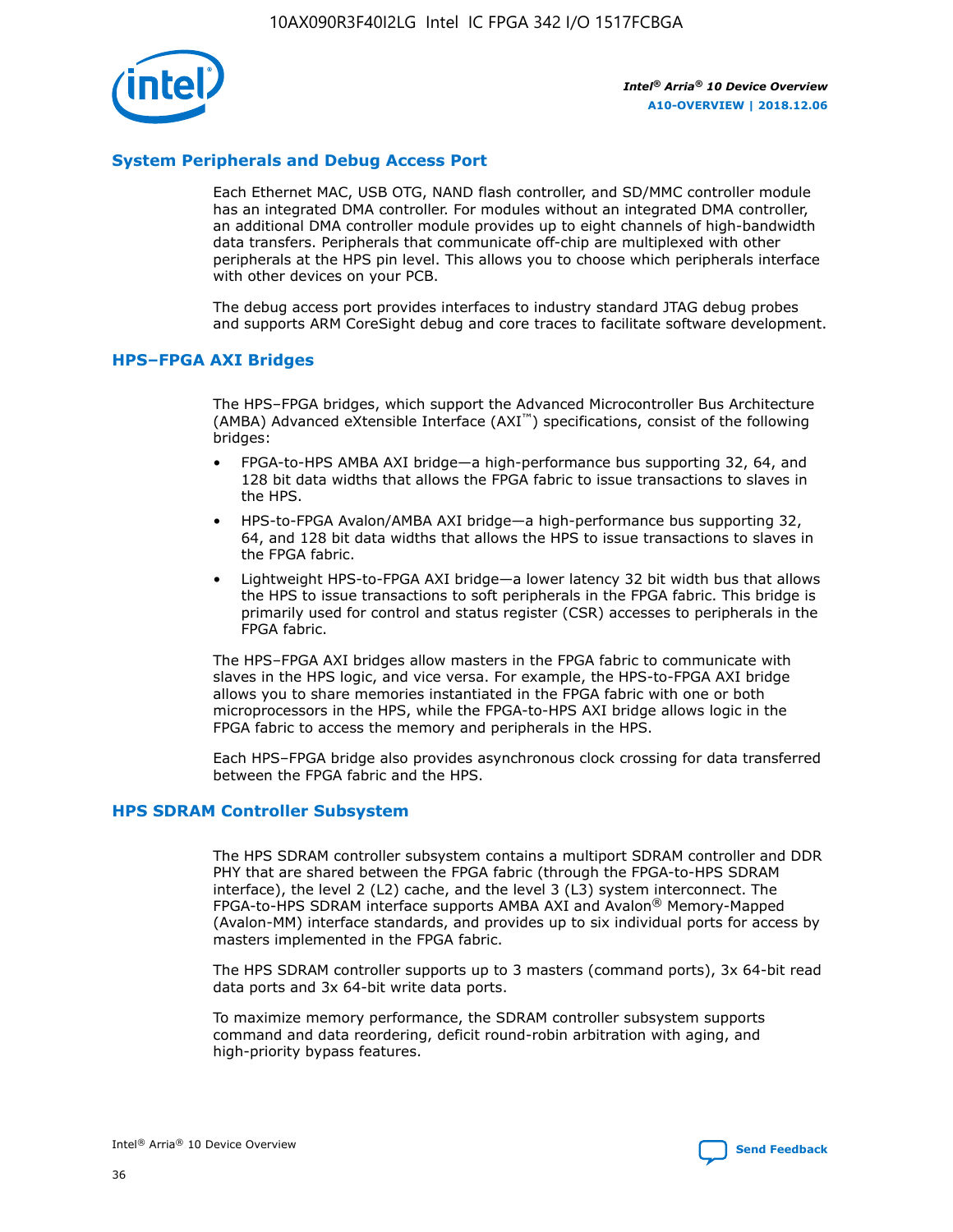## System Peripherals and Debug Access Port

Each Ethernet MAC, USB OTG, NAND flash controller, and SD/MMC controller module has an integrated DMA controller. For modules without an integrated DMA controller, an additional DMA controller module provides up to eight channels of high-bandwidth data transfers. Peripherals that communicate off-chip are multiplexed with other peripherals at the HPS pin level. This allows you to choose which peripherals interface with other devices on your PCB.

The debug access port provides interfaces to industry standard JTAG debug probes and supports ARM CoreSight debug and core traces to facilitate software development.

## HPS–FPGA AXI Bridges

The HPS–FPGA bridges, which support the Advanced Microcontroller Bus Architecture (AMBA) Advanced eXtensible Interface (AXI™) specifications, consist of the following bridges:

- FPGA-to-HPS AMBA AXI bridge—a high-performance bus supporting 32, 64, and 128 bit data widths that allows the FPGA fabric to issue transactions to slaves in the HPS.
- HPS-to-FPGA Avalon/AMBA AXI bridge—a high-performance bus supporting 32, 64, and 128 bit data widths that allows the HPS to issue transactions to slaves in the FPGA fabric.
- Lightweight HPS-to-FPGA AXI bridge—a lower latency 32 bit width bus that allows the HPS to issue transactions to soft peripherals in the FPGA fabric. This bridge is primarily used for control and status register (CSR) accesses to peripherals in the FPGA fabric.

The HPS–FPGA AXI bridges allow masters in the FPGA fabric to communicate with slaves in the HPS logic, and vice versa. For example, the HPS-to-FPGA AXI bridge allows you to share memories instantiated in the FPGA fabric with one or both microprocessors in the HPS, while the FPGA-to-HPS AXI bridge allows logic in the FPGA fabric to access the memory and peripherals in the HPS.

Each HPS–FPGA bridge also provides asynchronous clock crossing for data transferred between the FPGA fabric and the HPS.

## HPS SDRAM Controller Subsystem

The HPS SDRAM controller subsystem contains a multiport SDRAM controller and DDR PHY that are shared between the FPGA fabric (through the FPGA-to-HPS SDRAM interface), the level 2 (L2) cache, and the level 3 (L3) system interconnect. The FPGA-to-HPS SDRAM interface supports AMBA AXI and Avalon® Memory-Mapped (Avalon-MM) interface standards, and provides up to six individual ports for access by masters implemented in the FPGA fabric.

The HPS SDRAM controller supports up to 3 masters (command ports), 3x 64-bit read data ports and 3x 64-bit write data ports.

To maximize memory performance, the SDRAM controller subsystem supports command and data reordering, deficit round-robin arbitration with aging, and high-priority bypass features.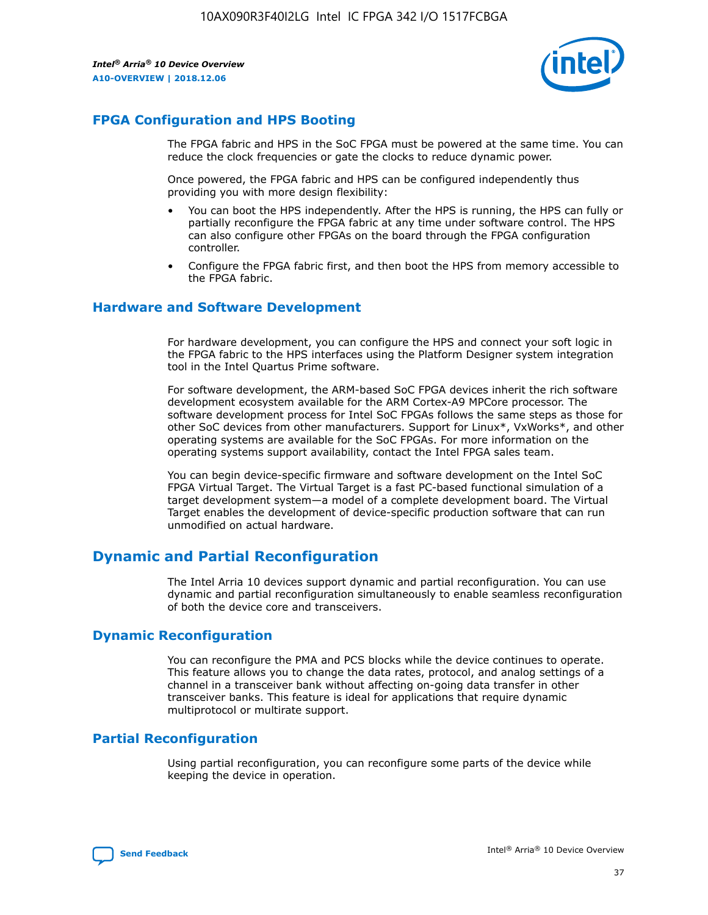## FPGA Configuration and HPS Booting

The FPGA fabric and HPS in the SoC FPGA must be powered at the same time. You can reduce the clock frequencies or gate the clocks to reduce dynamic power.

Once powered, the FPGA fabric and HPS can be configured independently thus providing you with more design flexibility:

- You can boot the HPS independently. After the HPS is running, the HPS can fully or partially reconfigure the FPGA fabric at any time under software control. The HPS can also configure other FPGAs on the board through the FPGA configuration controller.
- Configure the FPGA fabric first, and then boot the HPS from memory accessible to the FPGA fabric.

## Hardware and Software Development

For hardware development, you can configure the HPS and connect your soft logic in the FPGA fabric to the HPS interfaces using the Platform Designer system integration tool in the Intel Quartus Prime software.

For software development, the ARM-based SoC FPGA devices inherit the rich software development ecosystem available for the ARM Cortex-A9 MPCore processor. The software development process for Intel SoC FPGAs follows the same steps as those for other SoC devices from other manufacturers. Support for Linux*, VxWorks*, and other operating systems are available for the SoC FPGAs. For more information on the operating systems support availability, contact the Intel FPGA sales team.

You can begin device-specific firmware and software development on the Intel SoC FPGA Virtual Target. The Virtual Target is a fast PC-based functional simulation of a target development system—a model of a complete development board. The Virtual Target enables the development of device-specific production software that can run unmodified on actual hardware.

# Dynamic and Partial Reconfiguration

The Intel Arria 10 devices support dynamic and partial reconfiguration. You can use dynamic and partial reconfiguration simultaneously to enable seamless reconfiguration of both the device core and transceivers.

## Dynamic Reconfiguration

You can reconfigure the PMA and PCS blocks while the device continues to operate. This feature allows you to change the data rates, protocol, and analog settings of a channel in a transceiver bank without affecting on-going data transfer in other transceiver banks. This feature is ideal for applications that require dynamic multiprotocol or multirate support.

## Partial Reconfiguration

Using partial reconfiguration, you can reconfigure some parts of the device while keeping the device in operation.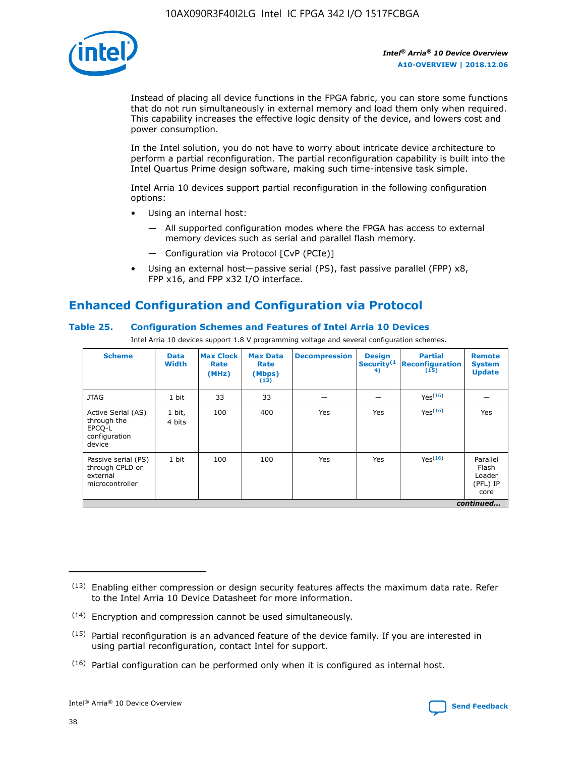Instead of placing all device functions in the FPGA fabric, you can store some functions that do not run simultaneously in external memory and load them only when required. This capability increases the effective logic density of the device, and lowers cost and power consumption.

In the Intel solution, you do not have to worry about intricate device architecture to perform a partial reconfiguration. The partial reconfiguration capability is built into the Intel Quartus Prime design software, making such time-intensive task simple.

Intel Arria 10 devices support partial reconfiguration in the following configuration options:

- Using an internal host:
  - — All supported configuration modes where the FPGA has access to external memory devices such as serial and parallel flash memory.
  - — Configuration via Protocol [CvP (PCIe)]
- Using an external host—passive serial (PS), fast passive parallel (FPP) x8, FPP x16, and FPP x32 I/O interface.

## Enhanced Configuration and Configuration via Protocol

### Table 25. Configuration Schemes and Features of Intel Arria 10 Devices

Intel Arria 10 devices support 1.8 V programming voltage and several configuration schemes.

| Scheme | Data Width | Max Clock Rate (MHz) | Max Data Rate (Mbps) (13) | Decompression | Design Security(14) | Partial Reconfiguration (15) | Remote System Update |
|---|---|---|---|---|---|---|---|
| JTAG | 1 bit | 33 | 33 | — | — | Yes(16) | — |
| Active Serial (AS) through the EPCQ-L configuration device | 1 bit, 4 bits | 100 | 400 | Yes | Yes | Yes(16) | Yes |
| Passive serial (PS) through CPLD or external microcontroller | 1 bit | 100 | 100 | Yes | Yes | Yes(16) | Parallel Flash Loader (PFL) IP core |

*continued...*

(13) Enabling either compression or design security features affects the maximum data rate. Refer to the Intel Arria 10 Device Datasheet for more information.

(14) Encryption and compression cannot be used simultaneously.

(15) Partial reconfiguration is an advanced feature of the device family. If you are interested in using partial reconfiguration, contact Intel for support.

(16) Partial configuration can be performed only when it is configured as internal host.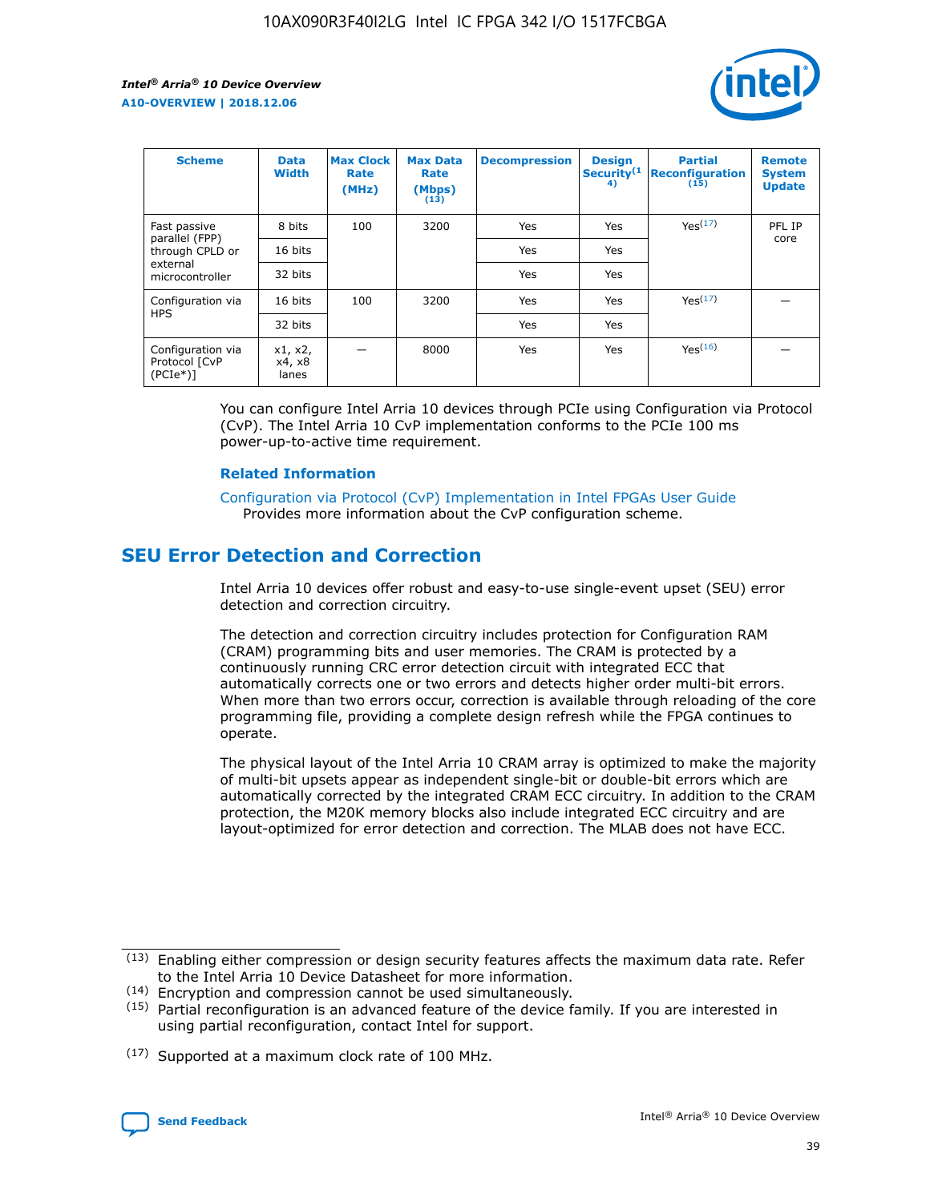| Scheme | Data Width | Max Clock Rate (MHz) | Max Data Rate (Mbps)(13) | Decompression | Design Security(14) | Partial Reconfiguration(15) | Remote System Update |
|---|---|---|---|---|---|---|---|
| Fast passive parallel (FPP) through CPLD or external microcontroller | 8 bits | 100 | 3200 | Yes | Yes | Yes(17) | PFL IP core |
| | 16 bits | | | Yes | Yes | | |
| | 32 bits | | | Yes | Yes | | |
| Configuration via HPS | 16 bits | 100 | 3200 | Yes | Yes | Yes(17) | — |
| | 32 bits | | | Yes | Yes | | |
| Configuration via Protocol [CvP (PCIe*)] | x1, x2, x4, x8 lanes | — | 8000 | Yes | Yes | Yes(16) | — |

You can configure Intel Arria 10 devices through PCIe using Configuration via Protocol (CvP). The Intel Arria 10 CvP implementation conforms to the PCIe 100 ms power-up-to-active time requirement.

### Related Information

Configuration via Protocol (CvP) Implementation in Intel FPGAs User Guide
Provides more information about the CvP configuration scheme.

## SEU Error Detection and Correction

Intel Arria 10 devices offer robust and easy-to-use single-event upset (SEU) error detection and correction circuitry.

The detection and correction circuitry includes protection for Configuration RAM (CRAM) programming bits and user memories. The CRAM is protected by a continuously running CRC error detection circuit with integrated ECC that automatically corrects one or two errors and detects higher order multi-bit errors. When more than two errors occur, correction is available through reloading of the core programming file, providing a complete design refresh while the FPGA continues to operate.

The physical layout of the Intel Arria 10 CRAM array is optimized to make the majority of multi-bit upsets appear as independent single-bit or double-bit errors which are automatically corrected by the integrated CRAM ECC circuitry. In addition to the CRAM protection, the M20K memory blocks also include integrated ECC circuitry and are layout-optimized for error detection and correction. The MLAB does not have ECC.

(13) Enabling either compression or design security features affects the maximum data rate. Refer to the Intel Arria 10 Device Datasheet for more information.

(14) Encryption and compression cannot be used simultaneously.

(15) Partial reconfiguration is an advanced feature of the device family. If you are interested in using partial reconfiguration, contact Intel for support.

(17) Supported at a maximum clock rate of 100 MHz.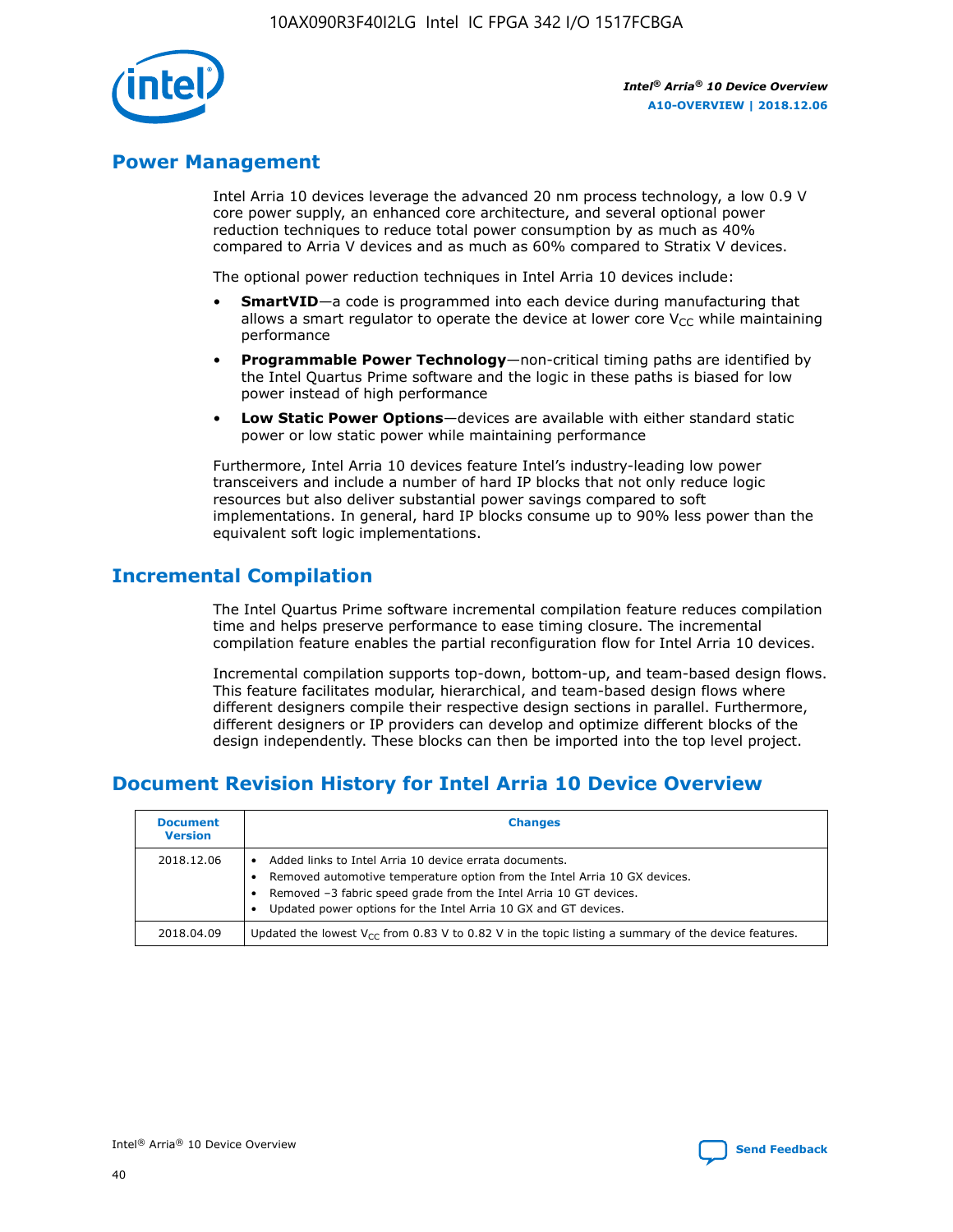## Power Management

Intel Arria 10 devices leverage the advanced 20 nm process technology, a low 0.9 V core power supply, an enhanced core architecture, and several optional power reduction techniques to reduce total power consumption by as much as 40% compared to Arria V devices and as much as 60% compared to Stratix V devices.

The optional power reduction techniques in Intel Arria 10 devices include:

- **SmartVID**—a code is programmed into each device during manufacturing that allows a smart regulator to operate the device at lower core $V_{CC}$ while maintaining performance
- **Programmable Power Technology**—non-critical timing paths are identified by the Intel Quartus Prime software and the logic in these paths is biased for low power instead of high performance
- **Low Static Power Options**—devices are available with either standard static power or low static power while maintaining performance

Furthermore, Intel Arria 10 devices feature Intel's industry-leading low power transceivers and include a number of hard IP blocks that not only reduce logic resources but also deliver substantial power savings compared to soft implementations. In general, hard IP blocks consume up to 90% less power than the equivalent soft logic implementations.

## Incremental Compilation

The Intel Quartus Prime software incremental compilation feature reduces compilation time and helps preserve performance to ease timing closure. The incremental compilation feature enables the partial reconfiguration flow for Intel Arria 10 devices.

Incremental compilation supports top-down, bottom-up, and team-based design flows. This feature facilitates modular, hierarchical, and team-based design flows where different designers compile their respective design sections in parallel. Furthermore, different designers or IP providers can develop and optimize different blocks of the design independently. These blocks can then be imported into the top level project.

## Document Revision History for Intel Arria 10 Device Overview

| Document Version | Changes |
|---|---|
| 2018.12.06 | • Added links to Intel Arria 10 device errata documents.<br>• Removed automotive temperature option from the Intel Arria 10 GX devices.<br>• Removed –3 fabric speed grade from the Intel Arria 10 GT devices.<br>• Updated power options for the Intel Arria 10 GX and GT devices. |
| 2018.04.09 | Updated the lowest $V_{CC}$ from 0.83 V to 0.82 V in the topic listing a summary of the device features. |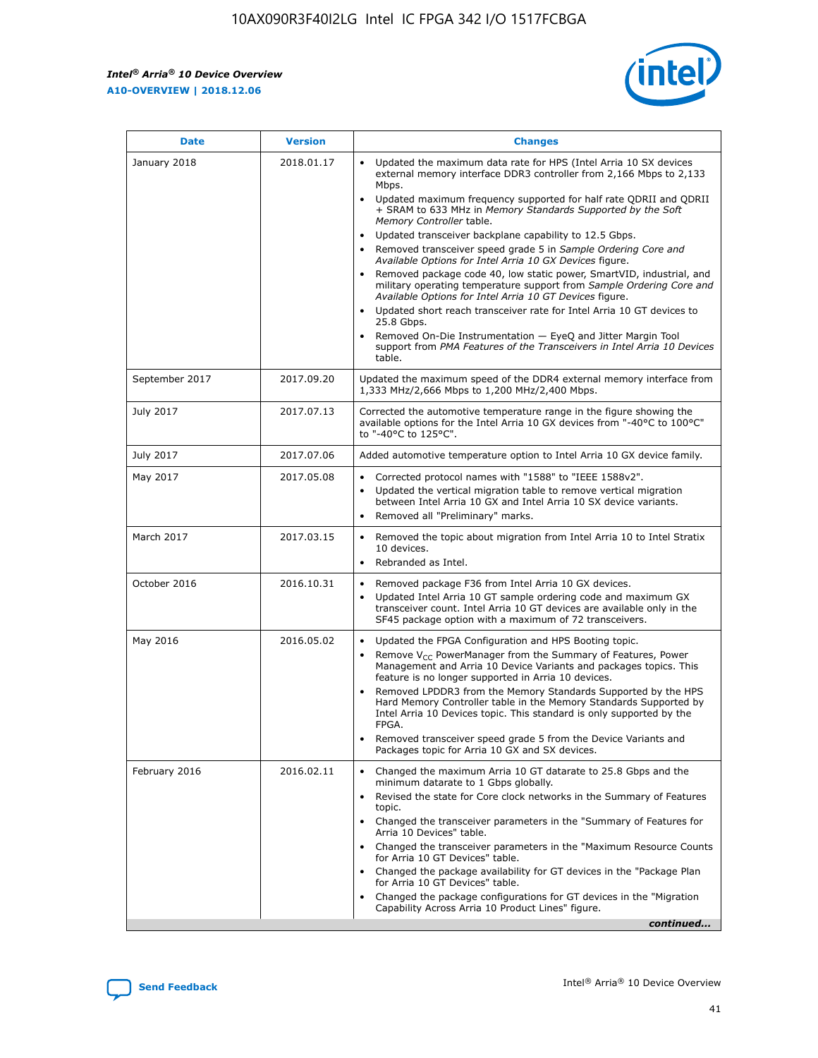| Date | Version | Changes |
| --- | --- | --- |
| January 2018 | 2018.01.17 | • Updated the maximum data rate for HPS (Intel Arria 10 SX devices external memory interface DDR3 controller from 2,166 Mbps to 2,133 Mbps. • Updated maximum frequency supported for half rate QDRII and QDRII + SRAM to 633 MHz in *Memory Standards Supported by the Soft Memory Controller* table. • Updated transceiver backplane capability to 12.5 Gbps. • Removed transceiver speed grade 5 in *Sample Ordering Core and Available Options for Intel Arria 10 GX Devices* figure. • Removed package code 40, low static power, SmartVID, industrial, and military operating temperature support from *Sample Ordering Core and Available Options for Intel Arria 10 GT Devices* figure. • Updated short reach transceiver rate for Intel Arria 10 GT devices to 25.8 Gbps. • Removed On-Die Instrumentation — EyeQ and Jitter Margin Tool support from *PMA Features of the Transceivers in Intel Arria 10 Devices* table. |
| September 2017 | 2017.09.20 | Updated the maximum speed of the DDR4 external memory interface from 1,333 MHz/2,666 Mbps to 1,200 MHz/2,400 Mbps. |
| July 2017 | 2017.07.13 | Corrected the automotive temperature range in the figure showing the available options for the Intel Arria 10 GX devices from "-40°C to 100°C" to "-40°C to 125°C". |
| July 2017 | 2017.07.06 | Added automotive temperature option to Intel Arria 10 GX device family. |
| May 2017 | 2017.05.08 | • Corrected protocol names with "1588" to "IEEE 1588v2". • Updated the vertical migration table to remove vertical migration between Intel Arria 10 GX and Intel Arria 10 SX device variants. • Removed all "Preliminary" marks. |
| March 2017 | 2017.03.15 | • Removed the topic about migration from Intel Arria 10 to Intel Stratix 10 devices. • Rebranded as Intel. |
| October 2016 | 2016.10.31 | • Removed package F36 from Intel Arria 10 GX devices. • Updated Intel Arria 10 GT sample ordering code and maximum GX transceiver count. Intel Arria 10 GT devices are available only in the SF45 package option with a maximum of 72 transceivers. |
| May 2016 | 2016.05.02 | • Updated the FPGA Configuration and HPS Booting topic. • Remove $V_{CC}$ PowerManager from the Summary of Features, Power Management and Arria 10 Device Variants and packages topics. This feature is no longer supported in Arria 10 devices. • Removed LPDDR3 from the Memory Standards Supported by the HPS Hard Memory Controller table in the Memory Standards Supported by Intel Arria 10 Devices topic. This standard is only supported by the FPGA. • Removed transceiver speed grade 5 from the Device Variants and Packages topic for Arria 10 GX and SX devices. |
| February 2016 | 2016.02.11 | • Changed the maximum Arria 10 GT datarate to 25.8 Gbps and the minimum datarate to 1 Gbps globally. • Revised the state for Core clock networks in the Summary of Features topic. • Changed the transceiver parameters in the "Summary of Features for Arria 10 Devices" table. • Changed the transceiver parameters in the "Maximum Resource Counts for Arria 10 GT Devices" table. • Changed the package availability for GT devices in the "Package Plan for Arria 10 GT Devices" table. • Changed the package configurations for GT devices in the "Migration Capability Across Arria 10 Product Lines" figure. |

*continued...*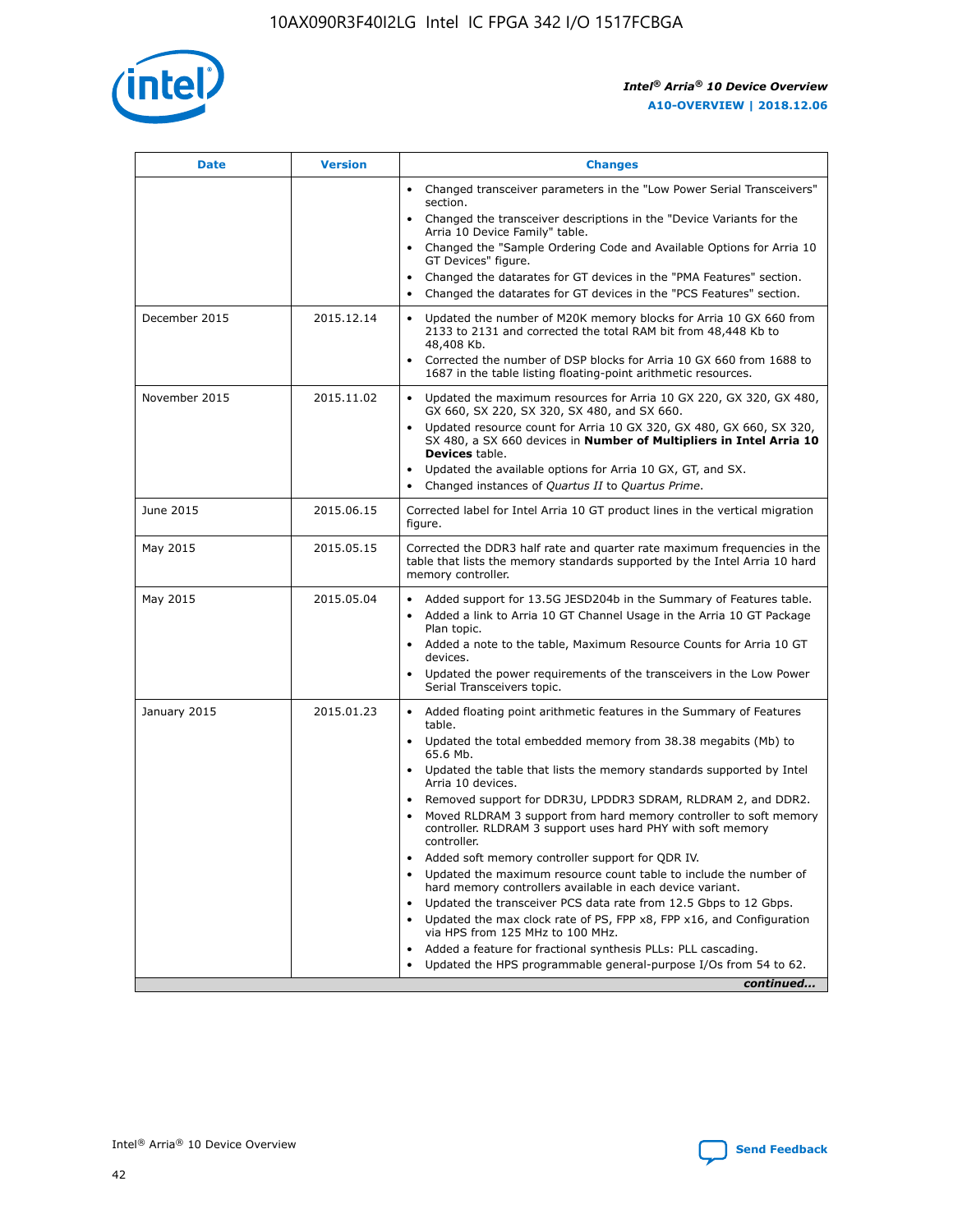| Date | Version | Changes |
| --- | --- | --- |
| | | • Changed transceiver parameters in the "Low Power Serial Transceivers" section.<br>• Changed the transceiver descriptions in the "Device Variants for the Arria 10 Device Family" table.<br>• Changed the "Sample Ordering Code and Available Options for Arria 10 GT Devices" figure.<br>• Changed the datarates for GT devices in the "PMA Features" section.<br>• Changed the datarates for GT devices in the "PCS Features" section. |
| December 2015 | 2015.12.14 | • Updated the number of M20K memory blocks for Arria 10 GX 660 from 2133 to 2131 and corrected the total RAM bit from 48,448 Kb to 48,408 Kb.<br>• Corrected the number of DSP blocks for Arria 10 GX 660 from 1688 to 1687 in the table listing floating-point arithmetic resources. |
| November 2015 | 2015.11.02 | • Updated the maximum resources for Arria 10 GX 220, GX 320, GX 480, GX 660, SX 220, SX 320, SX 480, and SX 660.<br>• Updated resource count for Arria 10 GX 320, GX 480, GX 660, SX 320, SX 480, a SX 660 devices in **Number of Multipliers in Intel Arria 10 Devices** table.<br>• Updated the available options for Arria 10 GX, GT, and SX.<br>• Changed instances of *Quartus II* to *Quartus Prime*. |
| June 2015 | 2015.06.15 | Corrected label for Intel Arria 10 GT product lines in the vertical migration figure. |
| May 2015 | 2015.05.15 | Corrected the DDR3 half rate and quarter rate maximum frequencies in the table that lists the memory standards supported by the Intel Arria 10 hard memory controller. |
| May 2015 | 2015.05.04 | • Added support for 13.5G JESD204b in the Summary of Features table.<br>• Added a link to Arria 10 GT Channel Usage in the Arria 10 GT Package Plan topic.<br>• Added a note to the table, Maximum Resource Counts for Arria 10 GT devices.<br>• Updated the power requirements of the transceivers in the Low Power Serial Transceivers topic. |
| January 2015 | 2015.01.23 | • Added floating point arithmetic features in the Summary of Features table.<br>• Updated the total embedded memory from 38.38 megabits (Mb) to 65.6 Mb.<br>• Updated the table that lists the memory standards supported by Intel Arria 10 devices.<br>• Removed support for DDR3U, LPDDR3 SDRAM, RLDRAM 2, and DDR2.<br>• Moved RLDRAM 3 support from hard memory controller to soft memory controller. RLDRAM 3 support uses hard PHY with soft memory controller.<br>• Added soft memory controller support for QDR IV.<br>• Updated the maximum resource count table to include the number of hard memory controllers available in each device variant.<br>• Updated the transceiver PCS data rate from 12.5 Gbps to 12 Gbps.<br>• Updated the max clock rate of PS, FPP x8, FPP x16, and Configuration via HPS from 125 MHz to 100 MHz.<br>• Added a feature for fractional synthesis PLLs: PLL cascading.<br>• Updated the HPS programmable general-purpose I/Os from 54 to 62. |

*continued...*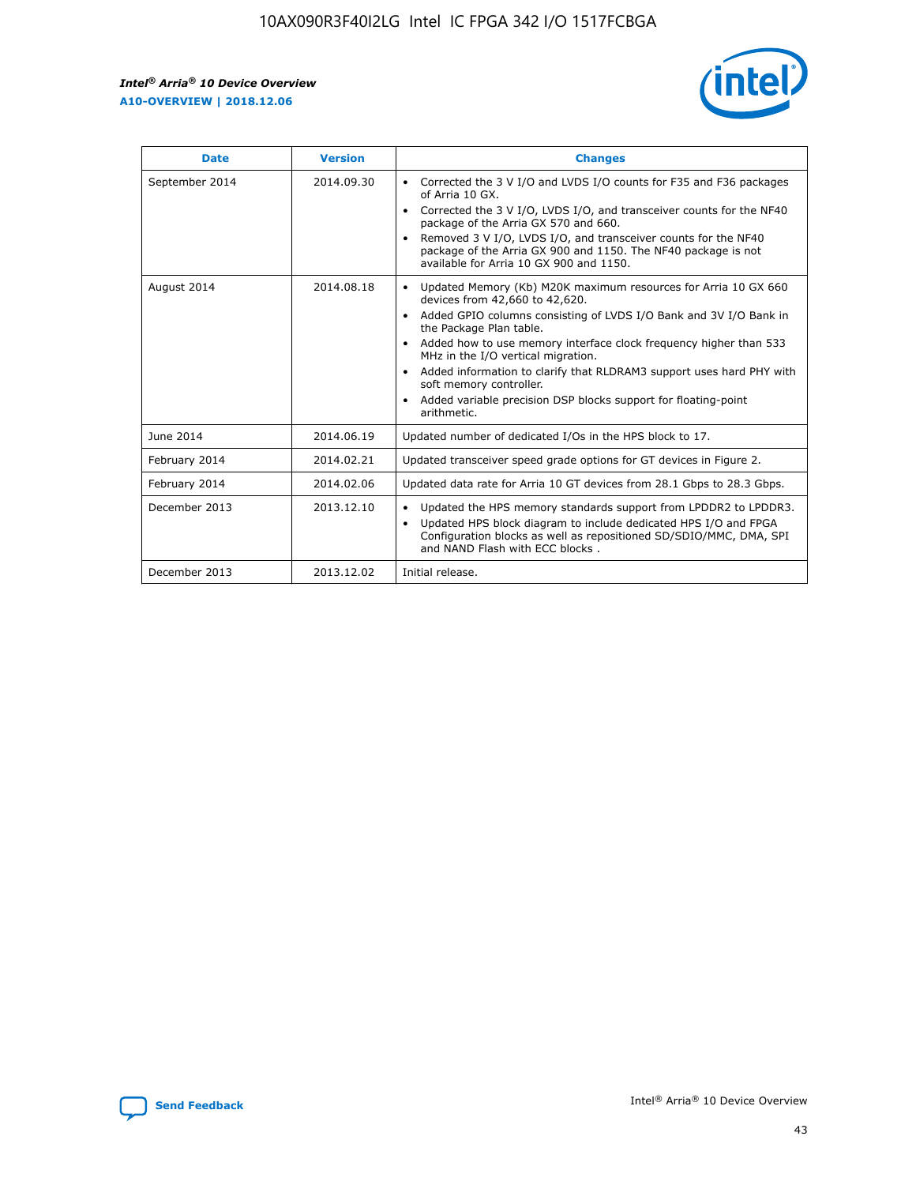| Date | Version | Changes |
| --- | --- | --- |
| September 2014 | 2014.09.30 | • Corrected the 3 V I/O and LVDS I/O counts for F35 and F36 packages of Arria 10 GX.<br>• Corrected the 3 V I/O, LVDS I/O, and transceiver counts for the NF40 package of the Arria GX 570 and 660.<br>• Removed 3 V I/O, LVDS I/O, and transceiver counts for the NF40 package of the Arria GX 900 and 1150. The NF40 package is not available for Arria 10 GX 900 and 1150. |
| August 2014 | 2014.08.18 | • Updated Memory (Kb) M20K maximum resources for Arria 10 GX 660 devices from 42,660 to 42,620.<br>• Added GPIO columns consisting of LVDS I/O Bank and 3V I/O Bank in the Package Plan table.<br>• Added how to use memory interface clock frequency higher than 533 MHz in the I/O vertical migration.<br>• Added information to clarify that RLDRAM3 support uses hard PHY with soft memory controller.<br>• Added variable precision DSP blocks support for floating-point arithmetic. |
| June 2014 | 2014.06.19 | Updated number of dedicated I/Os in the HPS block to 17. |
| February 2014 | 2014.02.21 | Updated transceiver speed grade options for GT devices in Figure 2. |
| February 2014 | 2014.02.06 | Updated data rate for Arria 10 GT devices from 28.1 Gbps to 28.3 Gbps. |
| December 2013 | 2013.12.10 | • Updated the HPS memory standards support from LPDDR2 to LPDDR3.<br>• Updated HPS block diagram to include dedicated HPS I/O and FPGA Configuration blocks as well as repositioned SD/SDIO/MMC, DMA, SPI and NAND Flash with ECC blocks . |
| December 2013 | 2013.12.02 | Initial release. |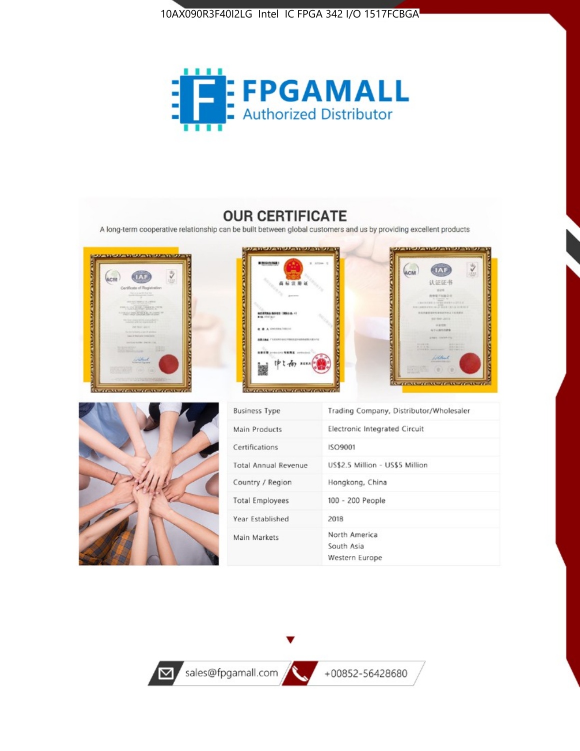FPGAMALL
Authorized Distributor

## OUR CERTIFICATE

A long-term cooperative relationship can be built between global customers and us by providing excellent products

| | |
|---|---|
| Business Type | Trading Company, Distributor/Wholesaler |
| Main Products | Electronic Integrated Circuit |
| Certifications | ISO9001 |
| Total Annual Revenue | US$2.5 Million - US$5 Million |
| Country / Region | Hongkong, China |
| Total Employees | 100 - 200 People |
| Year Established | 2018 |
| Main Markets | North America<br>South Asia<br>Western Europe |

sales@fpgamall.com

+00852-56428680